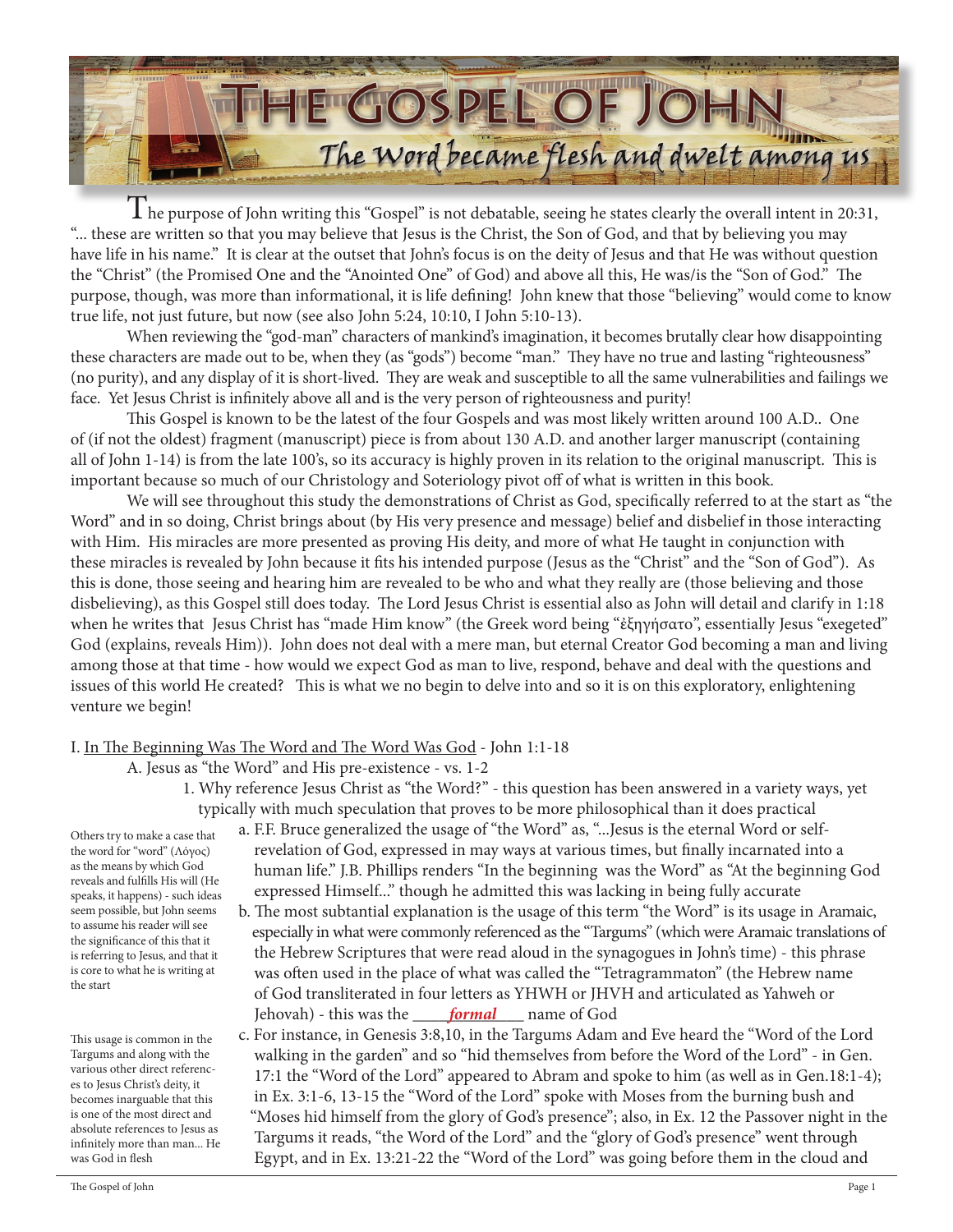# The Gospel of John

## The Word became flesh and dwelt among us

The purpose of John writing this "Gospel" is not debatable, seeing he states clearly the overall intent in 20:31, "... these are written so that you may believe that Jesus is the Christ, the Son of God, and that by believing you may have life in his name." It is clear at the outset that John's focus is on the deity of Jesus and that He was without question the "Christ" (the Promised One and the "Anointed One" of God) and above all this, He was/is the "Son of God." The purpose, though, was more than informational, it is life defining! John knew that those "believing" would come to know true life, not just future, but now (see also John 5:24, 10:10, I John 5:10-13).

When reviewing the "god-man" characters of mankind's imagination, it becomes brutally clear how disappointing these characters are made out to be, when they (as "gods") become "man." They have no true and lasting "righteousness" (no purity), and any display of it is short-lived. They are weak and susceptible to all the same vulnerabilities and failings we face. Yet Jesus Christ is infinitely above all and is the very person of righteousness and purity!

This Gospel is known to be the latest of the four Gospels and was most likely written around 100 A.D.. One of (if not the oldest) fragment (manuscript) piece is from about 130 A.D. and another larger manuscript (containing all of John 1-14) is from the late 100's, so its accuracy is highly proven in its relation to the original manuscript. This is important because so much of our Christology and Soteriology pivot off of what is written in this book.

We will see throughout this study the demonstrations of Christ as God, specifically referred to at the start as "the Word" and in so doing, Christ brings about (by His very presence and message) belief and disbelief in those interacting with Him. His miracles are more presented as proving His deity, and more of what He taught in conjunction with these miracles is revealed by John because it fits his intended purpose (Jesus as the "Christ" and the "Son of God"). As this is done, those seeing and hearing him are revealed to be who and what they really are (those believing and those disbelieving), as this Gospel still does today. The Lord Jesus Christ is essential also as John will detail and clarify in 1:18 when he writes that Jesus Christ has "made Him know" (the Greek word being "ἐξηγήσατο", essentially Jesus "exegeted" God (explains, reveals Him)). John does not deal with a mere man, but eternal Creator God becoming a man and living among those at that time - how would we expect God as man to live, respond, behave and deal with the questions and issues of this world He created? This is what we no begin to delve into and so it is on this exploratory, enlightening venture we begin!

I. <u>In The Beginning Was The Word and The Word Was God</u> - John 1:1-18

A. Jesus as "the Word" and His pre-existence - vs. 1-2

1. Why reference Jesus Christ as "the Word?" - this question has been answered in a variety ways, yet typically with much speculation that proves to be more philosophical than it does practical

a. F.F. Bruce generalized the usage of "the Word" as, "...Jesus is the eternal Word or self-revelation of God, expressed in may ways at various times, but finally incarnated into a human life." J.B. Phillips renders "In the beginning was the Word" as "At the beginning God expressed Himself..." though he admitted this was lacking in being fully accurate

> Others try to make a case that the word for "word" (Λόγος) as the means by which God reveals and fulfills His will (He speaks, it happens) - such ideas seem possible, but John seems to assume his reader will see the significance of this that it is referring to Jesus, and that it is core to what he is writing at the start

b. The most subtantial explanation is the usage of this term "the Word" is its usage in Aramaic, especially in what were commonly referenced as the "Targums" (which were Aramaic translations of the Hebrew Scriptures that were read aloud in the synagogues in John's time) - this phrase was often used in the place of what was called the "Tetragrammaton" (the Hebrew name of God transliterated in four letters as YHWH or JHVH and articulated as Yahweh or Jehovah) - this was the ____***formal***____ name of God

c. For instance, in Genesis 3:8,10, in the Targums Adam and Eve heard the "Word of the Lord walking in the garden" and so "hid themselves from before the Word of the Lord" - in Gen. 17:1 the "Word of the Lord" appeared to Abram and spoke to him (as well as in Gen.18:1-4); in Ex. 3:1-6, 13-15 the "Word of the Lord" spoke with Moses from the burning bush and "Moses hid himself from the glory of God's presence"; also, in Ex. 12 the Passover night in the Targums it reads, "the Word of the Lord" and the "glory of God's presence" went through Egypt, and in Ex. 13:21-22 the "Word of the Lord" was going before them in the cloud and

> This usage is common in the Targums and along with the various other direct references to Jesus Christ's deity, it becomes inarguable that this is one of the most direct and absolute references to Jesus as infinitely more than man... He was God in flesh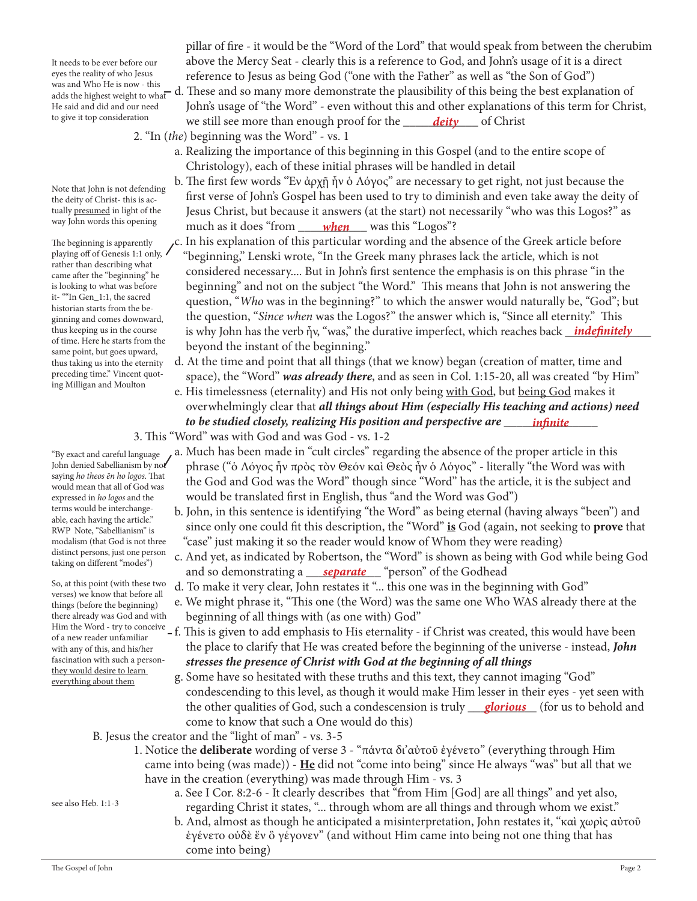pillar of fire - it would be the "Word of the Lord" that would speak from between the cherubim above the Mercy Seat - clearly this is a reference to God, and John's usage of it is a direct reference to Jesus as being God ("one with the Father" as well as "the Son of God")

It needs to be ever before our eyes the reality of who Jesus was and Who He is now - this adds the highest weight to what He said and did and our need to give it top consideration

d. These and so many more demonstrate the plausibility of this being the best explanation of John's usage of "the Word" - even without this and other explanations of this term for Christ, we still see more than enough proof for the ***deity*** of Christ

2. "In (*the*) beginning was the Word" - vs. 1

a. Realizing the importance of this beginning in this Gospel (and to the entire scope of Christology), each of these initial phrases will be handled in detail

Note that John is not defending the deity of Christ- this is actually presumed in light of the way John words this opening

b. The first few words "Ἐν ἀρχῇ ἦν ὁ Λόγος" are necessary to get right, not just because the first verse of John's Gospel has been used to try to diminish and even take away the deity of Jesus Christ, but because it answers (at the start) not necessarily "who was this Logos?" as much as it does "from ***when*** was this "Logos"?

The beginning is apparently playing off of Genesis 1:1 only, rather than describing what came after the "beginning" he is looking to what was before it- ""In Gen_1:1, the sacred historian starts from the beginning and comes downward, thus keeping us in the course of time. Here he starts from the same point, but goes upward, thus taking us into the eternity preceding time." Vincent quoting Milligan and Moulton

c. In his explanation of this particular wording and the absence of the Greek article before "beginning," Lenski wrote, "In the Greek many phrases lack the article, which is not considered necessary.... But in John's first sentence the emphasis is on this phrase "in the beginning" and not on the subject "the Word." This means that John is not answering the question, "*Who* was in the beginning?" to which the answer would naturally be, "God"; but the question, "*Since when* was the Logos?" the answer which is, "Since all eternity." This is why John has the verb ἦν, "was," the durative imperfect, which reaches back ***indefinitely*** beyond the instant of the beginning."

d. At the time and point that all things (that we know) began (creation of matter, time and space), the "Word" ***was already there***, and as seen in Col. 1:15-20, all was created "by Him"

e. His timelessness (eternality) and His not only being with God, but being God makes it overwhelmingly clear that ***all things about Him (especially His teaching and actions) need to be studied closely, realizing His position and perspective are*** ***infinite***

3. This "Word" was with God and was God - vs. 1-2

"By exact and careful language John denied Sabellianism by not saying *ho theos ēn ho logos*. That would mean that all of God was expressed in *ho logos* and the terms would be interchangeable, each having the article." RWP Note, "Sabellianism" is modalism (that God is not three distinct persons, just one person taking on different "modes")

a. Much has been made in "cult circles" regarding the absence of the proper article in this phrase ("ὁ Λόγος ἦν πρὸς τὸν Θεόν καὶ Θεὸς ἦν ὁ Λόγος" - literally "the Word was with the God and God was the Word" though since "Word" has the article, it is the subject and would be translated first in English, thus "and the Word was God")

b. John, in this sentence is identifying "the Word" as being eternal (having always "been") and since only one could fit this description, the "Word" **is** God (again, not seeking to **prove** that "case" just making it so the reader would know of Whom they were reading)

c. And yet, as indicated by Robertson, the "Word" is shown as being with God while being God and so demonstrating a ***separate*** "person" of the Godhead

So, at this point (with these two verses) we know that before all things (before the beginning) there already was God and with Him the Word - try to conceive of a new reader unfamiliar with any of this, and his/her fascination with such a person- they would desire to learn everything about them

d. To make it very clear, John restates it "... this one was in the beginning with God"

e. We might phrase it, "This one (the Word) was the same one Who WAS already there at the beginning of all things with (as one with) God"

f. This is given to add emphasis to His eternality - if Christ was created, this would have been the place to clarify that He was created before the beginning of the universe - instead, ***John stresses the presence of Christ with God at the beginning of all things***

g. Some have so hesitated with these truths and this text, they cannot imaging "God" condescending to this level, as though it would make Him lesser in their eyes - yet seen with the other qualities of God, such a condescension is truly ***glorious*** (for us to behold and come to know that such a One would do this)

B. Jesus the creator and the "light of man" - vs. 3-5

1. Notice the **deliberate** wording of verse 3 - "πάντα δι᾽αὐτοῦ ἐγένετο" (everything through Him came into being (was made)) - **He** did not "come into being" since He always "was" but all that we have in the creation (everything) was made through Him - vs. 3

see also Heb. 1:1-3

a. See I Cor. 8:2-6 - It clearly describes that "from Him [God] are all things" and yet also, regarding Christ it states, "... through whom are all things and through whom we exist."

b. And, almost as though he anticipated a misinterpretation, John restates it, "καὶ χωρὶς αὐτοῦ ἐγένετο οὐδὲ ἕν ὃ γέγονεν" (and without Him came into being not one thing that has come into being)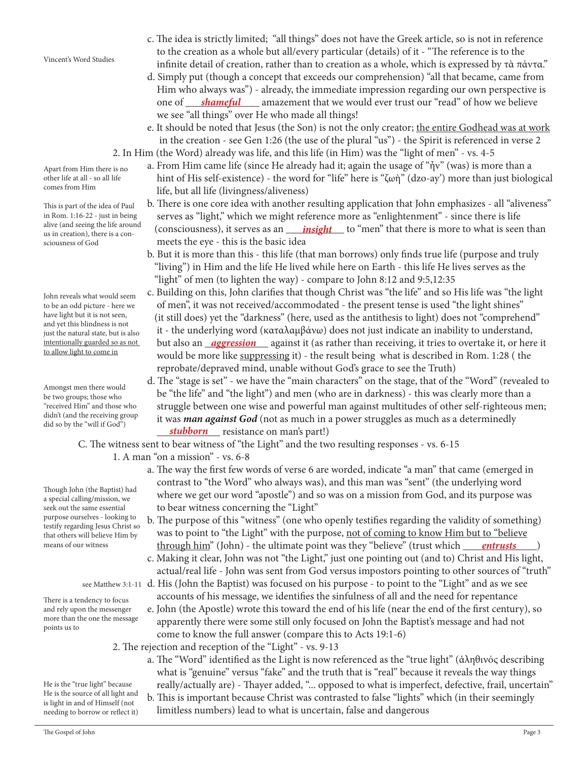c. The idea is strictly limited; "all things" does not have the Greek article, so is not in reference to the creation as a whole but all/every particular (details) of it - "The reference is to the infinite detail of creation, rather than to creation as a whole, which is expressed by τὰ πάντα."

Vincent's Word Studies

d. Simply put (though a concept that exceeds our comprehension) "all that became, came from Him who always was") - already, the immediate impression regarding our own perspective is one of ___***shameful***___ amazement that we would ever trust our "read" of how we believe we see "all things" over He who made all things!

e. It should be noted that Jesus (the Son) is not the only creator; the entire Godhead was at work in the creation - see Gen 1:26 (the use of the plural "us") - the Spirit is referenced in verse 2

2. In Him (the Word) already was life, and this life (in Him) was the "light of men" - vs. 4-5

Apart from Him there is no other life at all - so all life comes from Him

a. From Him came life (since He already had it; again the usage of "ἦν" (was) is more than a hint of His self-existence) - the word for "life" here is "ζωὴ" (dzo-ay') more than just biological life, but all life (livingness/aliveness)

This is part of the idea of Paul in Rom. 1:16-22 - just in being alive (and seeing the life around us in creation), there is a consciousness of God

b. There is one core idea with another resulting application that John emphasizes - all "aliveness" serves as "light," which we might reference more as "enlightenment" - since there is life (consciousness), it serves as an ___***insight***___ to "men" that there is more to what is seen than meets the eye - this is the basic idea

b. But it is more than this - this life (that man borrows) only finds true life (purpose and truly "living") in Him and the life He lived while here on Earth - this life He lives serves as the "light" of men (to lighten the way) - compare to John 8:12 and 9:5,12:35

John reveals what would seem to be an odd picture - here we have light but it is not seen, and yet this blindness is not just the natural state, but is also intentionally guarded so as not to allow light to come in

c. Building on this, John clarifies that though Christ was "the life" and so His life was "the light of men", it was not received/accommodated - the present tense is used "the light shines" (it still does) yet the "darkness" (here, used as the antithesis to light) does not "comprehend" it - the underlying word (καταλαμβάνω) does not just indicate an inability to understand, but also an ___***aggression***___ against it (as rather than receiving, it tries to overtake it, or here it would be more like suppressing it) - the result being what is described in Rom. 1:28 ( the reprobate/depraved mind, unable without God's grace to see the Truth)

Amongst men there would be two groups; those who "received Him" and those who didn't (and the receiving group did so by the "will if God")

d. The "stage is set" - we have the "main characters" on the stage, that of the "Word" (revealed to be "the life" and "the light") and men (who are in darkness) - this was clearly more than a struggle between one wise and powerful man against multitudes of other self-righteous men; it was ***man against God*** (not as much in a power struggles as much as a determinedly ___***stubborn***___ resistance on man's part!)

C. The witness sent to bear witness of "the Light" and the two resulting responses - vs. 6-15

1. A man "on a mission" - vs. 6-8

a. The way the first few words of verse 6 are worded, indicate "a man" that came (emerged in contrast to "the Word" who always was), and this man was "sent" (the underlying word where we get our word "apostle") and so was on a mission from God, and its purpose was to bear witness concerning the "Light"

Though John (the Baptist) had a special calling/mission, we seek out the same essential purpose ourselves - looking to testify regarding Jesus Christ so that others will believe Him by means of our witness

b. The purpose of this "witness" (one who openly testifies regarding the validity of something) was to point to "the Light" with the purpose, not of coming to know Him but to "believe through him" (John) - the ultimate point was they "believe" (trust which ___***entrusts***___)

c. Making it clear, John was not "the Light," just one pointing out (and to) Christ and His light, actual/real life - John was sent from God versus impostors pointing to other sources of "truth"

see Matthew 3:1-11

d. His (John the Baptist) was focused on his purpose - to point to the "Light" and as we see accounts of his message, we identifies the sinfulness of all and the need for repentance

There is a tendency to focus and rely upon the messenger more than the one the message points us to

e. John (the Apostle) wrote this toward the end of his life (near the end of the first century), so apparently there were some still only focused on John the Baptist's message and had not come to know the full answer (compare this to Acts 19:1-6)

2. The rejection and reception of the "Light" - vs. 9-13

a. The "Word" identified as the Light is now referenced as the "true light" (ἀληθινός describing what is "genuine" versus "fake" and the truth that is "real" because it reveals the way things really/actually are) - Thayer added, "... opposed to what is imperfect, defective, frail, uncertain"

He is the "true light" because He is the source of all light and is light in and of Himself (not needing to borrow or reflect it)

b. This is important because Christ was contrasted to false "lights" which (in their seemingly limitless numbers) lead to what is uncertain, false and dangerous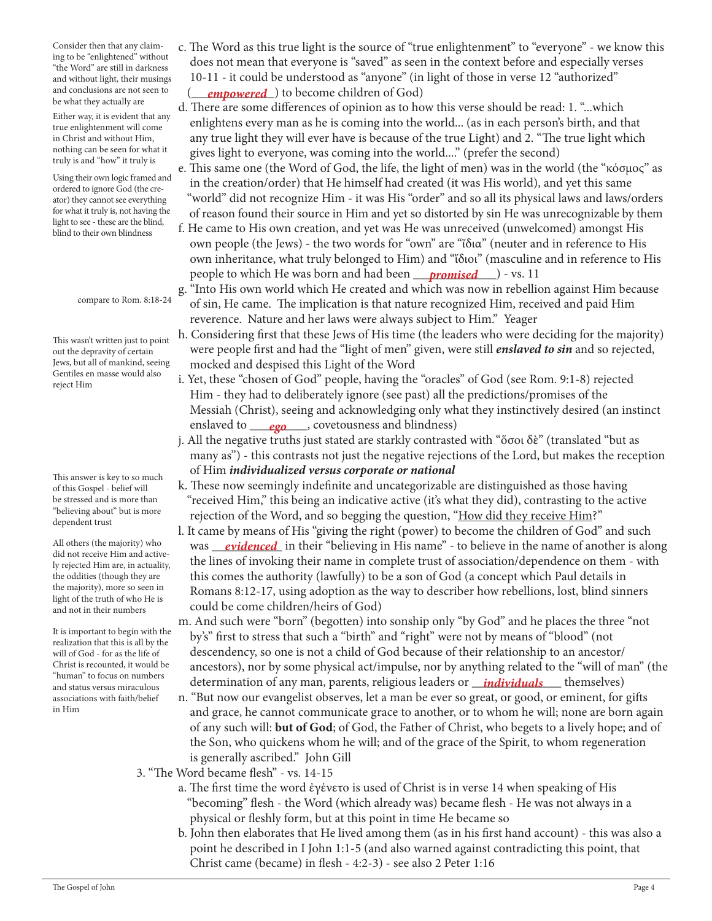c. The Word as this true light is the source of "true enlightenment" to "everyone" - we know this does not mean that everyone is "saved" as seen in the context before and especially verses 10-11 - it could be understood as "anyone" (in light of those in verse 12 "authorized" (___***empowered***__) to become children of God)

Consider then that any claiming to be "enlightened" without "the Word" are still in darkness and without light, their musings and conclusions are not seen to be what they actually are

d. There are some differences of opinion as to how this verse should be read: 1. "...which enlightens every man as he is coming into the world... (as in each person's birth, and that any true light they will ever have is because of the true Light) and 2. "The true light which gives light to everyone, was coming into the world...." (prefer the second)

Either way, it is evident that any true enlightenment will come in Christ and without Him, nothing can be seen for what it truly is and "how" it truly is

e. This same one (the Word of God, the life, the light of men) was in the world (the "κόσμος" as in the creation/order) that He himself had created (it was His world), and yet this same "world" did not recognize Him - it was His "order" and so all its physical laws and laws/orders of reason found their source in Him and yet so distorted by sin He was unrecognizable by them

Using their own logic framed and ordered to ignore God (the creator) they cannot see everything for what it truly is, not having the light to see - these are the blind, blind to their own blindness

f. He came to His own creation, and yet was He was unreceived (unwelcomed) amongst His own people (the Jews) - the two words for "own" are "ἴδια" (neuter and in reference to His own inheritance, what truly belonged to Him) and "ἴδιοι" (masculine and in reference to His people to which He was born and had been ___***promised***____) - vs. 11

g. "Into His own world which He created and which was now in rebellion against Him because of sin, He came. The implication is that nature recognized Him, received and paid Him reverence. Nature and her laws were always subject to Him." Yeager

compare to Rom. 8:18-24

h. Considering first that these Jews of His time (the leaders who were deciding for the majority) were people first and had the "light of men" given, were still ***enslaved to sin*** and so rejected, mocked and despised this Light of the Word

This wasn't written just to point out the depravity of certain Jews, but all of mankind, seeing Gentiles en masse would also reject Him

i. Yet, these "chosen of God" people, having the "oracles" of God (see Rom. 9:1-8) rejected Him - they had to deliberately ignore (see past) all the predictions/promises of the Messiah (Christ), seeing and acknowledging only what they instinctively desired (an instinct enslaved to ____***ego***____, covetousness and blindness)

j. All the negative truths just stated are starkly contrasted with "ὅσοι δὲ" (translated "but as many as") - this contrasts not just the negative rejections of the Lord, but makes the reception of Him ***individualized versus corporate or national***

k. These now seemingly indefinite and uncategorizable are distinguished as those having "received Him," this being an indicative active (it's what they did), contrasting to the active rejection of the Word, and so begging the question, "How did they receive Him?"

This answer is key to so much of this Gospel - belief will be stressed and is more than "believing about" but is more dependent trust

l. It came by means of His "giving the right (power) to become the children of God" and such was __***evidenced***_ in their "believing in His name" - to believe in the name of another is along the lines of invoking their name in complete trust of association/dependence on them - with this comes the authority (lawfully) to be a son of God (a concept which Paul details in Romans 8:12-17, using adoption as the way to describer how rebellions, lost, blind sinners could be come children/heirs of God)

All others (the majority) who did not receive Him and actively rejected Him are, in actuality, the oddities (though they are the majority), more so seen in light of the truth of who He is and not in their numbers

m. And such were "born" (begotten) into sonship only "by God" and he places the three "not by's" first to stress that such a "birth" and "right" were not by means of "blood" (not descendency, so one is not a child of God because of their relationship to an ancestor/ancestors), nor by some physical act/impulse, nor by anything related to the "will of man" (the determination of any man, parents, religious leaders or __***individuals***___ themselves)

It is important to begin with the realization that this is all by the will of God - for as the life of Christ is recounted, it would be "human" to focus on numbers and status versus miraculous associations with faith/belief in Him

n. "But now our evangelist observes, let a man be ever so great, or good, or eminent, for gifts and grace, he cannot communicate grace to another, or to whom he will; none are born again of any such will: **but of God**; of God, the Father of Christ, who begets to a lively hope; and of the Son, who quickens whom he will; and of the grace of the Spirit, to whom regeneration is generally ascribed." John Gill

3. "The Word became flesh" - vs. 14-15

a. The first time the word ἐγένετο is used of Christ is in verse 14 when speaking of His "becoming" flesh - the Word (which already was) became flesh - He was not always in a physical or fleshly form, but at this point in time He became so

b. John then elaborates that He lived among them (as in his first hand account) - this was also a point he described in I John 1:1-5 (and also warned against contradicting this point, that Christ came (became) in flesh - 4:2-3) - see also 2 Peter 1:16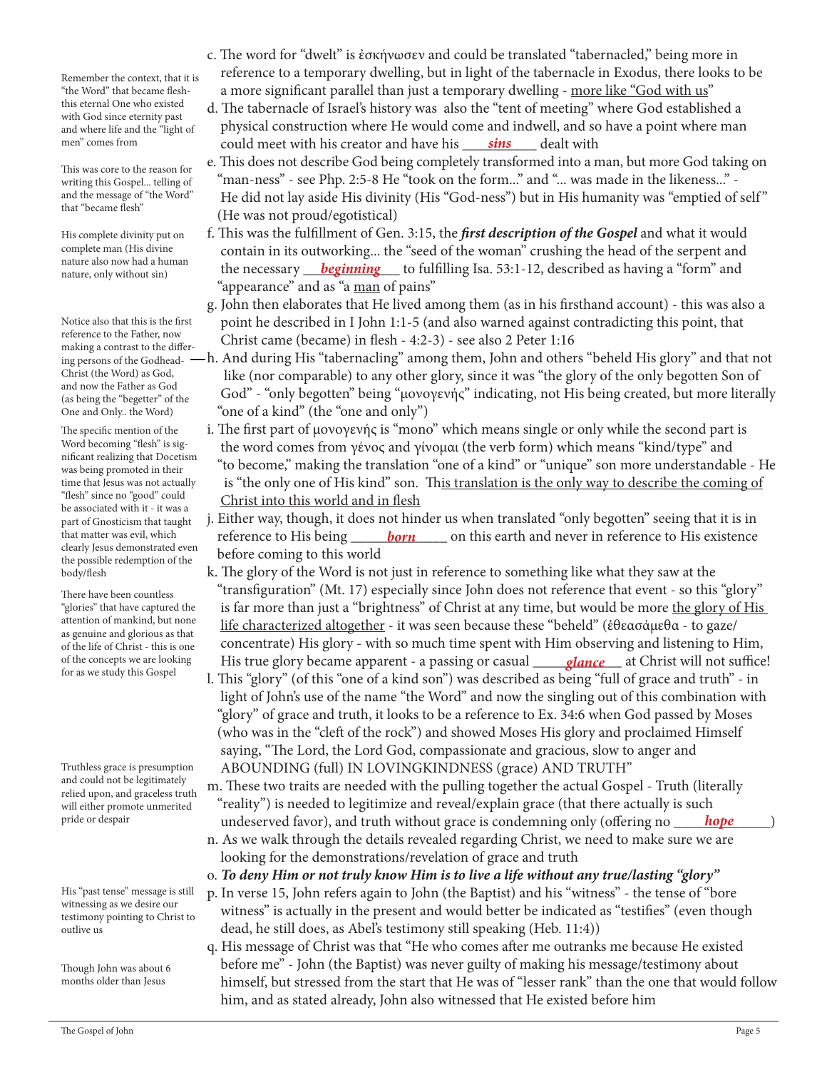Remember the context, that it is "the Word" that became flesh- this eternal One who existed with God since eternity past and where life and the "light of men" comes from

c. The word for "dwelt" is ἐσκήνωσεν and could be translated "tabernacled," being more in reference to a temporary dwelling, but in light of the tabernacle in Exodus, there looks to be a more significant parallel than just a temporary dwelling - more like "God with us"

d. The tabernacle of Israel's history was also the "tent of meeting" where God established a physical construction where He would come and indwell, and so have a point where man could meet with his creator and have his ___***sins***___ dealt with

This was core to the reason for writing this Gospel... telling of and the message of "the Word" that "became flesh"

e. This does not describe God being completely transformed into a man, but more God taking on "man-ness" - see Php. 2:5-8 He "took on the form..." and "... was made in the likeness..." - He did not lay aside His divinity (His "God-ness") but in His humanity was "emptied of self" (He was not proud/egotistical)

His complete divinity put on complete man (His divine nature also now had a human nature, only without sin)

f. This was the fulfillment of Gen. 3:15, the ***first description of the Gospel*** and what it would contain in its outworking... the "seed of the woman" crushing the head of the serpent and the necessary ___***beginning***___ to fulfilling Isa. 53:1-12, described as having a "form" and "appearance" and as "a man of pains"

g. John then elaborates that He lived among them (as in his firsthand account) - this was also a point he described in I John 1:1-5 (and also warned against contradicting this point, that Christ came (became) in flesh - 4:2-3) - see also 2 Peter 1:16

Notice also that this is the first reference to the Father, now making a contrast to the differing persons of the Godhead- Christ (the Word) as God, and now the Father as God (as being the "begetter" of the One and Only.. the Word)

h. And during His "tabernacling" among them, John and others "beheld His glory" and that not like (nor comparable) to any other glory, since it was "the glory of the only begotten Son of God" - "only begotten" being "μονογενής" indicating, not His being created, but more literally "one of a kind" (the "one and only")

The specific mention of the Word becoming "flesh" is significant realizing that Docetism was being promoted in their time that Jesus was not actually "flesh" since no "good" could be associated with it - it was a part of Gnosticism that taught that matter was evil, which clearly Jesus demonstrated even the possible redemption of the body/flesh

i. The first part of μονογενής is "mono" which means single or only while the second part is the word comes from γένος and γίνομαι (the verb form) which means "kind/type" and "to become," making the translation "one of a kind" or "unique" son more understandable - He is "the only one of His kind" son. This translation is the only way to describe the coming of Christ into this world and in flesh

j. Either way, though, it does not hinder us when translated "only begotten" seeing that it is in reference to His being ___***born***___ on this earth and never in reference to His existence before coming to this world

There have been countless "glories" that have captured the attention of mankind, but none as genuine and glorious as that of the life of Christ - this is one of the concepts we are looking for as we study this Gospel

k. The glory of the Word is not just in reference to something like what they saw at the "transfiguration" (Mt. 17) especially since John does not reference that event - so this "glory" is far more than just a "brightness" of Christ at any time, but would be more the glory of His life characterized altogether - it was seen because these "beheld" (ἐθεασάμεθα - to gaze/concentrate) His glory - with so much time spent with Him observing and listening to Him, His true glory became apparent - a passing or casual ___***glance***___ at Christ will not suffice!

l. This "glory" (of this "one of a kind son") was described as being "full of grace and truth" - in light of John's use of the name "the Word" and now the singling out of this combination with "glory" of grace and truth, it looks to be a reference to Ex. 34:6 when God passed by Moses (who was in the "cleft of the rock") and showed Moses His glory and proclaimed Himself saying, "The Lord, the Lord God, compassionate and gracious, slow to anger and ABOUNDING (full) IN LOVINGKINDNESS (grace) AND TRUTH"

Truthless grace is presumption and could not be legitimately relied upon, and graceless truth will either promote unmerited pride or despair

m. These two traits are needed with the pulling together the actual Gospel - Truth (literally "reality") is needed to legitimize and reveal/explain grace (that there actually is such undeserved favor), and truth without grace is condemning only (offering no ___***hope***___)

n. As we walk through the details revealed regarding Christ, we need to make sure we are looking for the demonstrations/revelation of grace and truth

o. ***To deny Him or not truly know Him is to live a life without any true/lasting "glory"***

His "past tense" message is still witnessing as we desire our testimony pointing to Christ to outlive us

p. In verse 15, John refers again to John (the Baptist) and his "witness" - the tense of "bore witness" is actually in the present and would better be indicated as "testifies" (even though dead, he still does, as Abel's testimony still speaking (Heb. 11:4))

Though John was about 6 months older than Jesus

q. His message of Christ was that "He who comes after me outranks me because He existed before me" - John (the Baptist) was never guilty of making his message/testimony about himself, but stressed from the start that He was of "lesser rank" than the one that would follow him, and as stated already, John also witnessed that He existed before him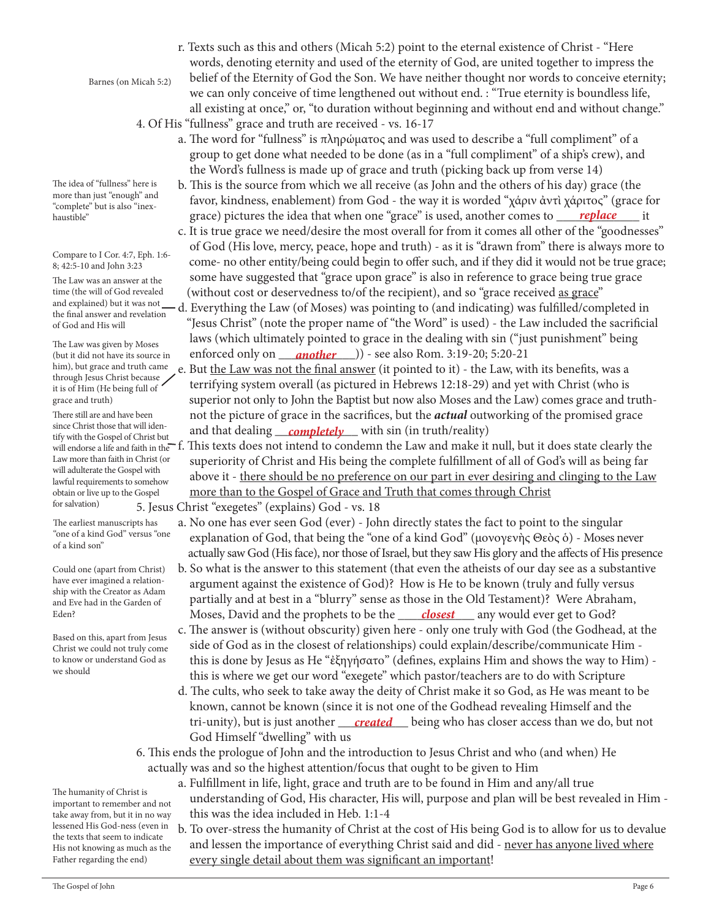r. Texts such as this and others (Micah 5:2) point to the eternal existence of Christ - "Here words, denoting eternity and used of the eternity of God, are united together to impress the belief of the Eternity of God the Son. We have neither thought nor words to conceive eternity; we can only conceive of time lengthened out without end. : "True eternity is boundless life, all existing at once," or, "to duration without beginning and without end and without change."

Barnes (on Micah 5:2)

4. Of His "fullness" grace and truth are received - vs. 16-17

a. The word for "fullness" is πληρώματος and was used to describe a "full compliment" of a group to get done what needed to be done (as in a "full compliment" of a ship's crew), and the Word's fullness is made up of grace and truth (picking back up from verse 14)

The idea of "fullness" here is more than just "enough" and "complete" but is also "inexhaustible"

b. This is the source from which we all receive (as John and the others of his day) grace (the favor, kindness, enablement) from God - the way it is worded "χάριν ἀντὶ χάριτος" (grace for grace) pictures the idea that when one "grace" is used, another comes to ***replace*** it

Compare to I Cor. 4:7, Eph. 1:6-8; 42:5-10 and John 3:23

c. It is true grace we need/desire the most overall for from it comes all other of the "goodnesses" of God (His love, mercy, peace, hope and truth) - as it is "drawn from" there is always more to come- no other entity/being could begin to offer such, and if they did it would not be true grace; some have suggested that "grace upon grace" is also in reference to grace being true grace (without cost or deservedness to/of the recipient), and so "grace received as grace"

The Law was an answer at the time (the will of God revealed and explained) but it was not the final answer and revelation of God and His will

d. Everything the Law (of Moses) was pointing to (and indicating) was fulfilled/completed in "Jesus Christ" (note the proper name of "the Word" is used) - the Law included the sacrificial laws (which ultimately pointed to grace in the dealing with sin ("just punishment" being enforced only on ***another***)) - see also Rom. 3:19-20; 5:20-21

The Law was given by Moses (but it did not have its source in him), but grace and truth came through Jesus Christ because it is of Him (He being full of grace and truth)

e. But the Law was not the final answer (it pointed to it) - the Law, with its benefits, was a terrifying system overall (as pictured in Hebrews 12:18-29) and yet with Christ (who is superior not only to John the Baptist but now also Moses and the Law) comes grace and truth- not the picture of grace in the sacrifices, but the ***actual*** outworking of the promised grace and that dealing ***completely*** with sin (in truth/reality)

There still are and have been since Christ those that will identify with the Gospel of Christ but will endorse a life and faith in the Law more than faith in Christ (or will adulterate the Gospel with lawful requirements to somehow obtain or live up to the Gospel for salvation)

f. This texts does not intend to condemn the Law and make it null, but it does state clearly the superiority of Christ and His being the complete fulfillment of all of God's will as being far above it - there should be no preference on our part in ever desiring and clinging to the Law more than to the Gospel of Grace and Truth that comes through Christ

5. Jesus Christ "exegetes" (explains) God - vs. 18

a. No one has ever seen God (ever) - John directly states the fact to point to the singular explanation of God, that being the "one of a kind God" (μονογενὴς Θεὸς ὁ) - Moses never actually saw God (His face), nor those of Israel, but they saw His glory and the affects of His presence

The earliest manuscripts has "one of a kind God" versus "one of a kind son"

b. So what is the answer to this statement (that even the atheists of our day see as a substantive argument against the existence of God)? How is He to be known (truly and fully versus partially and at best in a "blurry" sense as those in the Old Testament)? Were Abraham, Moses, David and the prophets to be the ***closest*** any would ever get to God?

Could one (apart from Christ) have ever imagined a relationship with the Creator as Adam and Eve had in the Garden of Eden?

c. The answer is (without obscurity) given here - only one truly with God (the Godhead, at the side of God as in the closest of relationships) could explain/describe/communicate Him - this is done by Jesus as He "ἐξηγήσατο" (defines, explains Him and shows the way to Him) - this is where we get our word "exegete" which pastor/teachers are to do with Scripture

Based on this, apart from Jesus Christ we could not truly come to know or understand God as we should

d. The cults, who seek to take away the deity of Christ make it so God, as He was meant to be known, cannot be known (since it is not one of the Godhead revealing Himself and the tri-unity), but is just another ***created*** being who has closer access than we do, but not God Himself "dwelling" with us

6. This ends the prologue of John and the introduction to Jesus Christ and who (and when) He actually was and so the highest attention/focus that ought to be given to Him

a. Fulfillment in life, light, grace and truth are to be found in Him and any/all true understanding of God, His character, His will, purpose and plan will be best revealed in Him - this was the idea included in Heb. 1:1-4

The humanity of Christ is important to remember and not take away from, but it in no way lessened His God-ness (even in the texts that seem to indicate His not knowing as much as the Father regarding the end)

b. To over-stress the humanity of Christ at the cost of His being God is to allow for us to devalue and lessen the importance of everything Christ said and did - never has anyone lived where every single detail about them was significant an important!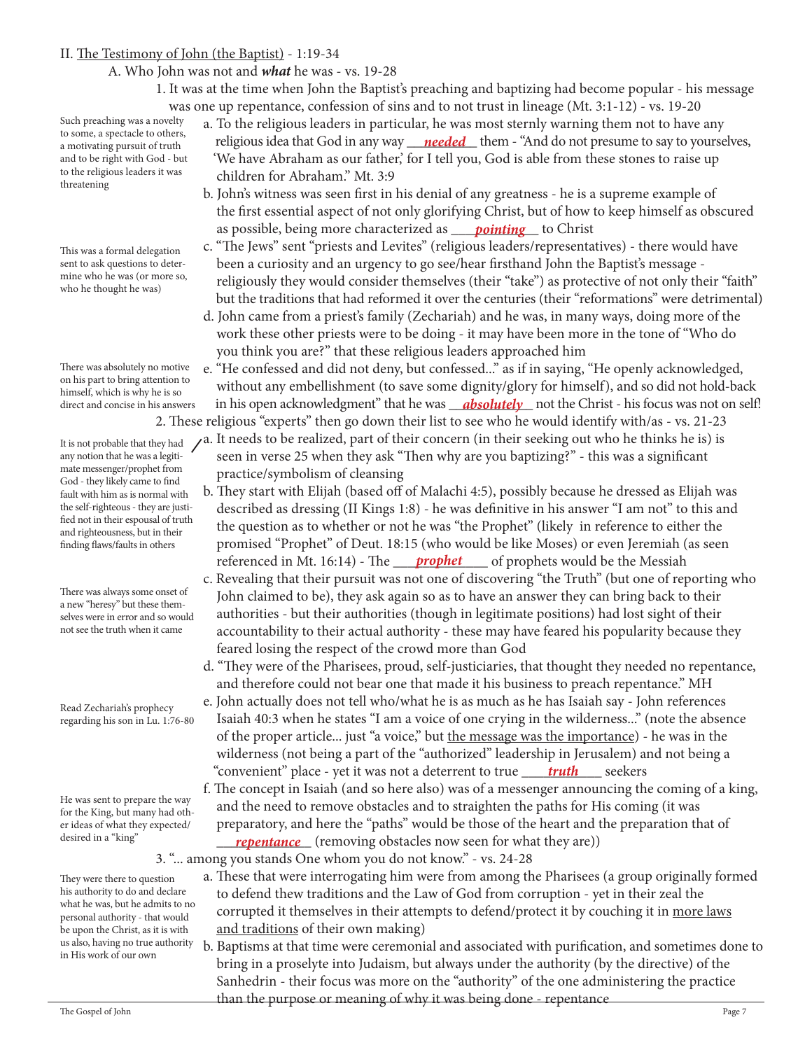II. <u>The Testimony of John (the Baptist)</u> - 1:19-34

A. Who John was not and ***what*** he was - vs. 19-28

1. It was at the time when John the Baptist's preaching and baptizing had become popular - his message was one up repentance, confession of sins and to not trust in lineage (Mt. 3:1-12) - vs. 19-20

> Such preaching was a novelty to some, a spectacle to others, a motivating pursuit of truth and to be right with God - but to the religious leaders it was threatening

a. To the religious leaders in particular, he was most sternly warning them not to have any religious idea that God in any way ***needed*** them - "And do not presume to say to yourselves, 'We have Abraham as our father,' for I tell you, God is able from these stones to raise up children for Abraham." Mt. 3:9

b. John's witness was seen first in his denial of any greatness - he is a supreme example of the first essential aspect of not only glorifying Christ, but of how to keep himself as obscured as possible, being more characterized as ***pointing*** to Christ

> This was a formal delegation sent to ask questions to determine who he was (or more so, who he thought he was)

c. "The Jews" sent "priests and Levites" (religious leaders/representatives) - there would have been a curiosity and an urgency to go see/hear firsthand John the Baptist's message - religiously they would consider themselves (their "take") as protective of not only their "faith" but the traditions that had reformed it over the centuries (their "reformations" were detrimental)

d. John came from a priest's family (Zechariah) and he was, in many ways, doing more of the work these other priests were to be doing - it may have been more in the tone of "Who do you think you are?" that these religious leaders approached him

> There was absolutely no motive on his part to bring attention to himself, which is why he is so direct and concise in his answers

e. "He confessed and did not deny, but confessed..." as if in saying, "He openly acknowledged, without any embellishment (to save some dignity/glory for himself), and so did not hold-back in his open acknowledgment" that he was ***absolutely*** not the Christ - his focus was not on self!

2. These religious "experts" then go down their list to see who he would identify with/as - vs. 21-23

> It is not probable that they had any notion that he was a legitimate messenger/prophet from God - they likely came to find fault with him as is normal with the self-righteous - they are justified not in their espousal of truth and righteousness, but in their finding flaws/faults in others

a. It needs to be realized, part of their concern (in their seeking out who he thinks he is) is seen in verse 25 when they ask "Then why are you baptizing?" - this was a significant practice/symbolism of cleansing

b. They start with Elijah (based off of Malachi 4:5), possibly because he dressed as Elijah was described as dressing (II Kings 1:8) - he was definitive in his answer "I am not" to this and the question as to whether or not he was "the Prophet" (likely in reference to either the promised "Prophet" of Deut. 18:15 (who would be like Moses) or even Jeremiah (as seen referenced in Mt. 16:14) - The ***prophet*** of prophets would be the Messiah

> There was always some onset of a new "heresy" but these themselves were in error and so would not see the truth when it came

c. Revealing that their pursuit was not one of discovering "the Truth" (but one of reporting who John claimed to be), they ask again so as to have an answer they can bring back to their authorities - but their authorities (though in legitimate positions) had lost sight of their accountability to their actual authority - these may have feared his popularity because they feared losing the respect of the crowd more than God

d. "They were of the Pharisees, proud, self-justiciaries, that thought they needed no repentance, and therefore could not bear one that made it his business to preach repentance." MH

> Read Zechariah's prophecy regarding his son in Lu. 1:76-80

e. John actually does not tell who/what he is as much as he has Isaiah say - John references Isaiah 40:3 when he states "I am a voice of one crying in the wilderness..." (note the absence of the proper article... just "a voice," but <u>the message was the importance</u>) - he was in the wilderness (not being a part of the "authorized" leadership in Jerusalem) and not being a "convenient" place - yet it was not a deterrent to true ***truth*** seekers

> He was sent to prepare the way for the King, but many had other ideas of what they expected/desired in a "king"

f. The concept in Isaiah (and so here also) was of a messenger announcing the coming of a king, and the need to remove obstacles and to straighten the paths for His coming (it was preparatory, and here the "paths" would be those of the heart and the preparation that of ***repentance*** (removing obstacles now seen for what they are))

3. "... among you stands One whom you do not know." - vs. 24-28

> They were there to question his authority to do and declare what he was, but he admits to no personal authority - that would be upon the Christ, as it is with us also, having no true authority in His work of our own

a. These that were interrogating him were from among the Pharisees (a group originally formed to defend thew traditions and the Law of God from corruption - yet in their zeal the corrupted it themselves in their attempts to defend/protect it by couching it in <u>more laws and traditions</u> of their own making)

b. Baptisms at that time were ceremonial and associated with purification, and sometimes done to bring in a proselyte into Judaism, but always under the authority (by the directive) of the Sanhedrin - their focus was more on the "authority" of the one administering the practice than the purpose or meaning of why it was being done - repentance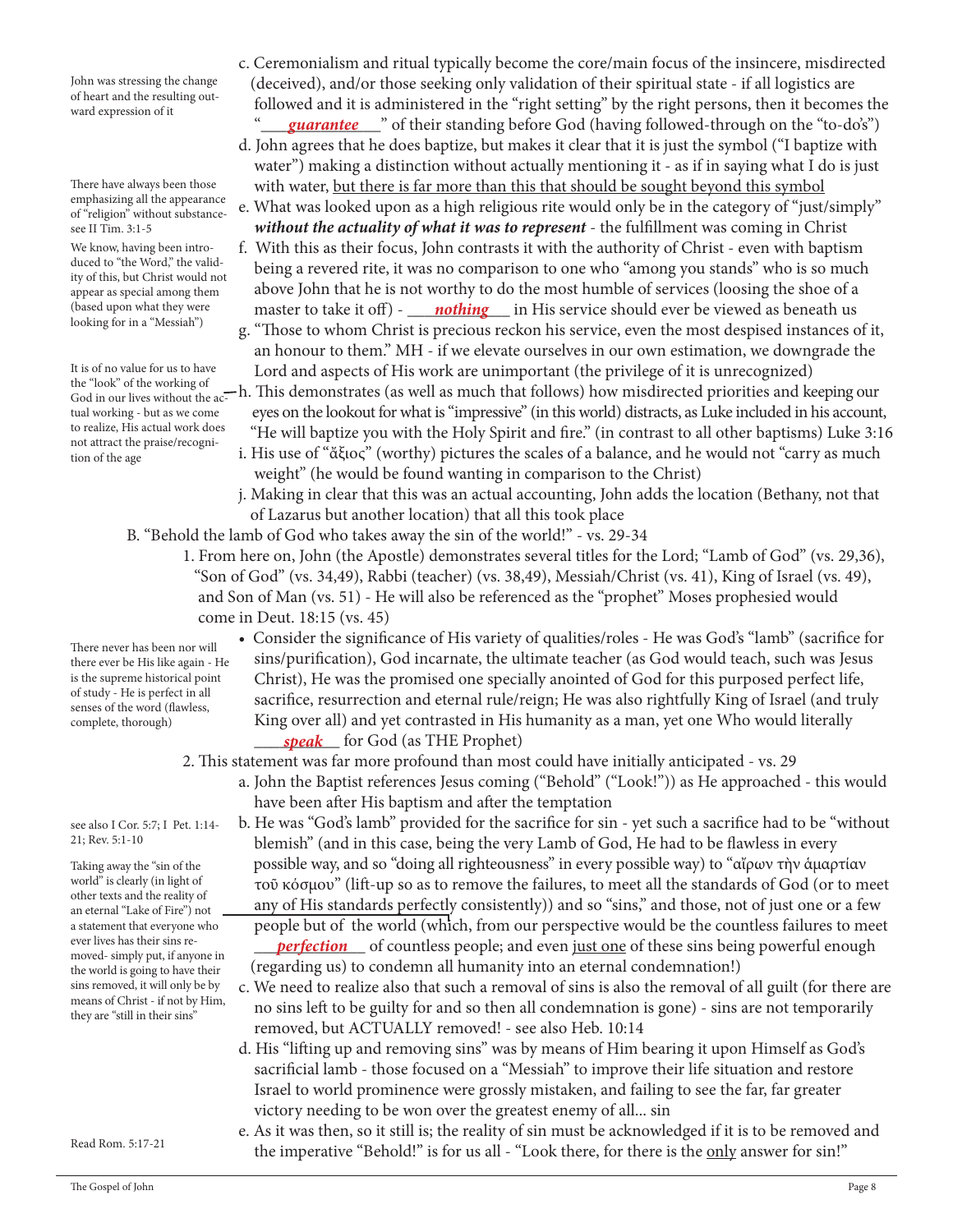c. Ceremonialism and ritual typically become the core/main focus of the insincere, misdirected (deceived), and/or those seeking only validation of their spiritual state - if all logistics are followed and it is administered in the "right setting" by the right persons, then it becomes the "___***guarantee***___" of their standing before God (having followed-through on the "to-do's")

> John was stressing the change of heart and the resulting outward expression of it

d. John agrees that he does baptize, but makes it clear that it is just the symbol ("I baptize with water") making a distinction without actually mentioning it - as if in saying what I do is just with water, <u>but there is far more than this that should be sought beyond this symbol</u>

> There have always been those emphasizing all the appearance of "religion" without substance- see II Tim. 3:1-5

e. What was looked upon as a high religious rite would only be in the category of "just/simply" ***without the actuality of what it was to represent*** - the fulfillment was coming in Christ

f. With this as their focus, John contrasts it with the authority of Christ - even with baptism being a revered rite, it was no comparison to one who "among you stands" who is so much above John that he is not worthy to do the most humble of services (loosing the shoe of a master to take it off) - ___***nothing***___ in His service should ever be viewed as beneath us

> We know, having been introduced to "the Word," the validity of this, but Christ would not appear as special among them (based upon what they were looking for in a "Messiah")

g. "Those to whom Christ is precious reckon his service, even the most despised instances of it, an honour to them." MH - if we elevate ourselves in our own estimation, we downgrade the Lord and aspects of His work are unimportant (the privilege of it is unrecognized)

h. This demonstrates (as well as much that follows) how misdirected priorities and keeping our eyes on the lookout for what is "impressive" (in this world) distracts, as Luke included in his account, "He will baptize you with the Holy Spirit and fire." (in contrast to all other baptisms) Luke 3:16

> It is of no value for us to have the "look" of the working of God in our lives without the actual working - but as we come to realize, His actual work does not attract the praise/recognition of the age

i. His use of "ἄξιος" (worthy) pictures the scales of a balance, and he would not "carry as much weight" (he would be found wanting in comparison to the Christ)

j. Making in clear that this was an actual accounting, John adds the location (Bethany, not that of Lazarus but another location) that all this took place

B. "Behold the lamb of God who takes away the sin of the world!" - vs. 29-34

1. From here on, John (the Apostle) demonstrates several titles for the Lord; "Lamb of God" (vs. 29,36), "Son of God" (vs. 34,49), Rabbi (teacher) (vs. 38,49), Messiah/Christ (vs. 41), King of Israel (vs. 49), and Son of Man (vs. 51) - He will also be referenced as the "prophet" Moses prophesied would come in Deut. 18:15 (vs. 45)

- Consider the significance of His variety of qualities/roles - He was God's "lamb" (sacrifice for sins/purification), God incarnate, the ultimate teacher (as God would teach, such was Jesus Christ), He was the promised one specially anointed of God for this purposed perfect life, sacrifice, resurrection and eternal rule/reign; He was also rightfully King of Israel (and truly King over all) and yet contrasted in His humanity as a man, yet one Who would literally ___***speak***___ for God (as THE Prophet)

> There never has been nor will there ever be His like again - He is the supreme historical point of study - He is perfect in all senses of the word (flawless, complete, thorough)

2. This statement was far more profound than most could have initially anticipated - vs. 29

a. John the Baptist references Jesus coming ("Behold" ("Look!")) as He approached - this would have been after His baptism and after the temptation

b. He was "God's lamb" provided for the sacrifice for sin - yet such a sacrifice had to be "without blemish" (and in this case, being the very Lamb of God, He had to be flawless in every possible way, and so "doing all righteousness" in every possible way) to "αἴρων τὴν ἁμαρτίαν τοῦ κόσμου" (lift-up so as to remove the failures, to meet all the standards of God (or to meet any of His standards perfectly consistently)) and so "sins," and those, not of just one or a few people but of the world (which, from our perspective would be the countless failures to meet ___***perfection***___ of countless people; and even <u>just one</u> of these sins being powerful enough (regarding us) to condemn all humanity into an eternal condemnation!)

> see also I Cor. 5:7; I Pet. 1:14-21; Rev. 5:1-10
>
> Taking away the "sin of the world" is clearly (in light of other texts and the reality of an eternal "Lake of Fire") not a statement that everyone who ever lives has their sins removed- simply put, if anyone in the world is going to have their sins removed, it will only be by means of Christ - if not by Him, they are "still in their sins"

c. We need to realize also that such a removal of sins is also the removal of all guilt (for there are no sins left to be guilty for and so then all condemnation is gone) - sins are not temporarily removed, but ACTUALLY removed! - see also Heb. 10:14

d. His "lifting up and removing sins" was by means of Him bearing it upon Himself as God's sacrificial lamb - those focused on a "Messiah" to improve their life situation and restore Israel to world prominence were grossly mistaken, and failing to see the far, far greater victory needing to be won over the greatest enemy of all... sin

e. As it was then, so it still is; the reality of sin must be acknowledged if it is to be removed and the imperative "Behold!" is for us all - "Look there, for there is the <u>only</u> answer for sin!"

> Read Rom. 5:17-21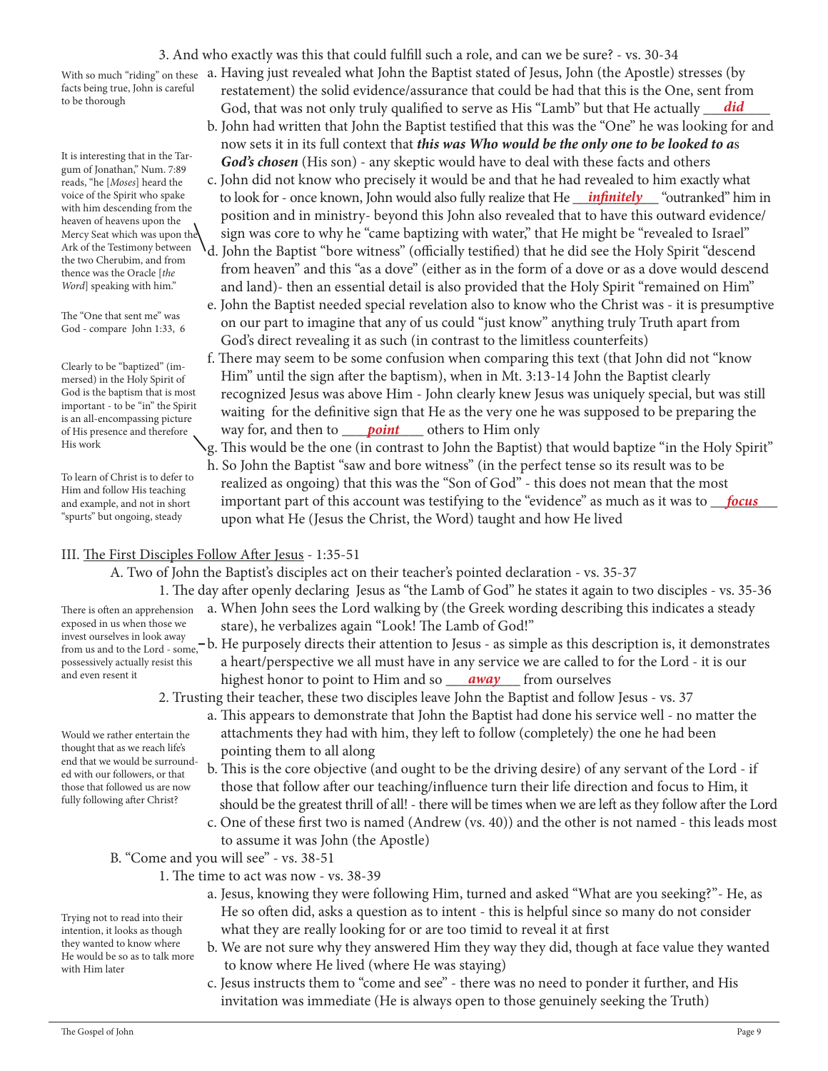3. And who exactly was this that could fulfill such a role, and can we be sure? - vs. 30-34

*With so much "riding" on these facts being true, John is careful to be thorough*

a. Having just revealed what John the Baptist stated of Jesus, John (the Apostle) stresses (by restatement) the solid evidence/assurance that could be had that this is the One, sent from God, that was not only truly qualified to serve as His "Lamb" but that He actually ___***did***___

b. John had written that John the Baptist testified that this was the "One" he was looking for and now sets it in its full context that ***this was Who would be the only one to be looked to as God's chosen*** (His son) - any skeptic would have to deal with these facts and others

*It is interesting that in the Targum of Jonathan," Num. 7:89 reads, "he [Moses] heard the voice of the Spirit who spake with him descending from the heaven of heavens upon the Mercy Seat which was upon the Ark of the Testimony between the two Cherubim, and from thence was the Oracle [the Word] speaking with him."*

c. John did not know who precisely it would be and that he had revealed to him exactly what to look for - once known, John would also fully realize that He ___***infinitely***___ "outranked" him in position and in ministry- beyond this John also revealed that to have this outward evidence/sign was core to why he "came baptizing with water," that He might be "revealed to Israel"

d. John the Baptist "bore witness" (officially testified) that he did see the Holy Spirit "descend from heaven" and this "as a dove" (either as in the form of a dove or as a dove would descend and land)- then an essential detail is also provided that the Holy Spirit "remained on Him"

*The "One that sent me" was God - compare John 1:33, 6*

e. John the Baptist needed special revelation also to know who the Christ was - it is presumptive on our part to imagine that any of us could "just know" anything truly Truth apart from God's direct revealing it as such (in contrast to the limitless counterfeits)

*Clearly to be "baptized" (immersed) in the Holy Spirit of God is the baptism that is most important - to be "in" the Spirit is an all-encompassing picture of His presence and therefore His work*

f. There may seem to be some confusion when comparing this text (that John did not "know Him" until the sign after the baptism), when in Mt. 3:13-14 John the Baptist clearly recognized Jesus was above Him - John clearly knew Jesus was uniquely special, but was still waiting for the definitive sign that He as the very one he was supposed to be preparing the way for, and then to ___***point***___ others to Him only

g. This would be the one (in contrast to John the Baptist) that would baptize "in the Holy Spirit"

*To learn of Christ is to defer to Him and follow His teaching and example, and not in short "spurts" but ongoing, steady*

h. So John the Baptist "saw and bore witness" (in the perfect tense so its result was to be realized as ongoing) that this was the "Son of God" - this does not mean that the most important part of this account was testifying to the "evidence" as much as it was to ___***focus***___ upon what He (Jesus the Christ, the Word) taught and how He lived

III. The First Disciples Follow After Jesus - 1:35-51

A. Two of John the Baptist's disciples act on their teacher's pointed declaration - vs. 35-37

1. The day after openly declaring Jesus as "the Lamb of God" he states it again to two disciples - vs. 35-36

*There is often an apprehension exposed in us when those we invest ourselves in look away from us and to the Lord - some, possessively actually resist this and even resent it*

a. When John sees the Lord walking by (the Greek wording describing this indicates a steady stare), he verbalizes again "Look! The Lamb of God!"

b. He purposely directs their attention to Jesus - as simple as this description is, it demonstrates a heart/perspective we all must have in any service we are called to for the Lord - it is our highest honor to point to Him and so ___***away***___ from ourselves

2. Trusting their teacher, these two disciples leave John the Baptist and follow Jesus - vs. 37

*Would we rather entertain the thought that as we reach life's end that we would be surrounded with our followers, or that those that followed us are now fully following after Christ?*

a. This appears to demonstrate that John the Baptist had done his service well - no matter the attachments they had with him, they left to follow (completely) the one he had been pointing them to all along

b. This is the core objective (and ought to be the driving desire) of any servant of the Lord - if those that follow after our teaching/influence turn their life direction and focus to Him, it should be the greatest thrill of all! - there will be times when we are left as they follow after the Lord

c. One of these first two is named (Andrew (vs. 40)) and the other is not named - this leads most to assume it was John (the Apostle)

B. "Come and you will see" - vs. 38-51

1. The time to act was now - vs. 38-39

a. Jesus, knowing they were following Him, turned and asked "What are you seeking?"- He, as He so often did, asks a question as to intent - this is helpful since so many do not consider what they are really looking for or are too timid to reveal it at first

*Trying not to read into their intention, it looks as though they wanted to know where He would be so as to talk more with Him later*

b. We are not sure why they answered Him they way they did, though at face value they wanted to know where He lived (where He was staying)

c. Jesus instructs them to "come and see" - there was no need to ponder it further, and His invitation was immediate (He is always open to those genuinely seeking the Truth)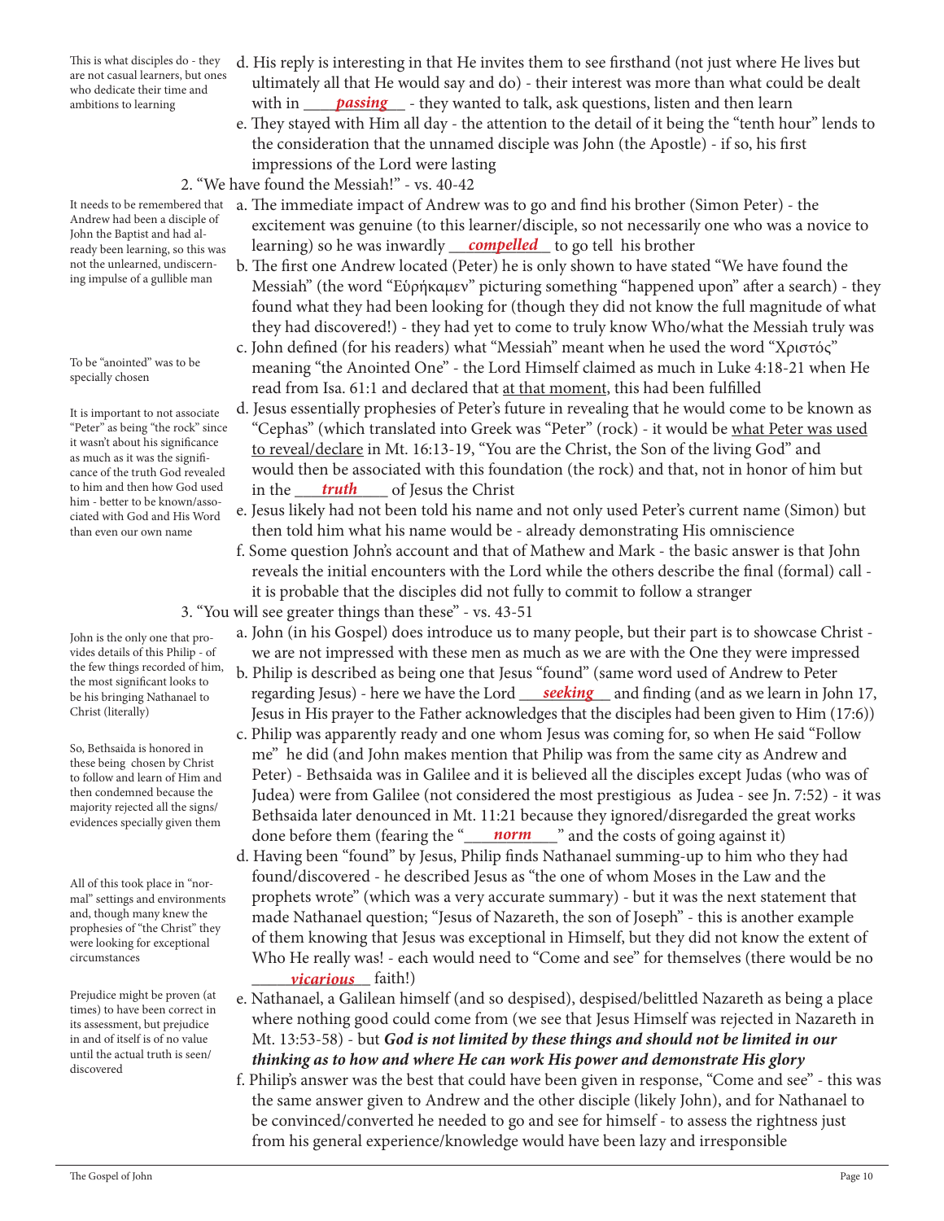This is what disciples do - they are not casual learners, but ones who dedicate their time and ambitions to learning

d. His reply is interesting in that He invites them to see firsthand (not just where He lives but ultimately all that He would say and do) - their interest was more than what could be dealt with in ***passing*** - they wanted to talk, ask questions, listen and then learn

e. They stayed with Him all day - the attention to the detail of it being the "tenth hour" lends to the consideration that the unnamed disciple was John (the Apostle) - if so, his first impressions of the Lord were lasting

2. "We have found the Messiah!" - vs. 40-42

It needs to be remembered that Andrew had been a disciple of John the Baptist and had already been learning, so this was not the unlearned, undiscerning impulse of a gullible man

a. The immediate impact of Andrew was to go and find his brother (Simon Peter) - the excitement was genuine (to this learner/disciple, so not necessarily one who was a novice to learning) so he was inwardly ***compelled*** to go tell his brother

b. The first one Andrew located (Peter) he is only shown to have stated "We have found the Messiah" (the word "Εὑρήκαμεν" picturing something "happened upon" after a search) - they found what they had been looking for (though they did not know the full magnitude of what they had discovered!) - they had yet to come to truly know Who/what the Messiah truly was

To be "anointed" was to be specially chosen

c. John defined (for his readers) what "Messiah" meant when he used the word "Χριστός" meaning "the Anointed One" - the Lord Himself claimed as much in Luke 4:18-21 when He read from Isa. 61:1 and declared that at that moment, this had been fulfilled

It is important to not associate "Peter" as being "the rock" since it wasn't about his significance as much as it was the significance of the truth God revealed to him and then how God used him - better to be known/associated with God and His Word than even our own name

d. Jesus essentially prophesies of Peter's future in revealing that he would come to be known as "Cephas" (which translated into Greek was "Peter" (rock) - it would be what Peter was used to reveal/declare in Mt. 16:13-19, "You are the Christ, the Son of the living God" and would then be associated with this foundation (the rock) and that, not in honor of him but in the ***truth*** of Jesus the Christ

e. Jesus likely had not been told his name and not only used Peter's current name (Simon) but then told him what his name would be - already demonstrating His omniscience

f. Some question John's account and that of Mathew and Mark - the basic answer is that John reveals the initial encounters with the Lord while the others describe the final (formal) call - it is probable that the disciples did not fully to commit to follow a stranger

3. "You will see greater things than these" - vs. 43-51

John is the only one that provides details of this Philip - of the few things recorded of him, the most significant looks to be his bringing Nathanael to Christ (literally)

a. John (in his Gospel) does introduce us to many people, but their part is to showcase Christ - we are not impressed with these men as much as we are with the One they were impressed

b. Philip is described as being one that Jesus "found" (same word used of Andrew to Peter regarding Jesus) - here we have the Lord ***seeking*** and finding (and as we learn in John 17, Jesus in His prayer to the Father acknowledges that the disciples had been given to Him (17:6))

So, Bethsaida is honored in these being chosen by Christ to follow and learn of Him and then condemned because the majority rejected all the signs/evidences specially given them

c. Philip was apparently ready and one whom Jesus was coming for, so when He said "Follow me" he did (and John makes mention that Philip was from the same city as Andrew and Peter) - Bethsaida was in Galilee and it is believed all the disciples except Judas (who was of Judea) were from Galilee (not considered the most prestigious as Judea - see Jn. 7:52) - it was Bethsaida later denounced in Mt. 11:21 because they ignored/disregarded the great works done before them (fearing the "***norm***" and the costs of going against it)

All of this took place in "normal" settings and environments and, though many knew the prophesies of "the Christ" they were looking for exceptional circumstances

d. Having been "found" by Jesus, Philip finds Nathanael summing-up to him who they had found/discovered - he described Jesus as "the one of whom Moses in the Law and the prophets wrote" (which was a very accurate summary) - but it was the next statement that made Nathanael question; "Jesus of Nazareth, the son of Joseph" - this is another example of them knowing that Jesus was exceptional in Himself, but they did not know the extent of Who He really was! - each would need to "Come and see" for themselves (there would be no ***vicarious*** faith!)

Prejudice might be proven (at times) to have been correct in its assessment, but prejudice in and of itself is of no value until the actual truth is seen/discovered

e. Nathanael, a Galilean himself (and so despised), despised/belittled Nazareth as being a place where nothing good could come from (we see that Jesus Himself was rejected in Nazareth in Mt. 13:53-58) - but ***God is not limited by these things and should not be limited in our thinking as to how and where He can work His power and demonstrate His glory***

f. Philip's answer was the best that could have been given in response, "Come and see" - this was the same answer given to Andrew and the other disciple (likely John), and for Nathanael to be convinced/converted he needed to go and see for himself - to assess the rightness just from his general experience/knowledge would have been lazy and irresponsible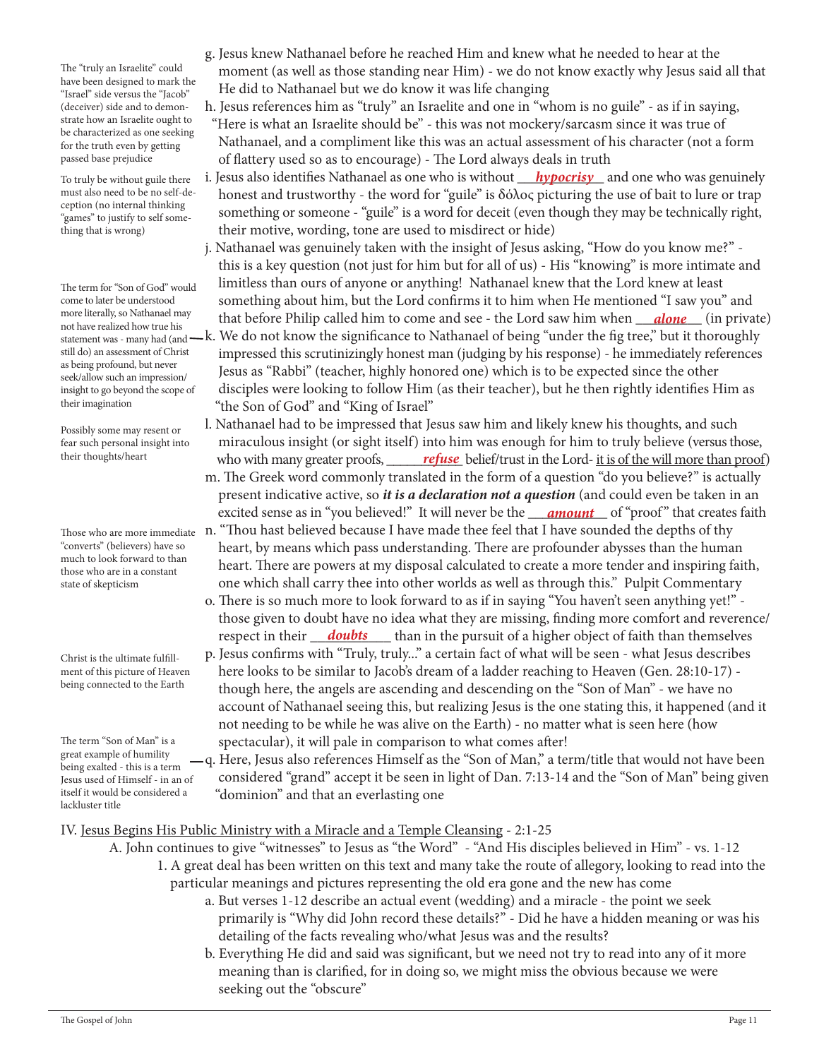g. Jesus knew Nathanael before he reached Him and knew what he needed to hear at the moment (as well as those standing near Him) - we do not know exactly why Jesus said all that He did to Nathanael but we do know it was life changing

> The "truly an Israelite" could have been designed to mark the "Israel" side versus the "Jacob" (deceiver) side and to demonstrate how an Israelite ought to be characterized as one seeking for the truth even by getting passed base prejudice

h. Jesus references him as "truly" an Israelite and one in "whom is no guile" - as if in saying, "Here is what an Israelite should be" - this was not mockery/sarcasm since it was true of Nathanael, and a compliment like this was an actual assessment of his character (not a form of flattery used so as to encourage) - The Lord always deals in truth

i. Jesus also identifies Nathanael as one who is without ***hypocrisy*** and one who was genuinely honest and trustworthy - the word for "guile" is δόλος picturing the use of bait to lure or trap something or someone - "guile" is a word for deceit (even though they may be technically right, their motive, wording, tone are used to misdirect or hide)

> To truly be without guile there must also need to be no self-deception (no internal thinking "games" to justify to self something that is wrong)

j. Nathanael was genuinely taken with the insight of Jesus asking, "How do you know me?" - this is a key question (not just for him but for all of us) - His "knowing" is more intimate and limitless than ours of anyone or anything! Nathanael knew that the Lord knew at least something about him, but the Lord confirms it to him when He mentioned "I saw you" and that before Philip called him to come and see - the Lord saw him when ***alone*** (in private)

k. We do not know the significance to Nathanael of being "under the fig tree," but it thoroughly impressed this scrutinizingly honest man (judging by his response) - he immediately references Jesus as "Rabbi" (teacher, highly honored one) which is to be expected since the other disciples were looking to follow Him (as their teacher), but he then rightly identifies Him as "the Son of God" and "King of Israel"

> The term for "Son of God" would come to later be understood more literally, so Nathanael may not have realized how true his statement was - many had (and still do) an assessment of Christ as being profound, but never seek/allow such an impression/insight to go beyond the scope of their imagination

l. Nathanael had to be impressed that Jesus saw him and likely knew his thoughts, and such miraculous insight (or sight itself) into him was enough for him to truly believe (versus those, who with many greater proofs, ***refuse*** belief/trust in the Lord- it is of the will more than proof)

> Possibly some may resent or fear such personal insight into their thoughts/heart

m. The Greek word commonly translated in the form of a question "do you believe?" is actually present indicative active, so ***it is a declaration not a question*** (and could even be taken in an excited sense as in "you believed!" It will never be the ***amount*** of "proof" that creates faith

n. "Thou hast believed because I have made thee feel that I have sounded the depths of thy heart, by means which pass understanding. There are profounder abysses than the human heart. There are powers at my disposal calculated to create a more tender and inspiring faith, one which shall carry thee into other worlds as well as through this." Pulpit Commentary

> Those who are more immediate "converts" (believers) have so much to look forward to than those who are in a constant state of skepticism

o. There is so much more to look forward to as if in saying "You haven't seen anything yet!" - those given to doubt have no idea what they are missing, finding more comfort and reverence/respect in their ***doubts*** than in the pursuit of a higher object of faith than themselves

p. Jesus confirms with "Truly, truly..." a certain fact of what will be seen - what Jesus describes here looks to be similar to Jacob's dream of a ladder reaching to Heaven (Gen. 28:10-17) - though here, the angels are ascending and descending on the "Son of Man" - we have no account of Nathanael seeing this, but realizing Jesus is the one stating this, it happened (and it not needing to be while he was alive on the Earth) - no matter what is seen here (how spectacular), it will pale in comparison to what comes after!

> Christ is the ultimate fulfillment of this picture of Heaven being connected to the Earth

q. Here, Jesus also references Himself as the "Son of Man," a term/title that would not have been considered "grand" accept it be seen in light of Dan. 7:13-14 and the "Son of Man" being given "dominion" and that an everlasting one

> The term "Son of Man" is a great example of humility being exalted - this is a term Jesus used of Himself - in an of itself it would be considered a lackluster title

IV. Jesus Begins His Public Ministry with a Miracle and a Temple Cleansing - 2:1-25

A. John continues to give "witnesses" to Jesus as "the Word" - "And His disciples believed in Him" - vs. 1-12

1. A great deal has been written on this text and many take the route of allegory, looking to read into the particular meanings and pictures representing the old era gone and the new has come

a. But verses 1-12 describe an actual event (wedding) and a miracle - the point we seek primarily is "Why did John record these details?" - Did he have a hidden meaning or was his detailing of the facts revealing who/what Jesus was and the results?

b. Everything He did and said was significant, but we need not try to read into any of it more meaning than is clarified, for in doing so, we might miss the obvious because we were seeking out the "obscure"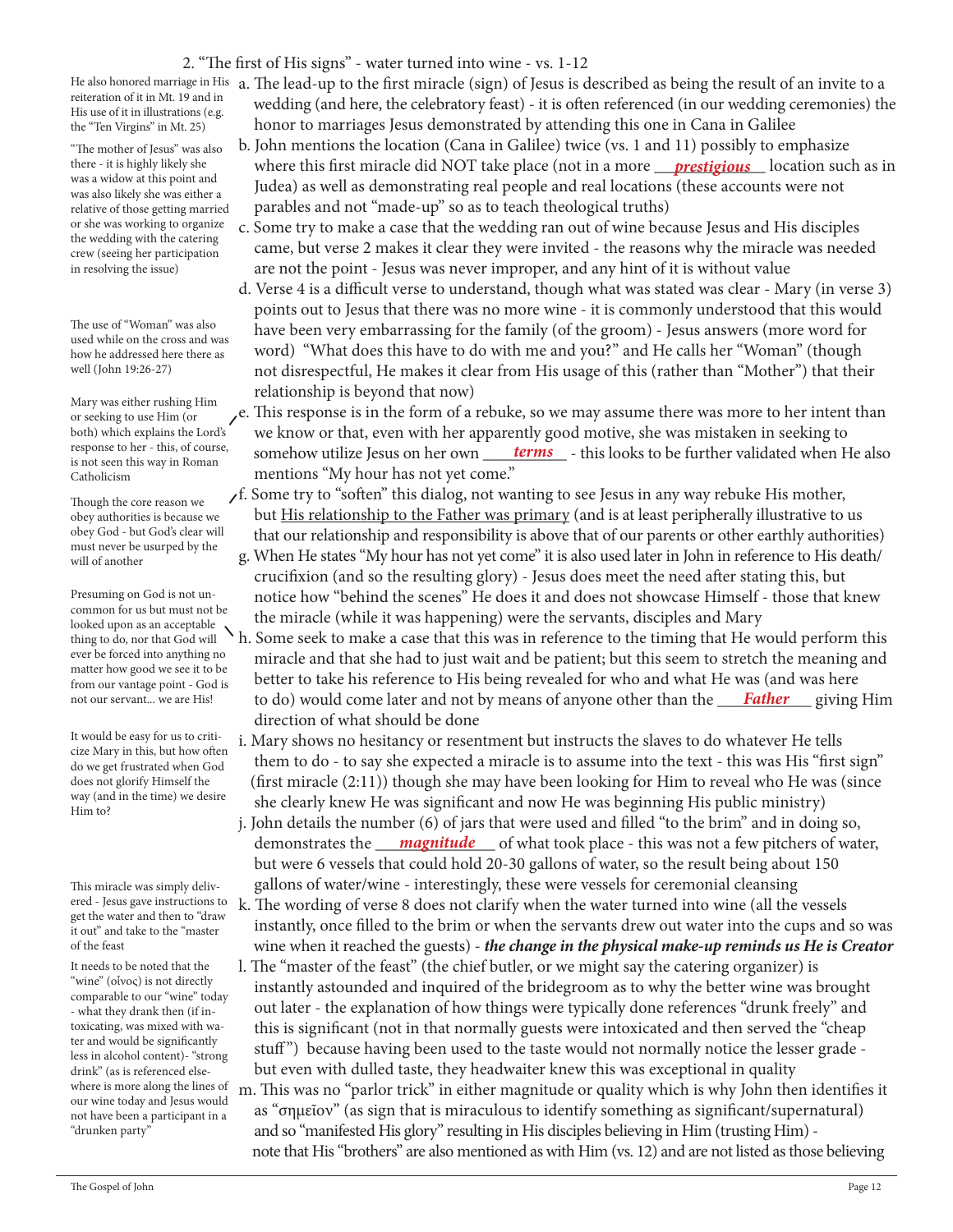2. "The first of His signs" - water turned into wine - vs. 1-12

> He also honored marriage in His reiteration of it in Mt. 19 and in His use of it in illustrations (e.g. the "Ten Virgins" in Mt. 25)

a. The lead-up to the first miracle (sign) of Jesus is described as being the result of an invite to a wedding (and here, the celebratory feast) - it is often referenced (in our wedding ceremonies) the honor to marriages Jesus demonstrated by attending this one in Cana in Galilee

> "The mother of Jesus" was also there - it is highly likely she was a widow at this point and was also likely she was either a relative of those getting married or she was working to organize the wedding with the catering crew (seeing her participation in resolving the issue)

b. John mentions the location (Cana in Galilee) twice (vs. 1 and 11) possibly to emphasize where this first miracle did NOT take place (not in a more ***prestigious*** location such as in Judea) as well as demonstrating real people and real locations (these accounts were not parables and not "made-up" so as to teach theological truths)

c. Some try to make a case that the wedding ran out of wine because Jesus and His disciples came, but verse 2 makes it clear they were invited - the reasons why the miracle was needed are not the point - Jesus was never improper, and any hint of it is without value

> The use of "Woman" was also used while on the cross and was how he addressed here there as well (John 19:26-27)

d. Verse 4 is a difficult verse to understand, though what was stated was clear - Mary (in verse 3) points out to Jesus that there was no more wine - it is commonly understood that this would have been very embarrassing for the family (of the groom) - Jesus answers (more word for word) "What does this have to do with me and you?" and He calls her "Woman" (though not disrespectful, He makes it clear from His usage of this (rather than "Mother") that their relationship is beyond that now)

> Mary was either rushing Him or seeking to use Him (or both) which explains the Lord's response to her - this, of course, is not seen this way in Roman Catholicism

e. This response is in the form of a rebuke, so we may assume there was more to her intent than we know or that, even with her apparently good motive, she was mistaken in seeking to somehow utilize Jesus on her own ***terms*** - this looks to be further validated when He also mentions "My hour has not yet come."

> Though the core reason we obey authorities is because we obey God - but God's clear will must never be usurped by the will of another

f. Some try to "soften" this dialog, not wanting to see Jesus in any way rebuke His mother, but <u>His relationship to the Father was primary</u> (and is at least peripherally illustrative to us that our relationship and responsibility is above that of our parents or other earthly authorities)

g. When He states "My hour has not yet come" it is also used later in John in reference to His death/crucifixion (and so the resulting glory) - Jesus does meet the need after stating this, but notice how "behind the scenes" He does it and does not showcase Himself - those that knew the miracle (while it was happening) were the servants, disciples and Mary

> Presuming on God is not uncommon for us but must not be looked upon as an acceptable thing to do, nor that God will ever be forced into anything no matter how good we see it to be from our vantage point - God is not our servant... we are His!

h. Some seek to make a case that this was in reference to the timing that He would perform this miracle and that she had to just wait and be patient; but this seem to stretch the meaning and better to take his reference to His being revealed for who and what He was (and was here to do) would come later and not by means of anyone other than the ***Father*** giving Him direction of what should be done

> It would be easy for us to criticize Mary in this, but how often do we get frustrated when God does not glorify Himself the way (and in the time) we desire Him to?

i. Mary shows no hesitancy or resentment but instructs the slaves to do whatever He tells them to do - to say she expected a miracle is to assume into the text - this was His "first sign" (first miracle (2:11)) though she may have been looking for Him to reveal who He was (since she clearly knew He was significant and now He was beginning His public ministry)

j. John details the number (6) of jars that were used and filled "to the brim" and in doing so, demonstrates the ***magnitude*** of what took place - this was not a few pitchers of water, but were 6 vessels that could hold 20-30 gallons of water, so the result being about 150 gallons of water/wine - interestingly, these were vessels for ceremonial cleansing

> This miracle was simply delivered - Jesus gave instructions to get the water and then to "draw it out" and take to the "master of the feast"

k. The wording of verse 8 does not clarify when the water turned into wine (all the vessels instantly, once filled to the brim or when the servants drew out water into the cups and so was wine when it reached the guests) - ***the change in the physical make-up reminds us He is Creator***

> It needs to be noted that the "wine" (οἶνος) is not directly comparable to our "wine" today - what they drank then (if intoxicating, was mixed with water and would be significantly less in alcohol content)- "strong drink" (as is referenced elsewhere is more along the lines of our wine today and Jesus would not have been a participant in a "drunken party"

l. The "master of the feast" (the chief butler, or we might say the catering organizer) is instantly astounded and inquired of the bridegroom as to why the better wine was brought out later - the explanation of how things were typically done references "drunk freely" and this is significant (not in that normally guests were intoxicated and then served the "cheap stuff") because having been used to the taste would not normally notice the lesser grade - but even with dulled taste, they headwaiter knew this was exceptional in quality

m. This was no "parlor trick" in either magnitude or quality which is why John then identifies it as "σημεῖον" (as sign that is miraculous to identify something as significant/supernatural) and so "manifested His glory" resulting in His disciples believing in Him (trusting Him) - note that His "brothers" are also mentioned as with Him (vs. 12) and are not listed as those believing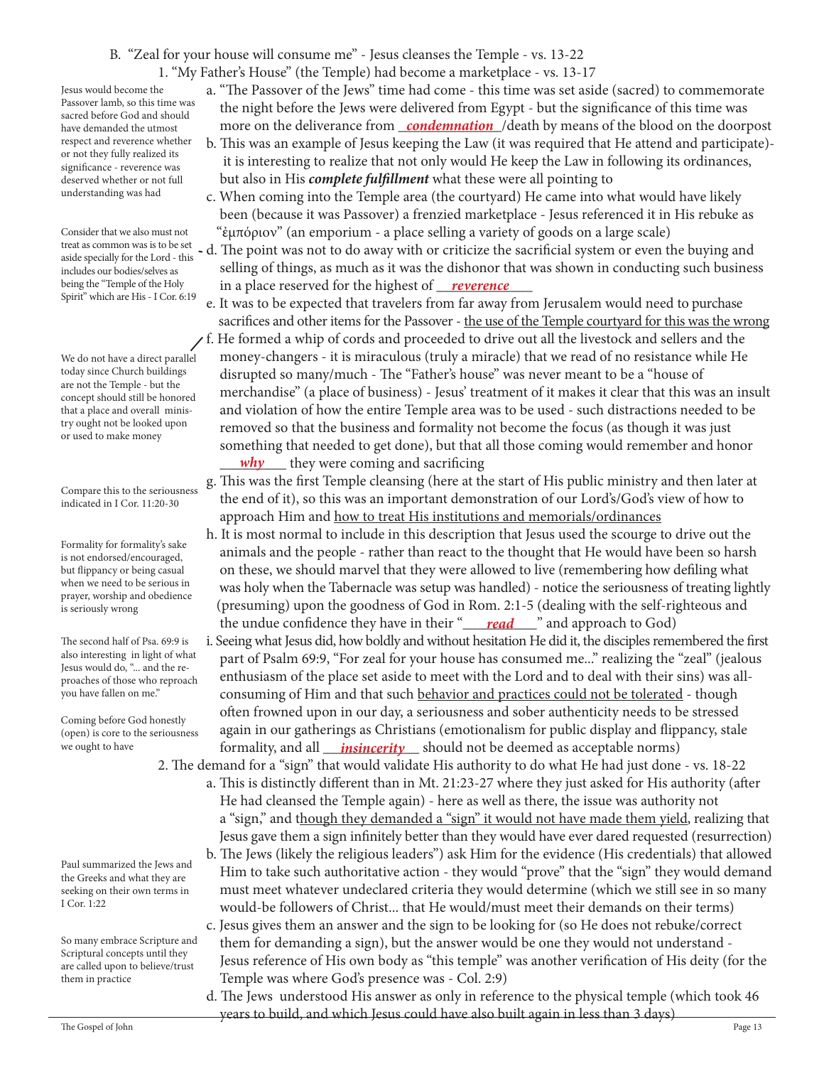B. "Zeal for your house will consume me" - Jesus cleanses the Temple - vs. 13-22

1. "My Father's House" (the Temple) had become a marketplace - vs. 13-17

a. "The Passover of the Jews" time had come - this time was set aside (sacred) to commemorate the night before the Jews were delivered from Egypt - but the significance of this time was more on the deliverance from ***condemnation***/death by means of the blood on the doorpost

*Jesus would become the Passover lamb, so this time was sacred before God and should have demanded the utmost respect and reverence whether or not they fully realized its significance - reverence was deserved whether or not full understanding was had*

b. This was an example of Jesus keeping the Law (it was required that He attend and participate)- it is interesting to realize that not only would He keep the Law in following its ordinances, but also in His ***complete fulfillment*** what these were all pointing to

c. When coming into the Temple area (the courtyard) He came into what would have likely been (because it was Passover) a frenzied marketplace - Jesus referenced it in His rebuke as "ἐμπόριον" (an emporium - a place selling a variety of goods on a large scale)

d. The point was not to do away with or criticize the sacrificial system or even the buying and selling of things, as much as it was the dishonor that was shown in conducting such business in a place reserved for the highest of ***reverence***

*Consider that we also must not treat as common was is to be set aside specially for the Lord - this includes our bodies/selves as being the "Temple of the Holy Spirit" which are His - I Cor. 6:19*

e. It was to be expected that travelers from far away from Jerusalem would need to purchase sacrifices and other items for the Passover - <u>the use of the Temple courtyard for this was the wrong</u>

f. He formed a whip of cords and proceeded to drive out all the livestock and sellers and the money-changers - it is miraculous (truly a miracle) that we read of no resistance while He disrupted so many/much - The "Father's house" was never meant to be a "house of merchandise" (a place of business) - Jesus' treatment of it makes it clear that this was an insult and violation of how the entire Temple area was to be used - such distractions needed to be removed so that the business and formality not become the focus (as though it was just something that needed to get done), but that all those coming would remember and honor ***why*** they were coming and sacrificing

*We do not have a direct parallel today since Church buildings are not the Temple - but the concept should still be honored that a place and overall ministry ought not be looked upon or used to make money*

g. This was the first Temple cleansing (here at the start of His public ministry and then later at the end of it), so this was an important demonstration of our Lord's/God's view of how to approach Him and <u>how to treat His institutions and memorials/ordinances</u>

*Compare this to the seriousness indicated in I Cor. 11:20-30*

h. It is most normal to include in this description that Jesus used the scourge to drive out the animals and the people - rather than react to the thought that He would have been so harsh on these, we should marvel that they were allowed to live (remembering how defiling what was holy when the Tabernacle was setup was handled) - notice the seriousness of treating lightly (presuming) upon the goodness of God in Rom. 2:1-5 (dealing with the self-righteous and the undue confidence they have in their "***read***" and approach to God)

*Formality for formality's sake is not endorsed/encouraged, but flippancy or being casual when we need to be serious in prayer, worship and obedience is seriously wrong*

i. Seeing what Jesus did, how boldly and without hesitation He did it, the disciples remembered the first part of Psalm 69:9, "For zeal for your house has consumed me..." realizing the "zeal" (jealous enthusiasm of the place set aside to meet with the Lord and to deal with their sins) was all-consuming of Him and that such <u>behavior and practices could not be tolerated</u> - though often frowned upon in our day, a seriousness and sober authenticity needs to be stressed again in our gatherings as Christians (emotionalism for public display and flippancy, stale formality, and all ***insincerity*** should not be deemed as acceptable norms)

*The second half of Psa. 69:9 is also interesting in light of what Jesus would do, "... and the reproaches of those who reproach you have fallen on me."*

*Coming before God honestly (open) is core to the seriousness we ought to have*

2. The demand for a "sign" that would validate His authority to do what He had just done - vs. 18-22

a. This is distinctly different than in Mt. 21:23-27 where they just asked for His authority (after He had cleansed the Temple again) - here as well as there, the issue was authority not a "sign," and <u>though they demanded a "sign" it would not have made them yield</u>, realizing that Jesus gave them a sign infinitely better than they would have ever dared requested (resurrection)

b. The Jews (likely the religious leaders") ask Him for the evidence (His credentials) that allowed Him to take such authoritative action - they would "prove" that the "sign" they would demand must meet whatever undeclared criteria they would determine (which we still see in so many would-be followers of Christ... that He would/must meet their demands on their terms)

*Paul summarized the Jews and the Greeks and what they are seeking on their own terms in I Cor. 1:22*

c. Jesus gives them an answer and the sign to be looking for (so He does not rebuke/correct them for demanding a sign), but the answer would be one they would not understand - Jesus reference of His own body as "this temple" was another verification of His deity (for the Temple was where God's presence was - Col. 2:9)

*So many embrace Scripture and Scriptural concepts until they are called upon to believe/trust them in practice*

d. The Jews understood His answer as only in reference to the physical temple (which took 46 years to build, and which Jesus could have also built again in less than 3 days)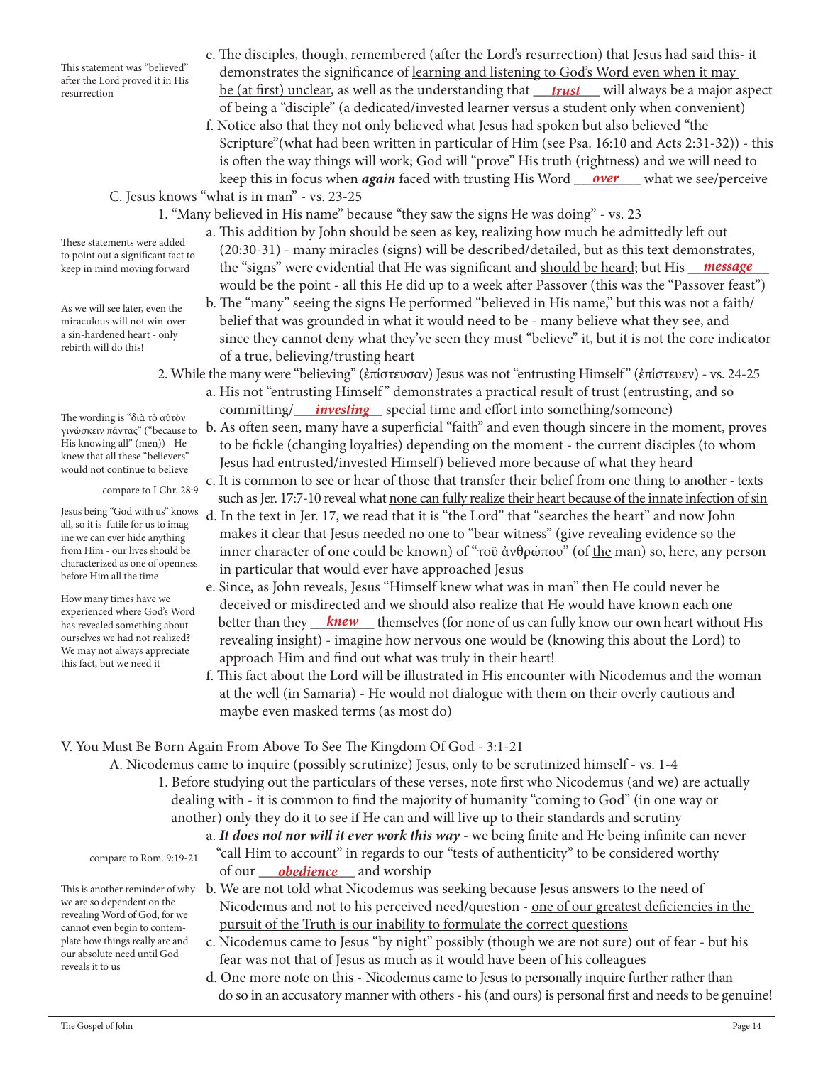This statement was "believed" after the Lord proved it in His resurrection

e. The disciples, though, remembered (after the Lord's resurrection) that Jesus had said this- it demonstrates the significance of learning and listening to God's Word even when it may be (at first) unclear, as well as the understanding that ***trust*** will always be a major aspect of being a "disciple" (a dedicated/invested learner versus a student only when convenient)

f. Notice also that they not only believed what Jesus had spoken but also believed "the Scripture"(what had been written in particular of Him (see Psa. 16:10 and Acts 2:31-32)) - this is often the way things will work; God will "prove" His truth (rightness) and we will need to keep this in focus when ***again*** faced with trusting His Word ***over*** what we see/perceive

C. Jesus knows "what is in man" - vs. 23-25

1. "Many believed in His name" because "they saw the signs He was doing" - vs. 23

These statements were added to point out a significant fact to keep in mind moving forward

a. This addition by John should be seen as key, realizing how much he admittedly left out (20:30-31) - many miracles (signs) will be described/detailed, but as this text demonstrates, the "signs" were evidential that He was significant and should be heard; but His ***message*** would be the point - all this He did up to a week after Passover (this was the "Passover feast")

As we will see later, even the miraculous will not win-over a sin-hardened heart - only rebirth will do this!

b. The "many" seeing the signs He performed "believed in His name," but this was not a faith/belief that was grounded in what it would need to be - many believe what they see, and since they cannot deny what they've seen they must "believe" it, but it is not the core indicator of a true, believing/trusting heart

2. While the many were "believing" (ἐπίστευσαν) Jesus was not "entrusting Himself" (ἐπίστευεν) - vs. 24-25

a. His not "entrusting Himself" demonstrates a practical result of trust (entrusting, and so committing/***investing*** special time and effort into something/someone)

The wording is "διὰ τὸ αὐτὸν γινώσκειν πάντας" ("because to His knowing all" (men)) - He knew that all these "believers" would not continue to believe

b. As often seen, many have a superficial "faith" and even though sincere in the moment, proves to be fickle (changing loyalties) depending on the moment - the current disciples (to whom Jesus had entrusted/invested Himself) believed more because of what they heard

compare to I Chr. 28:9

c. It is common to see or hear of those that transfer their belief from one thing to another - texts such as Jer. 17:7-10 reveal what none can fully realize their heart because of the innate infection of sin

Jesus being "God with us" knows all, so it is futile for us to imagine we can ever hide anything from Him - our lives should be characterized as one of openness before Him all the time

d. In the text in Jer. 17, we read that it is "the Lord" that "searches the heart" and now John makes it clear that Jesus needed no one to "bear witness" (give revealing evidence so the inner character of one could be known) of "τοῦ ἀνθρώπου" (of the man) so, here, any person in particular that would ever have approached Jesus

How many times have we experienced where God's Word has revealed something about ourselves we had not realized? We may not always appreciate this fact, but we need it

e. Since, as John reveals, Jesus "Himself knew what was in man" then He could never be deceived or misdirected and we should also realize that He would have known each one better than they ***knew*** themselves (for none of us can fully know our own heart without His revealing insight) - imagine how nervous one would be (knowing this about the Lord) to approach Him and find out what was truly in their heart!

f. This fact about the Lord will be illustrated in His encounter with Nicodemus and the woman at the well (in Samaria) - He would not dialogue with them on their overly cautious and maybe even masked terms (as most do)

V. You Must Be Born Again From Above To See The Kingdom Of God - 3:1-21

A. Nicodemus came to inquire (possibly scrutinize) Jesus, only to be scrutinized himself - vs. 1-4

1. Before studying out the particulars of these verses, note first who Nicodemus (and we) are actually dealing with - it is common to find the majority of humanity "coming to God" (in one way or another) only they do it to see if He can and will live up to their standards and scrutiny

compare to Rom. 9:19-21

a. ***It does not nor will it ever work this way*** - we being finite and He being infinite can never "call Him to account" in regards to our "tests of authenticity" to be considered worthy of our ***obedience*** and worship

This is another reminder of why we are so dependent on the revealing Word of God, for we cannot even begin to contemplate how things really are and our absolute need until God reveals it to us

b. We are not told what Nicodemus was seeking because Jesus answers to the need of Nicodemus and not to his perceived need/question - one of our greatest deficiencies in the pursuit of the Truth is our inability to formulate the correct questions

c. Nicodemus came to Jesus "by night" possibly (though we are not sure) out of fear - but his fear was not that of Jesus as much as it would have been of his colleagues

d. One more note on this - Nicodemus came to Jesus to personally inquire further rather than do so in an accusatory manner with others - his (and ours) is personal first and needs to be genuine!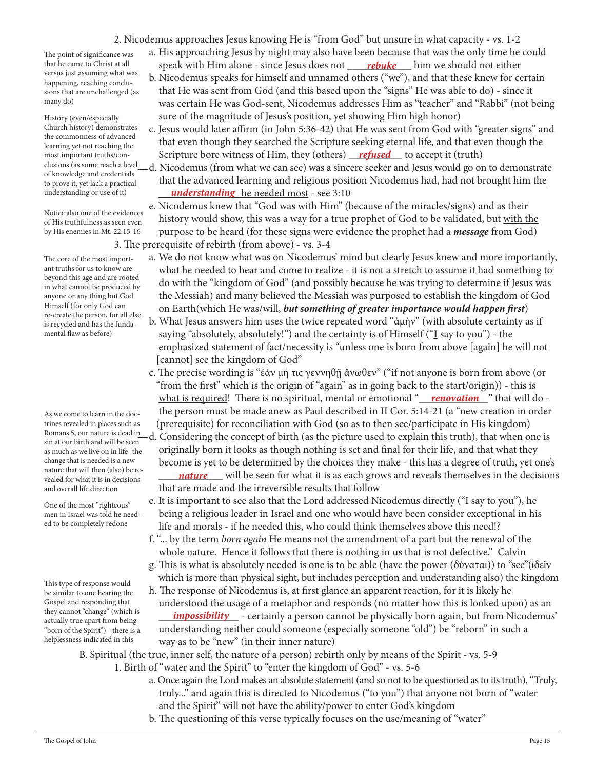2. Nicodemus approaches Jesus knowing He is "from God" but unsure in what capacity - vs. 1-2

a. His approaching Jesus by night may also have been because that was the only time he could speak with Him alone - since Jesus does not ***rebuke*** him we should not either

> The point of significance was that he came to Christ at all versus just assuming what was happening, reaching conclusions that are unchallenged (as many do)

b. Nicodemus speaks for himself and unnamed others ("we"), and that these knew for certain that He was sent from God (and this based upon the "signs" He was able to do) - since it was certain He was God-sent, Nicodemus addresses Him as "teacher" and "Rabbi" (not being sure of the magnitude of Jesus's position, yet showing Him high honor)

c. Jesus would later affirm (in John 5:36-42) that He was sent from God with "greater signs" and that even though they searched the Scripture seeking eternal life, and that even though the Scripture bore witness of Him, they (others) ***refused*** to accept it (truth)

d. Nicodemus (from what we can see) was a sincere seeker and Jesus would go on to demonstrate that the advanced learning and religious position Nicodemus had, had not brought him the ***understanding*** he needed most - see 3:10

> History (even/especially Church history) demonstrates the commonness of advanced learning yet not reaching the most important truths/conclusions (as some reach a level of knowledge and credentials to prove it, yet lack a practical understanding or use of it)

e. Nicodemus knew that "God was with Him" (because of the miracles/signs) and as their history would show, this was a way for a true prophet of God to be validated, but with the purpose to be heard (for these signs were evidence the prophet had a ***message*** from God)

> Notice also one of the evidences of His truthfulness as seen even by His enemies in Mt. 22:15-16

3. The prerequisite of rebirth (from above) - vs. 3-4

a. We do not know what was on Nicodemus' mind but clearly Jesus knew and more importantly, what he needed to hear and come to realize - it is not a stretch to assume it had something to do with the "kingdom of God" (and possibly because he was trying to determine if Jesus was the Messiah) and many believed the Messiah was purposed to establish the kingdom of God on Earth(which He was/will, ***but something of greater importance would happen first***)

> The core of the most important truths for us to know are beyond this age and are rooted in what cannot be produced by anyone or any thing but God Himself (for only God can re-create the person, for all else is recycled and has the fundamental flaw as before)

b. What Jesus answers him uses the twice repeated word "ἀμὴν" (with absolute certainty as if saying "absolutely, absolutely!") and the certainty is of Himself ("I say to you") - the emphasized statement of fact/necessity is "unless one is born from above [again] he will not [cannot] see the kingdom of God"

c. The precise wording is "ἐὰν μή τις γεννηθῇ ἄνωθεν" ("if not anyone is born from above (or "from the first" which is the origin of "again" as in going back to the start/origin)) - this is what is required! There is no spiritual, mental or emotional "***renovation***" that will do - the person must be made anew as Paul described in II Cor. 5:14-21 (a "new creation in order (prerequisite) for reconciliation with God (so as to then see/participate in His kingdom)

d. Considering the concept of birth (as the picture used to explain this truth), that when one is originally born it looks as though nothing is set and final for their life, and that what they become is yet to be determined by the choices they make - this has a degree of truth, yet one's ***nature*** will be seen for what it is as each grows and reveals themselves in the decisions that are made and the irreversible results that follow

> As we come to learn in the doctrines revealed in places such as Romans 5, our nature is dead in sin at our birth and will be seen as much as we live on in life- the change that is needed is a new nature that will then (also) be revealed for what it is in decisions and overall life direction

e. It is important to see also that the Lord addressed Nicodemus directly ("I say to you"), he being a religious leader in Israel and one who would have been consider exceptional in his life and morals - if he needed this, who could think themselves above this need!?

> One of the most "righteous" men in Israel was told he needed to be completely redone

f. "... by the term *born again* He means not the amendment of a part but the renewal of the whole nature. Hence it follows that there is nothing in us that is not defective." Calvin

g. This is what is absolutely needed is one is to be able (have the power (δύναται)) to "see"(ἰδεῖν which is more than physical sight, but includes perception and understanding also) the kingdom

h. The response of Nicodemus is, at first glance an apparent reaction, for it is likely he understood the usage of a metaphor and responds (no matter how this is looked upon) as an ***impossibility*** - certainly a person cannot be physically born again, but from Nicodemus' understanding neither could someone (especially someone "old") be "reborn" in such a way as to be "new" (in their inner nature)

> This type of response would be similar to one hearing the Gospel and responding that they cannot "change" (which is actually true apart from being "born of the Spirit") - there is a helplessness indicated in this

B. Spiritual (the true, inner self, the nature of a person) rebirth only by means of the Spirit - vs. 5-9

1. Birth of "water and the Spirit" to "enter the kingdom of God" - vs. 5-6

a. Once again the Lord makes an absolute statement (and so not to be questioned as to its truth), "Truly, truly..." and again this is directed to Nicodemus ("to you") that anyone not born of "water and the Spirit" will not have the ability/power to enter God's kingdom

b. The questioning of this verse typically focuses on the use/meaning of "water"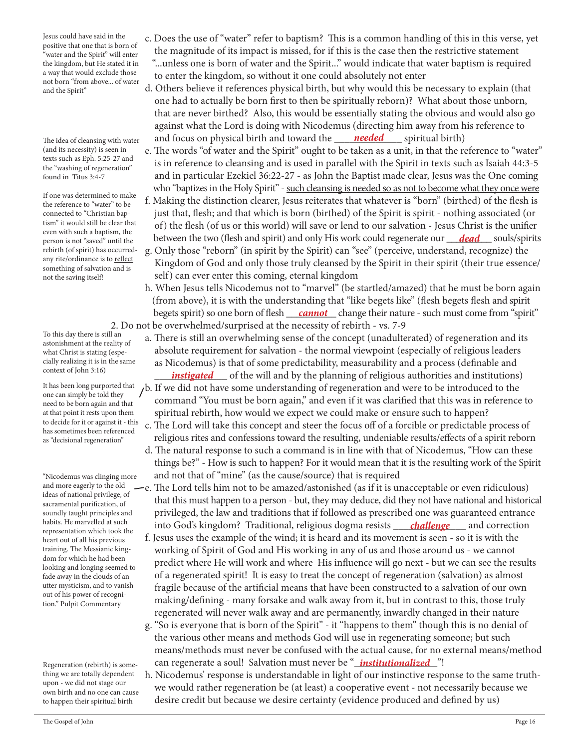c. Does the use of "water" refer to baptism? This is a common handling of this in this verse, yet the magnitude of its impact is missed, for if this is the case then the restrictive statement "...unless one is born of water and the Spirit..." would indicate that water baptism is required to enter the kingdom, so without it one could absolutely not enter

> Jesus could have said in the positive that one that is born of "water and the Spirit" will enter the kingdom, but He stated it in a way that would exclude those not born "from above... of water and the Spirit"

d. Others believe it references physical birth, but why would this be necessary to explain (that one had to actually be born first to then be spiritually reborn)? What about those unborn, that are never birthed? Also, this would be essentially stating the obvious and would also go against what the Lord is doing with Nicodemus (directing him away from his reference to and focus on physical birth and toward the ***needed*** spiritual birth)

e. The words "of water and the Spirit" ought to be taken as a unit, in that the reference to "water" is in reference to cleansing and is used in parallel with the Spirit in texts such as Isaiah 44:3-5 and in particular Ezekiel 36:22-27 - as John the Baptist made clear, Jesus was the One coming who "baptizes in the Holy Spirit" - <u>such cleansing is needed so as not to become what they once were</u>

> The idea of cleansing with water (and its necessity) is seen in texts such as Eph. 5:25-27 and the "washing of regeneration" found in Titus 3:4-7

f. Making the distinction clearer, Jesus reiterates that whatever is "born" (birthed) of the flesh is just that, flesh; and that which is born (birthed) of the Spirit is spirit - nothing associated (or of) the flesh (of us or this world) will save or lend to our salvation - Jesus Christ is the unifier between the two (flesh and spirit) and only His work could regenerate our ***dead*** souls/spirits

g. Only those "reborn" (in spirit by the Spirit) can "see" (perceive, understand, recognize) the Kingdom of God and only those truly cleansed by the Spirit in their spirit (their true essence/self) can ever enter this coming, eternal kingdom

> If one was determined to make the reference to "water" to be connected to "Christian baptism" it would still be clear that even with such a baptism, the person is not "saved" until the rebirth (of spirit) has occurred- any rite/ordinance is to <u>reflect</u> something of salvation and is not the saving itself!

h. When Jesus tells Nicodemus not to "marvel" (be startled/amazed) that he must be born again (from above), it is with the understanding that "like begets like" (flesh begets flesh and spirit begets spirit) so one born of flesh ***cannot*** change their nature - such must come from "spirit"

2. Do not be overwhelmed/surprised at the necessity of rebirth - vs. 7-9

a. There is still an overwhelming sense of the concept (unadulterated) of regeneration and its absolute requirement for salvation - the normal viewpoint (especially of religious leaders as Nicodemus) is that of some predictability, measurability and a process (definable and ***instigated*** of the will and by the planning of religious authorities and institutions)

> To this day there is still an astonishment at the reality of what Christ is stating (especially realizing it is in the same context of John 3:16)

b. If we did not have some understanding of regeneration and were to be introduced to the command "You must be born again," and even if it was clarified that this was in reference to spiritual rebirth, how would we expect we could make or ensure such to happen?

> It has been long purported that one can simply be told they need to be born again and that at that point it rests upon them to decide for it or against it - this has sometimes been referenced as "decisional regeneration"

c. The Lord will take this concept and steer the focus off of a forcible or predictable process of religious rites and confessions toward the resulting, undeniable results/effects of a spirit reborn

d. The natural response to such a command is in line with that of Nicodemus, "How can these things be?" - How is such to happen? For it would mean that it is the resulting work of the Spirit and not that of "mine" (as the cause/source) that is required

e. The Lord tells him not to be amazed/astonished (as if it is unacceptable or even ridiculous) that this must happen to a person - but, they may deduce, did they not have national and historical privileged, the law and traditions that if followed as prescribed one was guaranteed entrance into God's kingdom? Traditional, religious dogma resists ***challenge*** and correction

> "Nicodemus was clinging more and more eagerly to the old ideas of national privilege, of sacramental purification, of soundly taught principles and habits. He marvelled at such representation which took the heart out of all his previous training. The Messianic kingdom for which he had been looking and longing seemed to fade away in the clouds of an utter mysticism, and to vanish out of his power of recognition." Pulpit Commentary

f. Jesus uses the example of the wind; it is heard and its movement is seen - so it is with the working of Spirit of God and His working in any of us and those around us - we cannot predict where He will work and where His influence will go next - but we can see the results of a regenerated spirit! It is easy to treat the concept of regeneration (salvation) as almost fragile because of the artificial means that have been constructed to a salvation of our own making/defining - many forsake and walk away from it, but in contrast to this, those truly regenerated will never walk away and are permanently, inwardly changed in their nature

g. "So is everyone that is born of the Spirit" - it "happens to them" though this is no denial of the various other means and methods God will use in regenerating someone; but such means/methods must never be confused with the actual cause, for no external means/method can regenerate a soul! Salvation must never be "***institutionalized***"!

h. Nicodemus' response is understandable in light of our instinctive response to the same truth- we would rather regeneration be (at least) a cooperative event - not necessarily because we desire credit but because we desire certainty (evidence produced and defined by us)

> Regeneration (rebirth) is something we are totally dependent upon - we did not stage our own birth and no one can cause to happen their spiritual birth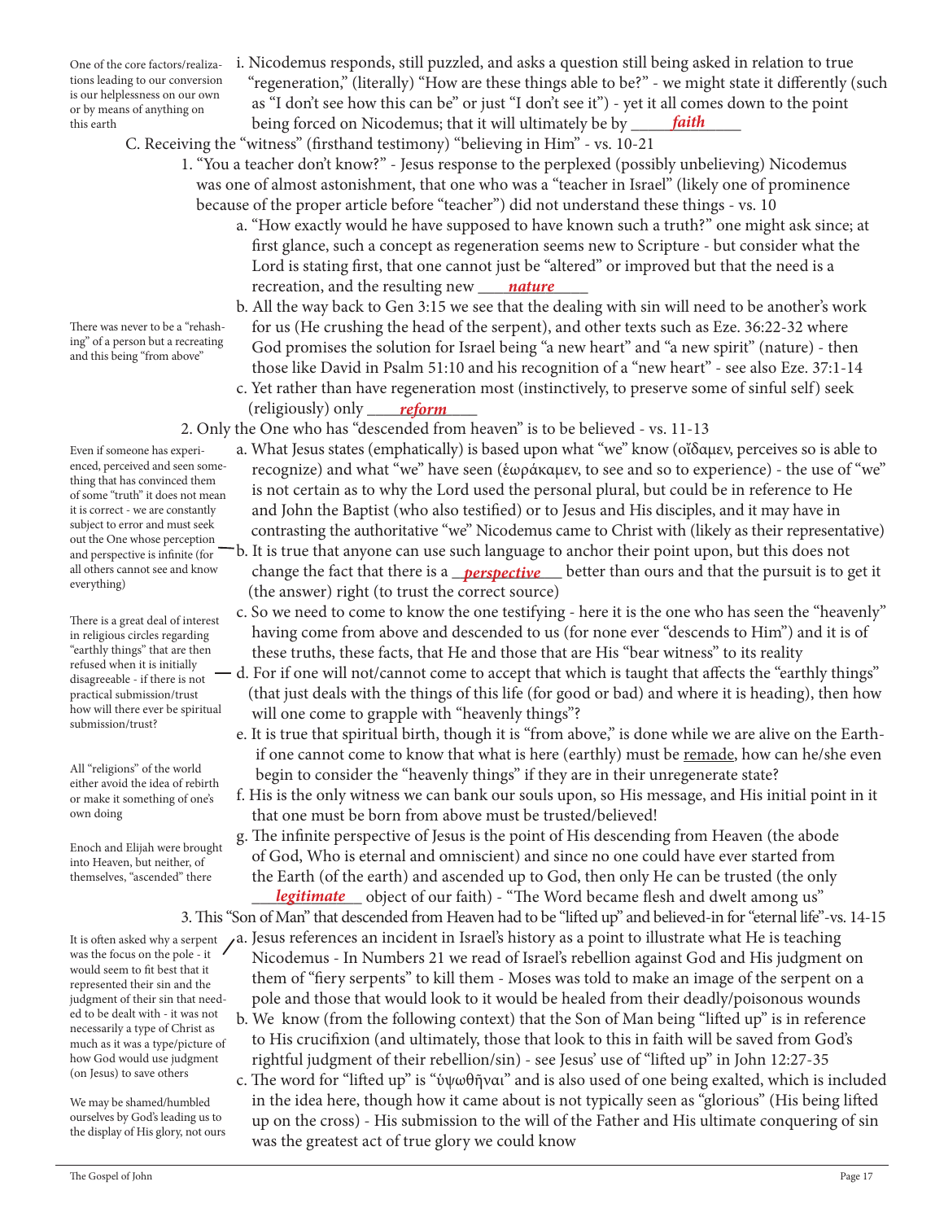One of the core factors/realizations leading to our conversion is our helplessness on our own or by means of anything on this earth

i. Nicodemus responds, still puzzled, and asks a question still being asked in relation to true "regeneration," (literally) "How are these things able to be?" - we might state it differently (such as "I don't see how this can be" or just "I don't see it") - yet it all comes down to the point being forced on Nicodemus; that it will ultimately be by ____***faith***____

C. Receiving the "witness" (firsthand testimony) "believing in Him" - vs. 10-21

1. "You a teacher don't know?" - Jesus response to the perplexed (possibly unbelieving) Nicodemus was one of almost astonishment, that one who was a "teacher in Israel" (likely one of prominence because of the proper article before "teacher") did not understand these things - vs. 10

a. "How exactly would he have supposed to have known such a truth?" one might ask since; at first glance, such a concept as regeneration seems new to Scripture - but consider what the Lord is stating first, that one cannot just be "altered" or improved but that the need is a recreation, and the resulting new ____***nature***____

There was never to be a "rehashing" of a person but a recreating and this being "from above"

b. All the way back to Gen 3:15 we see that the dealing with sin will need to be another's work for us (He crushing the head of the serpent), and other texts such as Eze. 36:22-32 where God promises the solution for Israel being "a new heart" and "a new spirit" (nature) - then those like David in Psalm 51:10 and his recognition of a "new heart" - see also Eze. 37:1-14

c. Yet rather than have regeneration most (instinctively, to preserve some of sinful self) seek (religiously) only ____***reform***____

2. Only the One who has "descended from heaven" is to be believed - vs. 11-13

Even if someone has experienced, perceived and seen something that has convinced them of some "truth" it does not mean it is correct - we are constantly subject to error and must seek out the One whose perception and perspective is infinite (for all others cannot see and know everything)

a. What Jesus states (emphatically) is based upon what "we" know (οἴδαμεν, perceives so is able to recognize) and what "we" have seen (ἑωράκαμεν, to see and so to experience) - the use of "we" is not certain as to why the Lord used the personal plural, but could be in reference to He and John the Baptist (who also testified) or to Jesus and His disciples, and it may have in contrasting the authoritative "we" Nicodemus came to Christ with (likely as their representative)

b. It is true that anyone can use such language to anchor their point upon, but this does not change the fact that there is a ____***perspective***____ better than ours and that the pursuit is to get it (the answer) right (to trust the correct source)

There is a great deal of interest in religious circles regarding "earthly things" that are then refused when it is initially disagreeable - if there is not practical submission/trust how will there ever be spiritual submission/trust?

c. So we need to come to know the one testifying - here it is the one who has seen the "heavenly" having come from above and descended to us (for none ever "descends to Him") and it is of these truths, these facts, that He and those that are His "bear witness" to its reality

d. For if one will not/cannot come to accept that which is taught that affects the "earthly things" (that just deals with the things of this life (for good or bad) and where it is heading), then how will one come to grapple with "heavenly things"?

e. It is true that spiritual birth, though it is "from above," is done while we are alive on the Earth - if one cannot come to know that what is here (earthly) must be <u>remade</u>, how can he/she even begin to consider the "heavenly things" if they are in their unregenerate state?

All "religions" of the world either avoid the idea of rebirth or make it something of one's own doing

f. His is the only witness we can bank our souls upon, so His message, and His initial point in it that one must be born from above must be trusted/believed!

Enoch and Elijah were brought into Heaven, but neither, of themselves, "ascended" there

g. The infinite perspective of Jesus is the point of His descending from Heaven (the abode of God, Who is eternal and omniscient) and since no one could have ever started from the Earth (of the earth) and ascended up to God, then only He can be trusted (the only ____***legitimate***____ object of our faith) - "The Word became flesh and dwelt among us"

3. This "Son of Man" that descended from Heaven had to be "lifted up" and believed-in for "eternal life"-vs. 14-15

It is often asked why a serpent was the focus on the pole - it would seem to fit best that it represented their sin and the judgment of their sin that needed to be dealt with - it was not necessarily a type of Christ as much as it was a type/picture of how God would use judgment (on Jesus) to save others

a. Jesus references an incident in Israel's history as a point to illustrate what He is teaching Nicodemus - In Numbers 21 we read of Israel's rebellion against God and His judgment on them of "fiery serpents" to kill them - Moses was told to make an image of the serpent on a pole and those that would look to it would be healed from their deadly/poisonous wounds

b. We know (from the following context) that the Son of Man being "lifted up" is in reference to His crucifixion (and ultimately, those that look to this in faith will be saved from God's rightful judgment of their rebellion/sin) - see Jesus' use of "lifted up" in John 12:27-35

We may be shamed/humbled ourselves by God's leading us to the display of His glory, not ours

c. The word for "lifted up" is "ὑψωθῆναι" and is also used of one being exalted, which is included in the idea here, though how it came about is not typically seen as "glorious" (His being lifted up on the cross) - His submission to the will of the Father and His ultimate conquering of sin was the greatest act of true glory we could know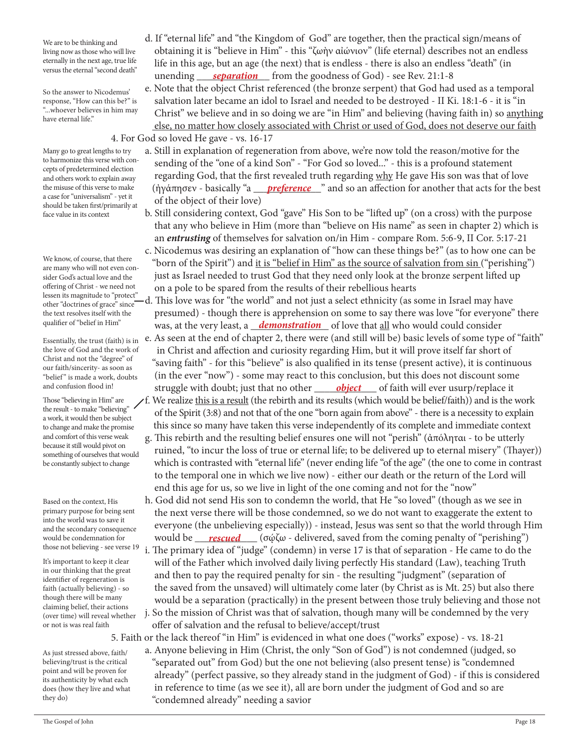We are to be thinking and living now as those who will live eternally in the next age, true life versus the eternal "second death"

d. If "eternal life" and "the Kingdom of God" are together, then the practical sign/means of obtaining it is "believe in Him" - this "ζωὴν αἰώνιον" (life eternal) describes not an endless life in this age, but an age (the next) that is endless - there is also an endless "death" (in unending ***separation*** from the goodness of God) - see Rev. 21:1-8

So the answer to Nicodemus' response, "How can this be?" is "...whoever believes in him may have eternal life."

e. Note that the object Christ referenced (the bronze serpent) that God had used as a temporal salvation later became an idol to Israel and needed to be destroyed - II Ki. 18:1-6 - it is "in Christ" we believe and in so doing we are "in Him" and believing (having faith in) so <u>anything else, no matter how closely associated with Christ or used of God, does not deserve our faith</u>

4. For God so loved He gave - vs. 16-17

Many go to great lengths to try to harmonize this verse with concepts of predetermined election and others work to explain away the misuse of this verse to make a case for "universalism" - yet it should be taken first/primarily at face value in its context

a. Still in explanation of regeneration from above, we're now told the reason/motive for the sending of the "one of a kind Son" - "For God so loved..." - this is a profound statement regarding God, that the first revealed truth regarding <u>why</u> He gave His son was that of love (ἠγάπησεν - basically "a ***preference***" and so an affection for another that acts for the best of the object of their love)

b. Still considering context, God "gave" His Son to be "lifted up" (on a cross) with the purpose that any who believe in Him (more than "believe on His name" as seen in chapter 2) which is an ***entrusting*** of themselves for salvation on/in Him - compare Rom. 5:6-9, II Cor. 5:17-21

c. Nicodemus was desiring an explanation of "how can these things be?" (as to how one can be "born of the Spirit") and <u>it is "belief in Him" as the source of salvation from sin</u> ("perishing") just as Israel needed to trust God that they need only look at the bronze serpent lifted up on a pole to be spared from the results of their rebellious hearts

We know, of course, that there are many who will not even consider God's actual love and the offering of Christ - we need not lessen its magnitude to "protect" other "doctrines of grace" since the text resolves itself with the qualifier of "belief in Him"

d. This love was for "the world" and not just a select ethnicity (as some in Israel may have presumed) - though there is apprehension on some to say there was love "for everyone" there was, at the very least, a ***demonstration*** of love that <u>all</u> who would could consider

Essentially, the trust (faith) is in the love of God and the work of Christ and not the "degree" of our faith/sincerity- as soon as "belief" is made a work, doubts and confusion flood in!

e. As seen at the end of chapter 2, there were (and still will be) basic levels of some type of "faith" in Christ and affection and curiosity regarding Him, but it will prove itself far short of "saving faith" - for this "believe" is also qualified in its tense (present active), it is continuous (in the ever "now") - some may react to this conclusion, but this does not discount some struggle with doubt; just that no other ***object*** of faith will ever usurp/replace it

Those "believing in Him" are the result - to make "believing" a work, it would then be subject to change and make the promise and comfort of this verse weak because it still would pivot on something of ourselves that would be constantly subject to change

f. We realize <u>this is a result</u> (the rebirth and its results (which would be belief/faith)) and is the work of the Spirit (3:8) and not that of the one "born again from above" - there is a necessity to explain this since so many have taken this verse independently of its complete and immediate context

g. This rebirth and the resulting belief ensures one will not "perish" (ἀπόληται - to be utterly ruined, "to incur the loss of true or eternal life; to be delivered up to eternal misery" (Thayer)) which is contrasted with "eternal life" (never ending life "of the age" (the one to come in contrast to the temporal one in which we live now) - either our death or the return of the Lord will end this age for us, so we live in light of the one coming and not for the "now"

Based on the context, His primary purpose for being sent into the world was to save it and the secondary consequence would be condemnation for those not believing - see verse 19

h. God did not send His son to condemn the world, that He "so loved" (though as we see in the next verse there will be those condemned, so we do not want to exaggerate the extent to everyone (the unbelieving especially)) - instead, Jesus was sent so that the world through Him would be ***rescued*** (σῴζω - delivered, saved from the coming penalty of "perishing")

It's important to keep it clear in our thinking that the great identifier of regeneration is faith (actually believing) - so though there will be many claiming belief, their actions (over time) will reveal whether or not is was real faith

i. The primary idea of "judge" (condemn) in verse 17 is that of separation - He came to do the will of the Father which involved daily living perfectly His standard (Law), teaching Truth and then to pay the required penalty for sin - the resulting "judgment" (separation of the saved from the unsaved) will ultimately come later (by Christ as is Mt. 25) but also there would be a separation (practically) in the present between those truly believing and those not

j. So the mission of Christ was that of salvation, though many will be condemned by the very offer of salvation and the refusal to believe/accept/trust

5. Faith or the lack thereof "in Him" is evidenced in what one does ("works" expose) - vs. 18-21

As just stressed above, faith/believing/trust is the critical point and will be proven for its authenticity by what each does (how they live and what they do)

a. Anyone believing in Him (Christ, the only "Son of God") is not condemned (judged, so "separated out" from God) but the one not believing (also present tense) is "condemned already" (perfect passive, so they already stand in the judgment of God) - if this is considered in reference to time (as we see it), all are born under the judgment of God and so are "condemned already" needing a savior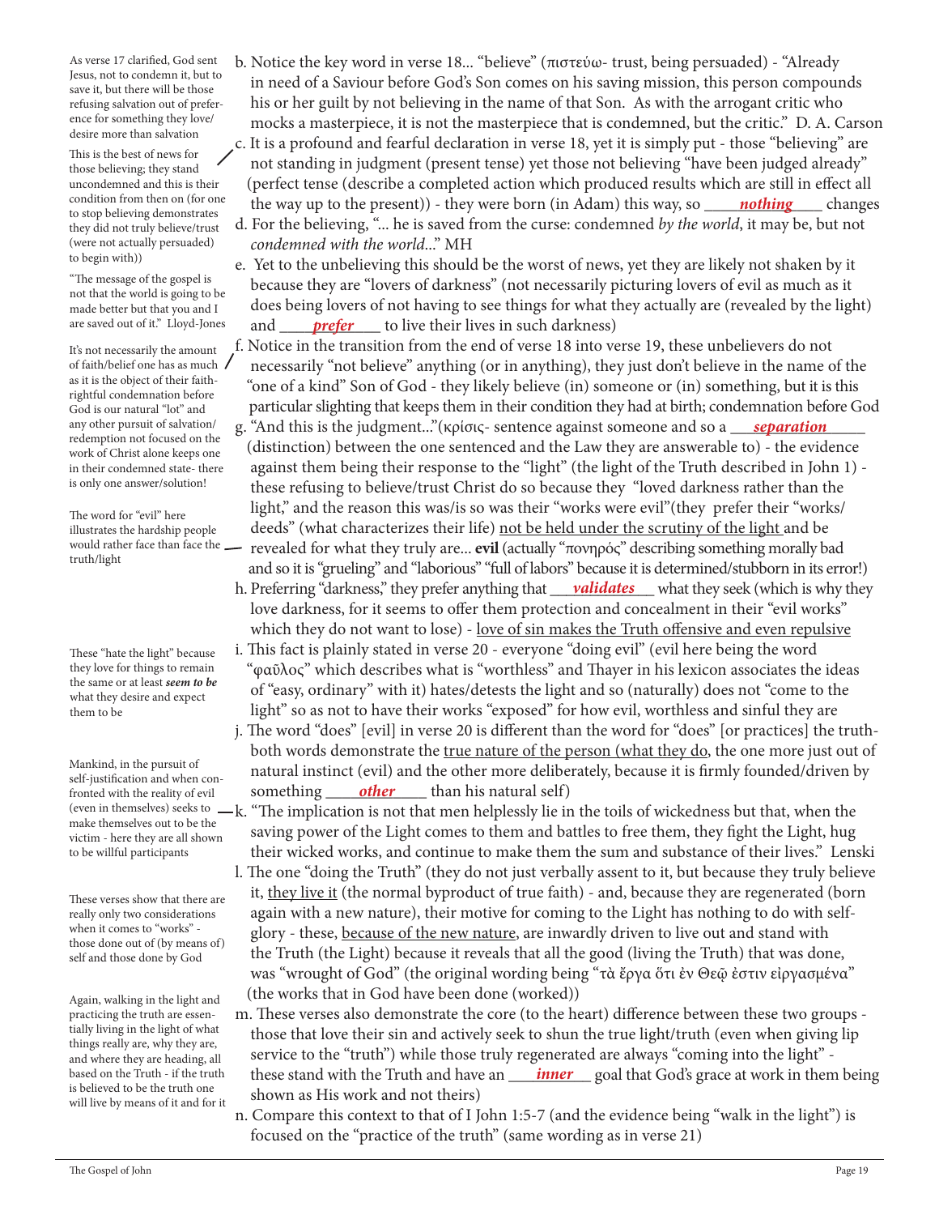b. Notice the key word in verse 18... "believe" (πιστεύω- trust, being persuaded) - "Already in need of a Saviour before God's Son comes on his saving mission, this person compounds his or her guilt by not believing in the name of that Son. As with the arrogant critic who mocks a masterpiece, it is not the masterpiece that is condemned, but the critic." D. A. Carson

> As verse 17 clarified, God sent Jesus, not to condemn it, but to save it, but there will be those refusing salvation out of preference for something they love/desire more than salvation

c. It is a profound and fearful declaration in verse 18, yet it is simply put - those "believing" are not standing in judgment (present tense) yet those not believing "have been judged already" (perfect tense (describe a completed action which produced results which are still in effect all the way up to the present)) - they were born (in Adam) this way, so ___***nothing***___ changes

> This is the best of news for those believing; they stand uncondemned and this is their condition from then on (for one to stop believing demonstrates they did not truly believe/trust (were not actually persuaded) to begin with))

d. For the believing, "... he is saved from the curse: condemned *by the world*, it may be, but not *condemned with the world*..." MH

e. Yet to the unbelieving this should be the worst of news, yet they are likely not shaken by it because they are "lovers of darkness" (not necessarily picturing lovers of evil as much as it does being lovers of not having to see things for what they actually are (revealed by the light) and ___***prefer***___ to live their lives in such darkness)

> "The message of the gospel is not that the world is going to be made better but that you and I are saved out of it." Lloyd-Jones

f. Notice in the transition from the end of verse 18 into verse 19, these unbelievers do not necessarily "not believe" anything (or in anything), they just don't believe in the name of the "one of a kind" Son of God - they likely believe (in) someone or (in) something, but it is this particular slighting that keeps them in their condition they had at birth; condemnation before God

> It's not necessarily the amount of faith/belief one has as much as it is the object of their faith- rightful condemnation before God is our natural "lot" and any other pursuit of salvation/redemption not focused on the work of Christ alone keeps one in their condemned state- there is only one answer/solution!

g. "And this is the judgment..."(κρίσις- sentence against someone and so a ___***separation***___ (distinction) between the one sentenced and the Law they are answerable to) - the evidence against them being their response to the "light" (the light of the Truth described in John 1) - these refusing to believe/trust Christ do so because they "loved darkness rather than the light," and the reason this was/is so was their "works were evil"(they prefer their "works/deeds" (what characterizes their life) not be held under the scrutiny of the light and be revealed for what they truly are... **evil** (actually "πονηρός" describing something morally bad and so it is "grueling" and "laborious" "full of labors" because it is determined/stubborn in its error!)

> The word for "evil" here illustrates the hardship people would rather face than face the truth/light

h. Preferring "darkness," they prefer anything that ___***validates***___ what they seek (which is why they love darkness, for it seems to offer them protection and concealment in their "evil works" which they do not want to lose) - love of sin makes the Truth offensive and even repulsive

i. This fact is plainly stated in verse 20 - everyone "doing evil" (evil here being the word "φαῦλος" which describes what is "worthless" and Thayer in his lexicon associates the ideas of "easy, ordinary" with it) hates/detests the light and so (naturally) does not "come to the light" so as not to have their works "exposed" for how evil, worthless and sinful they are

> These "hate the light" because they love for things to remain the same or at least ***seem to be*** what they desire and expect them to be

j. The word "does" [evil] in verse 20 is different than the word for "does" [or practices] the truth- both words demonstrate the true nature of the person (what they do, the one more just out of natural instinct (evil) and the other more deliberately, because it is firmly founded/driven by something ___***other***___ than his natural self)

k. "The implication is not that men helplessly lie in the toils of wickedness but that, when the saving power of the Light comes to them and battles to free them, they fight the Light, hug their wicked works, and continue to make them the sum and substance of their lives." Lenski

> Mankind, in the pursuit of self-justification and when confronted with the reality of evil (even in themselves) seeks to make themselves out to be the victim - here they are all shown to be willful participants

l. The one "doing the Truth" (they do not just verbally assent to it, but because they truly believe it, they live it (the normal byproduct of true faith) - and, because they are regenerated (born again with a new nature), their motive for coming to the Light has nothing to do with self-glory - these, because of the new nature, are inwardly driven to live out and stand with the Truth (the Light) because it reveals that all the good (living the Truth) that was done, was "wrought of God" (the original wording being "τὰ ἔργα ὅτι ἐν Θεῷ ἐστιν εἰργασμένα" (the works that in God have been done (worked))

> These verses show that there are really only two considerations when it comes to "works" - those done out of (by means of) self and those done by God

m. These verses also demonstrate the core (to the heart) difference between these two groups - those that love their sin and actively seek to shun the true light/truth (even when giving lip service to the "truth") while those truly regenerated are always "coming into the light" - these stand with the Truth and have an ___***inner***___ goal that God's grace at work in them being shown as His work and not theirs)

> Again, walking in the light and practicing the truth are essentially living in the light of what things really are, why they are, and where they are heading, all based on the Truth - if the truth is believed to be the truth one will live by means of it and for it

n. Compare this context to that of I John 1:5-7 (and the evidence being "walk in the light") is focused on the "practice of the truth" (same wording as in verse 21)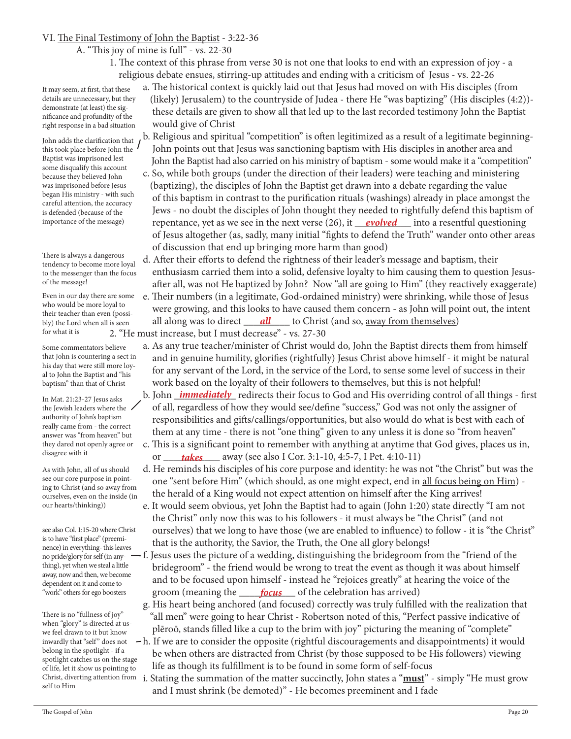## VI. The Final Testimony of John the Baptist - 3:22-36

### A. "This joy of mine is full" - vs. 22-30

1. The context of this phrase from verse 30 is not one that looks to end with an expression of joy - a religious debate ensues, stirring-up attitudes and ending with a criticism of Jesus - vs. 22-26

   a. The historical context is quickly laid out that Jesus had moved on with His disciples (from (likely) Jerusalem) to the countryside of Judea - there He "was baptizing" (His disciples (4:2))- these details are given to show all that led up to the last recorded testimony John the Baptist would give of Christ

   > It may seem, at first, that these details are unnecessary, but they demonstrate (at least) the significance and profundity of the right response in a bad situation

   b. Religious and spiritual "competition" is often legitimized as a result of a legitimate beginning- John points out that Jesus was sanctioning baptism with His disciples in another area and John the Baptist had also carried on his ministry of baptism - some would make it a "competition"

   > John adds the clarification that this took place before John the Baptist was imprisoned lest some disqualify this account because they believed John was imprisoned before Jesus began His ministry - with such careful attention, the accuracy is defended (because of the importance of the message)

   c. So, while both groups (under the direction of their leaders) were teaching and ministering (baptizing), the disciples of John the Baptist get drawn into a debate regarding the value of this baptism in contrast to the purification rituals (washings) already in place amongst the Jews - no doubt the disciples of John thought they needed to rightfully defend this baptism of repentance, yet as we see in the next verse (26), it ___*evolved*___ into a resentful questioning of Jesus altogether (as, sadly, many initial "fights to defend the Truth" wander onto other areas of discussion that end up bringing more harm than good)

   d. After their efforts to defend the rightness of their leader's message and baptism, their enthusiasm carried them into a solid, defensive loyalty to him causing them to question Jesus- after all, was not He baptized by John? Now "all are going to Him" (they reactively exaggerate)

   > There is always a dangerous tendency to become more loyal to the messenger than the focus of the message!

   e. Their numbers (in a legitimate, God-ordained ministry) were shrinking, while those of Jesus were growing, and this looks to have caused them concern - as John will point out, the intent all along was to direct ___*all*___ to Christ (and so, away from themselves)

   > Even in our day there are some who would be more loyal to their teacher than even (possibly) the Lord when all is seen for what it is

2. "He must increase, but I must decrease" - vs. 27-30

   a. As any true teacher/minister of Christ would do, John the Baptist directs them from himself and in genuine humility, glorifies (rightfully) Jesus Christ above himself - it might be natural for any servant of the Lord, in the service of the Lord, to sense some level of success in their work based on the loyalty of their followers to themselves, but this is not helpful!

   > Some commentators believe that John is countering a sect in his day that were still more loyal to John the Baptist and "his baptism" than that of Christ

   b. John ___*immediately*___ redirects their focus to God and His overriding control of all things - first of all, regardless of how they would see/define "success," God was not only the assigner of responsibilities and gifts/callings/opportunities, but also would do what is best with each of them at any time - there is not "one thing" given to any unless it is done so "from heaven"

   > In Mat. 21:23-27 Jesus asks the Jewish leaders where the authority of John's baptism really came from - the correct answer was "from heaven" but they dared not openly agree or disagree with it

   c. This is a significant point to remember with anything at anytime that God gives, places us in, or ___*takes*___ away (see also I Cor. 3:1-10, 4:5-7, I Pet. 4:10-11)

   d. He reminds his disciples of his core purpose and identity: he was not "the Christ" but was the one "sent before Him" (which should, as one might expect, end in all focus being on Him) - the herald of a King would not expect attention on himself after the King arrives!

   > As with John, all of us should see our core purpose in pointing to Christ (and so away from ourselves, even on the inside (in our hearts/thinking))

   e. It would seem obvious, yet John the Baptist had to again (John 1:20) state directly "I am not the Christ" only now this was to his followers - it must always be "the Christ" (and not ourselves) that we long to have those (we are enabled to influence) to follow - it is "the Christ" that is the authority, the Savior, the Truth, the One all glory belongs!

   f. Jesus uses the picture of a wedding, distinguishing the bridegroom from the "friend of the bridegroom" - the friend would be wrong to treat the event as though it was about himself and to be focused upon himself - instead he "rejoices greatly" at hearing the voice of the groom (meaning the ___*focus*___ of the celebration has arrived)

   > see also Col. 1:15-20 where Christ is to have "first place" (preeminence) in everything- this leaves no pride/glory for self (in anything), yet when we steal a little away, now and then, we become dependent on it and come to "work" others for ego boosters

   g. His heart being anchored (and focused) correctly was truly fulfilled with the realization that "all men" were going to hear Christ - Robertson noted of this, "Perfect passive indicative of plēroō, stands filled like a cup to the brim with joy" picturing the meaning of "complete"

   h. If we are to consider the opposite (rightful discouragements and disappointments) it would be when others are distracted from Christ (by those supposed to be His followers) viewing life as though its fulfillment is to be found in some form of self-focus

   > There is no "fullness of joy" when "glory" is directed at us- we feel drawn to it but know inwardly that "self" does not belong in the spotlight - if a spotlight catches us on the stage of life, let it show us pointing to Christ, diverting attention from self to Him

   i. Stating the summation of the matter succinctly, John states a "**must**" - simply "He must grow and I must shrink (be demoted)" - He becomes preeminent and I fade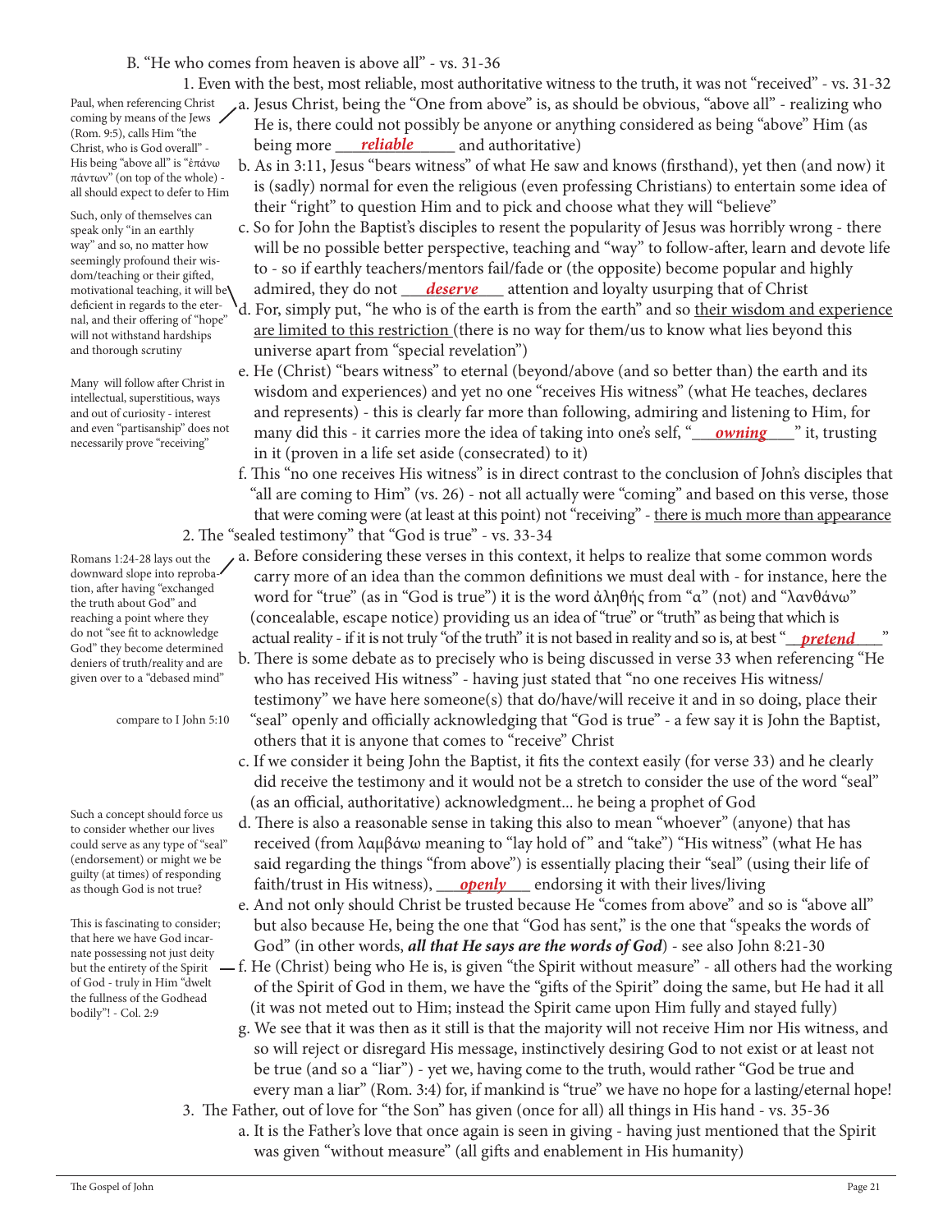B. “He who comes from heaven is above all” - vs. 31-36

1. Even with the best, most reliable, most authoritative witness to the truth, it was not “received” - vs. 31-32

> Paul, when referencing Christ coming by means of the Jews (Rom. 9:5), calls Him “the Christ, who is God overall” - His being “above all” is “ἐπάνω πάντων” (on top of the whole) - all should expect to defer to Him

a. Jesus Christ, being the “One from above” is, as should be obvious, “above all” - realizing who He is, there could not possibly be anyone or anything considered as being “above” Him (as being more ***reliable*** and authoritative)

b. As in 3:11, Jesus “bears witness” of what He saw and knows (firsthand), yet then (and now) it is (sadly) normal for even the religious (even professing Christians) to entertain some idea of their “right” to question Him and to pick and choose what they will “believe”

> Such, only of themselves can speak only “in an earthly way” and so, no matter how seemingly profound their wisdom/teaching or their gifted, motivational teaching, it will be deficient in regards to the eternal, and their offering of “hope” will not withstand hardships and thorough scrutiny

c. So for John the Baptist’s disciples to resent the popularity of Jesus was horribly wrong - there will be no possible better perspective, teaching and “way” to follow-after, learn and devote life to - so if earthly teachers/mentors fail/fade or (the opposite) become popular and highly admired, they do not ***deserve*** attention and loyalty usurping that of Christ

d. For, simply put, “he who is of the earth is from the earth” and so <u>their wisdom and experience are limited to this restriction</u> (there is no way for them/us to know what lies beyond this universe apart from “special revelation”)

> Many will follow after Christ in intellectual, superstitious, ways and out of curiosity - interest and even “partisanship” does not necessarily prove “receiving”

e. He (Christ) “bears witness” to eternal (beyond/above (and so better than) the earth and its wisdom and experiences) and yet no one “receives His witness” (what He teaches, declares and represents) - this is clearly far more than following, admiring and listening to Him, for many did this - it carries more the idea of taking into one’s self, “***owning***” it, trusting in it (proven in a life set aside (consecrated) to it)

f. This “no one receives His witness” is in direct contrast to the conclusion of John’s disciples that “all are coming to Him” (vs. 26) - not all actually were “coming” and based on this verse, those that were coming were (at least at this point) not “receiving” - <u>there is much more than appearance</u>

2. The “sealed testimony” that “God is true” - vs. 33-34

> Romans 1:24-28 lays out the downward slope into reprobation, after having “exchanged the truth about God” and reaching a point where they do not “see fit to acknowledge God” they become determined deniers of truth/reality and are given over to a “debased mind”

a. Before considering these verses in this context, it helps to realize that some common words carry more of an idea than the common definitions we must deal with - for instance, here the word for “true” (as in “God is true”) it is the word ἀληθής from “α” (not) and “λανθάνω” (concealable, escape notice) providing us an idea of “true” or “truth” as being that which is actual reality - if it is not truly “of the truth” it is not based in reality and so is, at best “***pretend***”

> compare to I John 5:10

b. There is some debate as to precisely who is being discussed in verse 33 when referencing “He who has received His witness” - having just stated that “no one receives His witness/testimony” we have here someone(s) that do/have/will receive it and in so doing, place their “seal” openly and officially acknowledging that “God is true” - a few say it is John the Baptist, others that it is anyone that comes to “receive” Christ

c. If we consider it being John the Baptist, it fits the context easily (for verse 33) and he clearly did receive the testimony and it would not be a stretch to consider the use of the word “seal” (as an official, authoritative) acknowledgment... he being a prophet of God

> Such a concept should force us to consider whether our lives could serve as any type of “seal” (endorsement) or might we be guilty (at times) of responding as though God is not true?

d. There is also a reasonable sense in taking this also to mean “whoever” (anyone) that has received (from λαμβάνω meaning to “lay hold of” and “take”) “His witness” (what He has said regarding the things “from above”) is essentially placing their “seal” (using their life of faith/trust in His witness), ***openly*** endorsing it with their lives/living

e. And not only should Christ be trusted because He “comes from above” and so is “above all” but also because He, being the one that “God has sent,” is the one that “speaks the words of God” (in other words, ***all that He says are the words of God***) - see also John 8:21-30

> This is fascinating to consider; that here we have God incarnate possessing not just deity but the entirety of the Spirit of God - truly in Him “dwelt the fullness of the Godhead bodily”! - Col. 2:9

f. He (Christ) being who He is, is given “the Spirit without measure” - all others had the working of the Spirit of God in them, we have the “gifts of the Spirit” doing the same, but He had it all (it was not meted out to Him; instead the Spirit came upon Him fully and stayed fully)

g. We see that it was then as it still is that the majority will not receive Him nor His witness, and so will reject or disregard His message, instinctively desiring God to not exist or at least not be true (and so a “liar”) - yet we, having come to the truth, would rather “God be true and every man a liar” (Rom. 3:4) for, if mankind is “true” we have no hope for a lasting/eternal hope!

3. The Father, out of love for “the Son” has given (once for all) all things in His hand - vs. 35-36

a. It is the Father’s love that once again is seen in giving - having just mentioned that the Spirit was given “without measure” (all gifts and enablement in His humanity)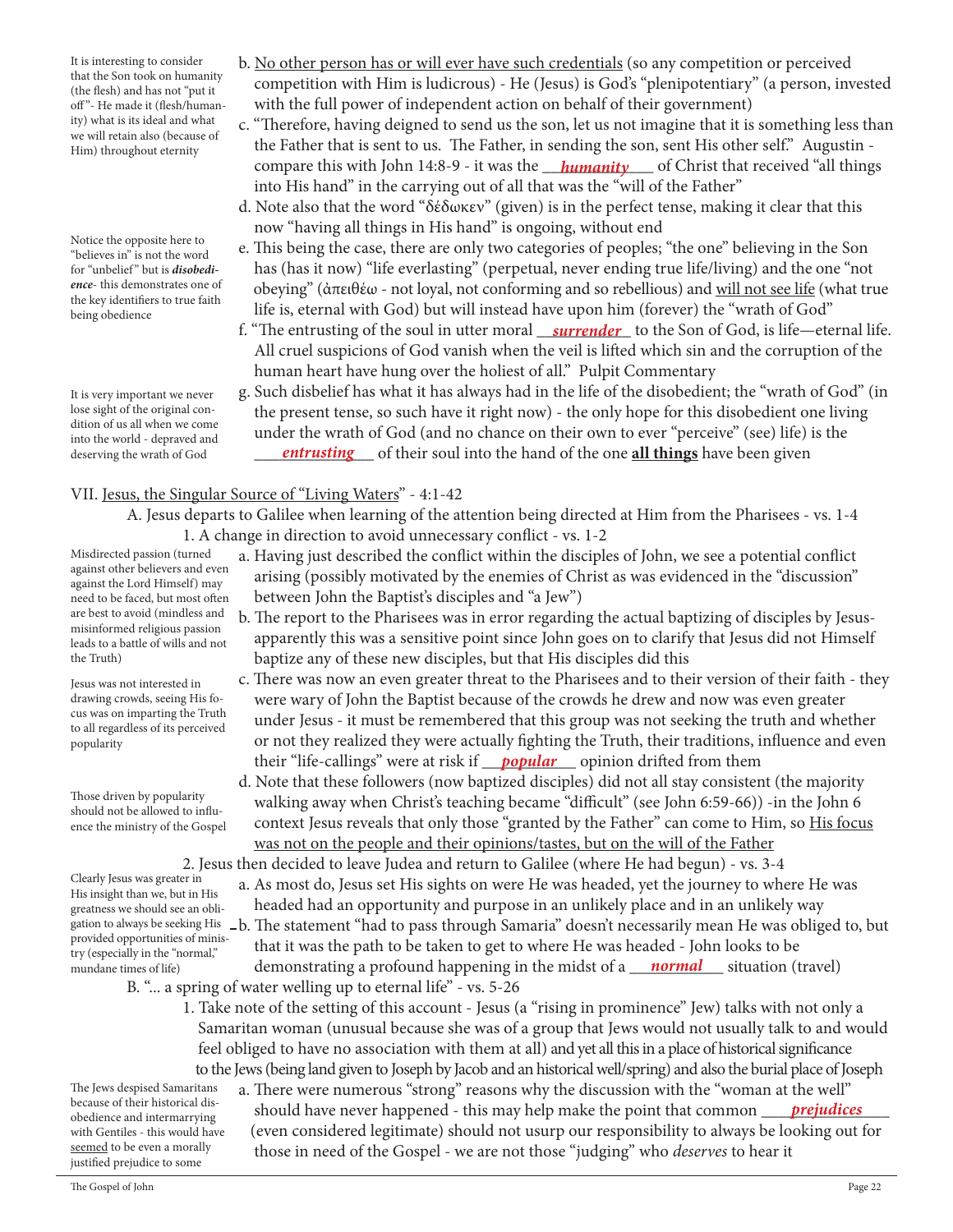b. No other person has or will ever have such credentials (so any competition or perceived competition with Him is ludicrous) - He (Jesus) is God's "plenipotentiary" (a person, invested with the full power of independent action on behalf of their government)

> It is interesting to consider that the Son took on humanity (the flesh) and has not "put it off"- He made it (flesh/humanity) what is its ideal and what we will retain also (because of Him) throughout eternity

c. "Therefore, having deigned to send us the son, let us not imagine that it is something less than the Father that is sent to us. The Father, in sending the son, sent His other self." Augustin - compare this with John 14:8-9 - it was the ***humanity*** of Christ that received "all things into His hand" in the carrying out of all that was the "will of the Father"

d. Note also that the word "δέδωκεν" (given) is in the perfect tense, making it clear that this now "having all things in His hand" is ongoing, without end

> Notice the opposite here to "believes in" is not the word for "unbelief" but is ***disobedience***- this demonstrates one of the key identifiers to true faith being obedience

e. This being the case, there are only two categories of peoples; "the one" believing in the Son has (has it now) "life everlasting" (perpetual, never ending true life/living) and the one "not obeying" (ἀπειθέω - not loyal, not conforming and so rebellious) and will not see life (what true life is, eternal with God) but will instead have upon him (forever) the "wrath of God"

f. "The entrusting of the soul in utter moral ***surrender*** to the Son of God, is life—eternal life. All cruel suspicions of God vanish when the veil is lifted which sin and the corruption of the human heart have hung over the holiest of all." Pulpit Commentary

> It is very important we never lose sight of the original condition of us all when we come into the world - depraved and deserving the wrath of God

g. Such disbelief has what it has always had in the life of the disobedient; the "wrath of God" (in the present tense, so such have it right now) - the only hope for this disobedient one living under the wrath of God (and no chance on their own to ever "perceive" (see) life) is the ***entrusting*** of their soul into the hand of the one **all things** have been given

VII. Jesus, the Singular Source of "Living Waters" - 4:1-42

A. Jesus departs to Galilee when learning of the attention being directed at Him from the Pharisees - vs. 1-4

1. A change in direction to avoid unnecessary conflict - vs. 1-2

> Misdirected passion (turned against other believers and even against the Lord Himself) may need to be faced, but most often are best to avoid (mindless and misinformed religious passion leads to a battle of wills and not the Truth)

a. Having just described the conflict within the disciples of John, we see a potential conflict arising (possibly motivated by the enemies of Christ as was evidenced in the "discussion" between John the Baptist's disciples and "a Jew")

b. The report to the Pharisees was in error regarding the actual baptizing of disciples by Jesus- apparently this was a sensitive point since John goes on to clarify that Jesus did not Himself baptize any of these new disciples, but that His disciples did this

> Jesus was not interested in drawing crowds, seeing His focus was on imparting the Truth to all regardless of its perceived popularity

c. There was now an even greater threat to the Pharisees and to their version of their faith - they were wary of John the Baptist because of the crowds he drew and now was even greater under Jesus - it must be remembered that this group was not seeking the truth and whether or not they realized they were actually fighting the Truth, their traditions, influence and even their "life-callings" were at risk if ***popular*** opinion drifted from them

> Those driven by popularity should not be allowed to influence the ministry of the Gospel

d. Note that these followers (now baptized disciples) did not all stay consistent (the majority walking away when Christ's teaching became "difficult" (see John 6:59-66)) -in the John 6 context Jesus reveals that only those "granted by the Father" can come to Him, so His focus was not on the people and their opinions/tastes, but on the will of the Father

2. Jesus then decided to leave Judea and return to Galilee (where He had begun) - vs. 3-4

> Clearly Jesus was greater in His insight than we, but in His greatness we should see an obligation to always be seeking His provided opportunities of ministry (especially in the "normal," mundane times of life)

a. As most do, Jesus set His sights on were He was headed, yet the journey to where He was headed had an opportunity and purpose in an unlikely place and in an unlikely way

b. The statement "had to pass through Samaria" doesn't necessarily mean He was obliged to, but that it was the path to be taken to get to where He was headed - John looks to be demonstrating a profound happening in the midst of a ***normal*** situation (travel)

B. "... a spring of water welling up to eternal life" - vs. 5-26

1. Take note of the setting of this account - Jesus (a "rising in prominence" Jew) talks with not only a Samaritan woman (unusual because she was of a group that Jews would not usually talk to and would feel obliged to have no association with them at all) and yet all this in a place of historical significance to the Jews (being land given to Joseph by Jacob and an historical well/spring) and also the burial place of Joseph

> The Jews despised Samaritans because of their historical disobedience and intermarrying with Gentiles - this would have seemed to be even a morally justified prejudice to some

a. There were numerous "strong" reasons why the discussion with the "woman at the well" should have never happened - this may help make the point that common ***prejudices*** (even considered legitimate) should not usurp our responsibility to always be looking out for those in need of the Gospel - we are not those "judging" who *deserves* to hear it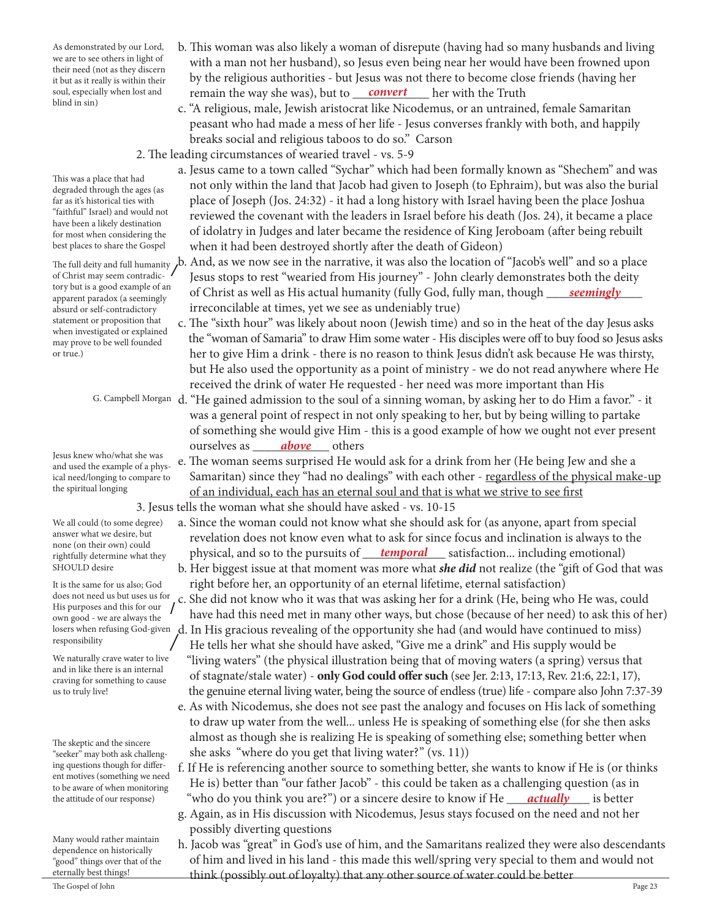> As demonstrated by our Lord, we are to see others in light of their need (not as they discern it but as it really is within their soul, especially when lost and blind in sin)

b. This woman was also likely a woman of disrepute (having had so many husbands and living with a man not her husband), so Jesus even being near her would have been frowned upon by the religious authorities - but Jesus was not there to become close friends (having her remain the way she was), but to ___***convert***___ her with the Truth

c. "A religious, male, Jewish aristocrat like Nicodemus, or an untrained, female Samaritan peasant who had made a mess of her life - Jesus converses frankly with both, and happily breaks social and religious taboos to do so." Carson

2. The leading circumstances of wearied travel - vs. 5-9

> This was a place that had degraded through the ages (as far as it's historical ties with "faithful" Israel) and would not have been a likely destination for most when considering the best places to share the Gospel

a. Jesus came to a town called "Sychar" which had been formally known as "Shechem" and was not only within the land that Jacob had given to Joseph (to Ephraim), but was also the burial place of Joseph (Jos. 24:32) - it had a long history with Israel having been the place Joshua reviewed the covenant with the leaders in Israel before his death (Jos. 24), it became a place of idolatry in Judges and later became the residence of King Jeroboam (after being rebuilt when it had been destroyed shortly after the death of Gideon)

> The full deity and full humanity of Christ may seem contradictory but is a good example of an apparent paradox (a seemingly absurd or self-contradictory statement or proposition that when investigated or explained may prove to be well founded or true.)

b. And, as we now see in the narrative, it was also the location of "Jacob's well" and so a place Jesus stops to rest "wearied from His journey" - John clearly demonstrates both the deity of Christ as well as His actual humanity (fully God, fully man, though ___***seemingly***___ irreconcilable at times, yet we see as undeniably true)

c. The "sixth hour" was likely about noon (Jewish time) and so in the heat of the day Jesus asks the "woman of Samaria" to draw Him some water - His disciples were off to buy food so Jesus asks her to give Him a drink - there is no reason to think Jesus didn't ask because He was thirsty, but He also used the opportunity as a point of ministry - we do not read anywhere where He received the drink of water He requested - her need was more important than His

> G. Campbell Morgan

d. "He gained admission to the soul of a sinning woman, by asking her to do Him a favor." - it was a general point of respect in not only speaking to her, but by being willing to partake of something she would give Him - this is a good example of how we ought not ever present ourselves as ___***above***___ others

> Jesus knew who/what she was and used the example of a physical need/longing to compare to the spiritual longing

e. The woman seems surprised He would ask for a drink from her (He being Jew and she a Samaritan) since they "had no dealings" with each other - <u>regardless of the physical make-up of an individual, each has an eternal soul and that is what we strive to see first</u>

3. Jesus tells the woman what she should have asked - vs. 10-15

> We all could (to some degree) answer what we desire, but none (on their own) could rightfully determine what they SHOULD desire

a. Since the woman could not know what she should ask for (as anyone, apart from special revelation does not know even what to ask for since focus and inclination is always to the physical, and so to the pursuits of ___***temporal***___ satisfaction... including emotional)

> It is the same for us also; God does not need us but uses us for His purposes and this for our own good - we are always the losers when refusing God-given responsibility

b. Her biggest issue at that moment was more what ***she did*** not realize (the "gift of God that was right before her, an opportunity of an eternal lifetime, eternal satisfaction)

c. She did not know who it was that was asking her for a drink (He, being who He was, could have had this need met in many other ways, but chose (because of her need) to ask this of her)

> We naturally crave water to live and in like there is an internal craving for something to cause us to truly live!

d. In His gracious revealing of the opportunity she had (and would have continued to miss) He tells her what she should have asked, "Give me a drink" and His supply would be "living waters" (the physical illustration being that of moving waters (a spring) versus that of stagnate/stale water) - **only God could offer such** (see Jer. 2:13, 17:13, Rev. 21:6, 22:1, 17), the genuine eternal living water, being the source of endless (true) life - compare also John 7:37-39

e. As with Nicodemus, she does not see past the analogy and focuses on His lack of something to draw up water from the well... unless He is speaking of something else (for she then asks almost as though she is realizing He is speaking of something else; something better when she asks "where do you get that living water?" (vs. 11))

> The skeptic and the sincere "seeker" may both ask challenging questions though for different motives (something we need to be aware of when monitoring the attitude of our response)

f. If He is referencing another source to something better, she wants to know if He is (or thinks He is) better than "our father Jacob" - this could be taken as a challenging question (as in "who do you think you are?") or a sincere desire to know if He ___***actually***___ is better

g. Again, as in His discussion with Nicodemus, Jesus stays focused on the need and not her possibly diverting questions

> Many would rather maintain dependence on historically "good" things over that of the eternally best things!

h. Jacob was "great" in God's use of him, and the Samaritans realized they were also descendants of him and lived in his land - this made this well/spring very special to them and would not think (possibly out of loyalty) that any other source of water could be better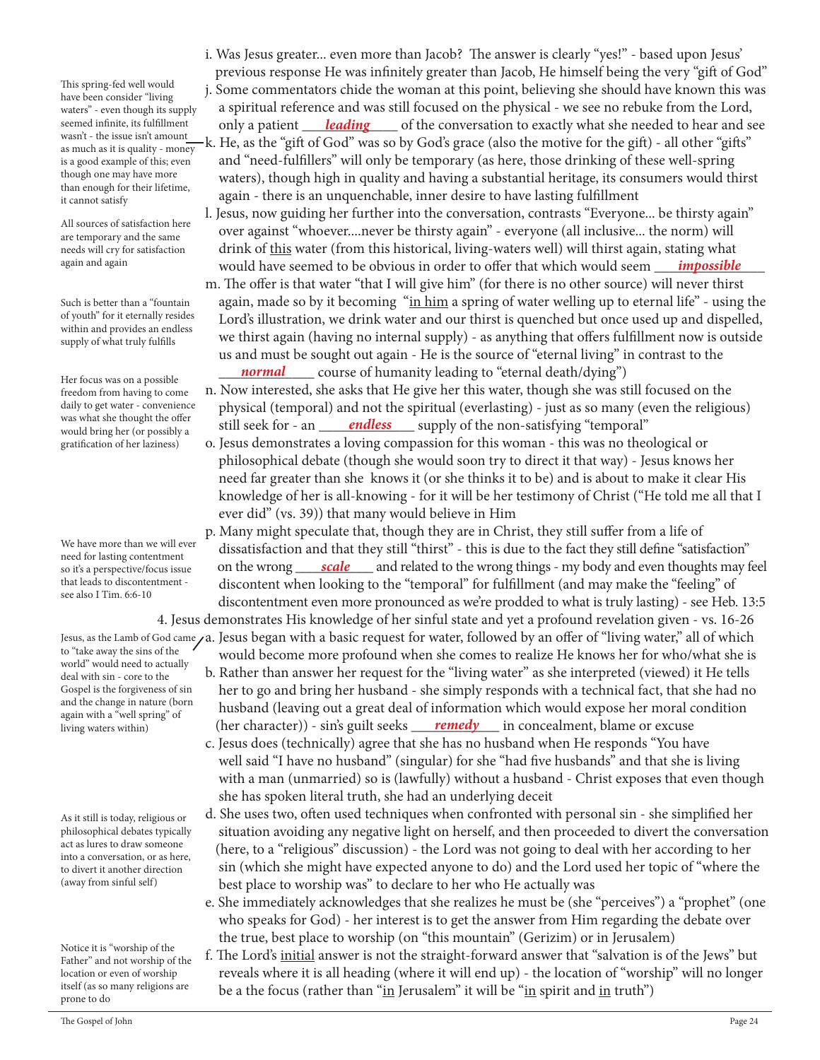i. Was Jesus greater... even more than Jacob? The answer is clearly "yes!" - based upon Jesus' previous response He was infinitely greater than Jacob, He himself being the very "gift of God"

j. Some commentators chide the woman at this point, believing she should have known this was a spiritual reference and was still focused on the physical - we see no rebuke from the Lord, only a patient ***leading*** of the conversation to exactly what she needed to hear and see

> This spring-fed well would have been consider "living waters" - even though its supply seemed infinite, its fulfillment wasn't - the issue isn't amount as much as it is quality - money is a good example of this; even though one may have more than enough for their lifetime, it cannot satisfy

k. He, as the "gift of God" was so by God's grace (also the motive for the gift) - all other "gifts" and "need-fulfillers" will only be temporary (as here, those drinking of these well-spring waters), though high in quality and having a substantial heritage, its consumers would thirst again - there is an unquenchable, inner desire to have lasting fulfillment

> All sources of satisfaction here are temporary and the same needs will cry for satisfaction again and again

l. Jesus, now guiding her further into the conversation, contrasts "Everyone... be thirsty again" over against "whoever....never be thirsty again" - everyone (all inclusive... the norm) will drink of <u>this</u> water (from this historical, living-waters well) will thirst again, stating what would have seemed to be obvious in order to offer that which would seem ***impossible***

> Such is better than a "fountain of youth" for it eternally resides within and provides an endless supply of what truly fulfills

m. The offer is that water "that I will give him" (for there is no other source) will never thirst again, made so by it becoming "<u>in him</u> a spring of water welling up to eternal life" - using the Lord's illustration, we drink water and our thirst is quenched but once used up and dispelled, we thirst again (having no internal supply) - as anything that offers fulfillment now is outside us and must be sought out again - He is the source of "eternal living" in contrast to the ***normal*** course of humanity leading to "eternal death/dying")

> Her focus was on a possible freedom from having to come daily to get water - convenience was what she thought the offer would bring her (or possibly a gratification of her laziness)

n. Now interested, she asks that He give her this water, though she was still focused on the physical (temporal) and not the spiritual (everlasting) - just as so many (even the religious) still seek for - an ***endless*** supply of the non-satisfying "temporal"

o. Jesus demonstrates a loving compassion for this woman - this was no theological or philosophical debate (though she would soon try to direct it that way) - Jesus knows her need far greater than she knows it (or she thinks it to be) and is about to make it clear His knowledge of her is all-knowing - for it will be her testimony of Christ ("He told me all that I ever did" (vs. 39)) that many would believe in Him

> We have more than we will ever need for lasting contentment so it's a perspective/focus issue that leads to discontentment - see also I Tim. 6:6-10

p. Many might speculate that, though they are in Christ, they still suffer from a life of dissatisfaction and that they still "thirst" - this is due to the fact they still define "satisfaction" on the wrong ***scale*** and related to the wrong things - my body and even thoughts may feel discontent when looking to the "temporal" for fulfillment (and may make the "feeling" of discontentment even more pronounced as we're prodded to what is truly lasting) - see Heb. 13:5

4. Jesus demonstrates His knowledge of her sinful state and yet a profound revelation given - vs. 16-26

> Jesus, as the Lamb of God came to "take away the sins of the world" would need to actually deal with sin - core to the Gospel is the forgiveness of sin and the change in nature (born again with a "well spring" of living waters within)

a. Jesus began with a basic request for water, followed by an offer of "living water," all of which would become more profound when she comes to realize He knows her for who/what she is

b. Rather than answer her request for the "living water" as she interpreted (viewed) it He tells her to go and bring her husband - she simply responds with a technical fact, that she had no husband (leaving out a great deal of information which would expose her moral condition (her character)) - sin's guilt seeks ***remedy*** in concealment, blame or excuse

c. Jesus does (technically) agree that she has no husband when He responds "You have well said "I have no husband" (singular) for she "had five husbands" and that she is living with a man (unmarried) so is (lawfully) without a husband - Christ exposes that even though she has spoken literal truth, she had an underlying deceit

> As it still is today, religious or philosophical debates typically act as lures to draw someone into a conversation, or as here, to divert it another direction (away from sinful self)

d. She uses two, often used techniques when confronted with personal sin - she simplified her situation avoiding any negative light on herself, and then proceeded to divert the conversation (here, to a "religious" discussion) - the Lord was not going to deal with her according to her sin (which she might have expected anyone to do) and the Lord used her topic of "where the best place to worship was" to declare to her who He actually was

e. She immediately acknowledges that she realizes he must be (she "perceives") a "prophet" (one who speaks for God) - her interest is to get the answer from Him regarding the debate over the true, best place to worship (on "this mountain" (Gerizim) or in Jerusalem)

> Notice it is "worship of the Father" and not worship of the location or even of worship itself (as so many religions are prone to do

f. The Lord's <u>initial</u> answer is not the straight-forward answer that "salvation is of the Jews" but reveals where it is all heading (where it will end up) - the location of "worship" will no longer be a the focus (rather than "<u>in</u> Jerusalem" it will be "<u>in</u> spirit and <u>in</u> truth")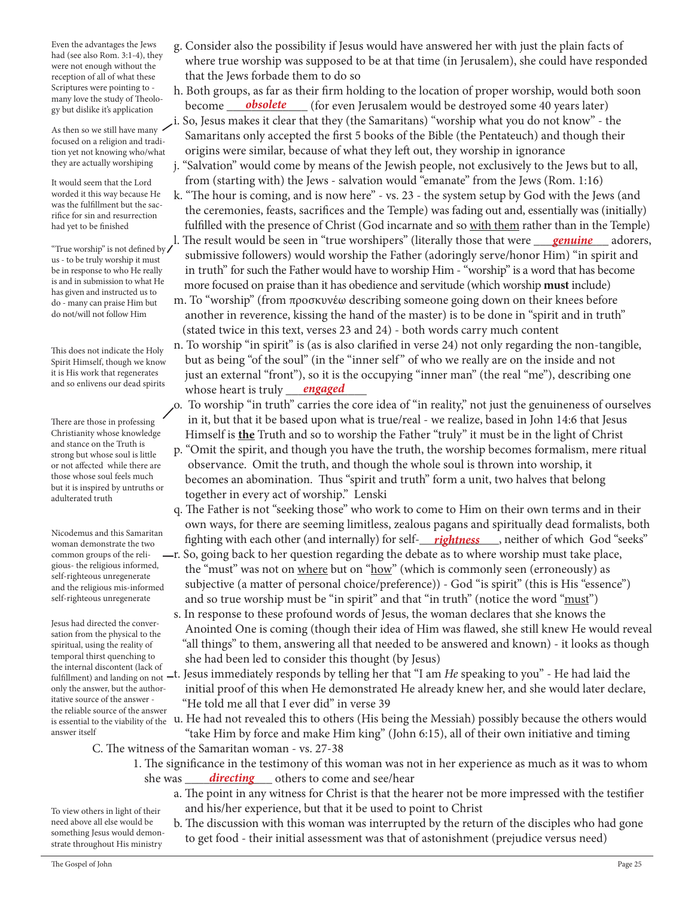g. Consider also the possibility if Jesus would have answered her with just the plain facts of where true worship was supposed to be at that time (in Jerusalem), she could have responded that the Jews forbade them to do so

h. Both groups, as far as their firm holding to the location of proper worship, would both soon become ***obsolete*** (for even Jerusalem would be destroyed some 40 years later)

> Even the advantages the Jews had (see also Rom. 3:1-4), they were not enough without the reception of all of what these Scriptures were pointing to - many love the study of Theology but dislike it's application

i. So, Jesus makes it clear that they (the Samaritans) "worship what you do not know" - the Samaritans only accepted the first 5 books of the Bible (the Pentateuch) and though their origins were similar, because of what they left out, they worship in ignorance

> As then so we still have many focused on a religion and tradition yet not knowing who/what they are actually worshiping

j. "Salvation" would come by means of the Jewish people, not exclusively to the Jews but to all, from (starting with) the Jews - salvation would "emanate" from the Jews (Rom. 1:16)

k. "The hour is coming, and is now here" - vs. 23 - the system setup by God with the Jews (and the ceremonies, feasts, sacrifices and the Temple) was fading out and, essentially was (initially) fulfilled with the presence of Christ (God incarnate and so with them rather than in the Temple)

> It would seem that the Lord worded it this way because He was the fulfillment but the sacrifice for sin and resurrection had yet to be finished

l. The result would be seen in "true worshipers" (literally those that were ***genuine*** adorers, submissive followers) would worship the Father (adoringly serve/honor Him) "in spirit and in truth" for such the Father would have to worship Him - "worship" is a word that has become more focused on praise than it has obedience and servitude (which worship **must** include)

> "True worship" is not defined by us - to be truly worship it must be in response to who He really is and in submission to what He has given and instructed us to do - many can praise Him but do not/will not follow Him

m. To "worship" (from προσκυνέω describing someone going down on their knees before another in reverence, kissing the hand of the master) is to be done in "spirit and in truth" (stated twice in this text, verses 23 and 24) - both words carry much content

n. To worship "in spirit" is (as is also clarified in verse 24) not only regarding the non-tangible, but as being "of the soul" (in the "inner self" of who we really are on the inside and not just an external "front"), so it is the occupying "inner man" (the real "me"), describing one whose heart is truly ***engaged***

> This does not indicate the Holy Spirit Himself, though we know it is His work that regenerates and so enlivens our dead spirits

o. To worship "in truth" carries the core idea of "in reality," not just the genuineness of ourselves in it, but that it be based upon what is true/real - we realize, based in John 14:6 that Jesus Himself is **the** Truth and so to worship the Father "truly" it must be in the light of Christ

p. "Omit the spirit, and though you have the truth, the worship becomes formalism, mere ritual observance. Omit the truth, and though the whole soul is thrown into worship, it becomes an abomination. Thus "spirit and truth" form a unit, two halves that belong together in every act of worship." Lenski

> There are those in professing Christianity whose knowledge and stance on the Truth is strong but whose soul is little or not affected while there are those whose soul feels much but it is inspired by untruths or adulterated truth

q. The Father is not "seeking those" who work to come to Him on their own terms and in their own ways, for there are seeming limitless, zealous pagans and spiritually dead formalists, both fighting with each other (and internally) for self-***rightness***, neither of which God "seeks"

r. So, going back to her question regarding the debate as to where worship must take place, the "must" was not on where but on "how" (which is commonly seen (erroneously) as subjective (a matter of personal choice/preference)) - God "is spirit" (this is His "essence") and so true worship must be "in spirit" and that "in truth" (notice the word "must")

> Nicodemus and this Samaritan woman demonstrate the two common groups of the religious- the religious informed, self-righteous unregenerate and the religious mis-informed self-righteous unregenerate

s. In response to these profound words of Jesus, the woman declares that she knows the Anointed One is coming (though their idea of Him was flawed, she still knew He would reveal "all things" to them, answering all that needed to be answered and known) - it looks as though she had been led to consider this thought (by Jesus)

t. Jesus immediately responds by telling her that "I am *He* speaking to you" - He had laid the initial proof of this when He demonstrated He already knew her, and she would later declare, "He told me all that I ever did" in verse 39

> Jesus had directed the conversation from the physical to the spiritual, using the reality of temporal thirst quenching to the internal discontent (lack of fulfillment) and landing on not only the answer, but the authoritative source of the answer - the reliable source of the answer is essential to the viability of the answer itself

u. He had not revealed this to others (His being the Messiah) possibly because the others would "take Him by force and make Him king" (John 6:15), all of their own initiative and timing

C. The witness of the Samaritan woman - vs. 27-38

1. The significance in the testimony of this woman was not in her experience as much as it was to whom she was ***directing*** others to come and see/hear

a. The point in any witness for Christ is that the hearer not be more impressed with the testifier and his/her experience, but that it be used to point to Christ

b. The discussion with this woman was interrupted by the return of the disciples who had gone to get food - their initial assessment was that of astonishment (prejudice versus need)

> To view others in light of their need above all else would be something Jesus would demonstrate throughout His ministry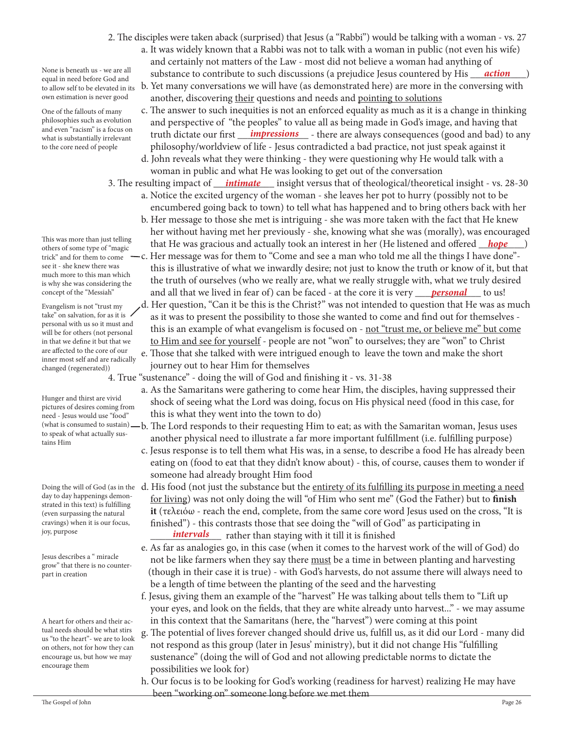2. The disciples were taken aback (surprised) that Jesus (a "Rabbi") would be talking with a woman - vs. 27

   a. It was widely known that a Rabbi was not to talk with a woman in public (not even his wife) and certainly not matters of the Law - most did not believe a woman had anything of substance to contribute to such discussions (a prejudice Jesus countered by His ***action***)

   > None is beneath us - we are all equal in need before God and to allow self to be elevated in its own estimation is never good

   b. Yet many conversations we will have (as demonstrated here) are more in the conversing with another, discovering their questions and needs and pointing to solutions

   > One of the fallouts of many philosophies such as evolution and even "racism" is a focus on what is substantially irrelevant to the core need of people

   c. The answer to such inequities is not an enforced equality as much as it is a change in thinking and perspective of "the peoples" to value all as being made in God's image, and having that truth dictate our first ***impressions*** - there are always consequences (good and bad) to any philosophy/worldview of life - Jesus contradicted a bad practice, not just speak against it

   d. John reveals what they were thinking - they were questioning why He would talk with a woman in public and what He was looking to get out of the conversation

3. The resulting impact of ***intimate*** insight versus that of theological/theoretical insight - vs. 28-30

   a. Notice the excited urgency of the woman - she leaves her pot to hurry (possibly not to be encumbered going back to town) to tell what has happened and to bring others back with her

   b. Her message to those she met is intriguing - she was more taken with the fact that He knew her without having met her previously - she, knowing what she was (morally), was encouraged that He was gracious and actually took an interest in her (He listened and offered ***hope***)

   > This was more than just telling others of some type of "magic trick" and for them to come see it - she knew there was much more to this man which is why she was considering the concept of the "Messiah"

   c. Her message was for them to "Come and see a man who told me all the things I have done"- this is illustrative of what we inwardly desire; not just to know the truth or know of it, but that the truth of ourselves (who we really are, what we really struggle with, what we truly desired and all that we lived in fear of) can be faced - at the core it is very ***personal*** to us!

   > Evangelism is not "trust my take" on salvation, for as it is personal with us so it must and will be for others (not personal in that we define it but that we are affected to the core of our inner most self and are radically changed (regenerated))

   d. Her question, "Can it be this is the Christ?" was not intended to question that He was as much as it was to present the possibility to those she wanted to come and find out for themselves - this is an example of what evangelism is focused on - not "trust me, or believe me" but come to Him and see for yourself - people are not "won" to ourselves; they are "won" to Christ

   e. Those that she talked with were intrigued enough to leave the town and make the short journey out to hear Him for themselves

4. True "sustenance" - doing the will of God and finishing it - vs. 31-38

   a. As the Samaritans were gathering to come hear Him, the disciples, having suppressed their shock of seeing what the Lord was doing, focus on His physical need (food in this case, for this is what they went into the town to do)

   > Hunger and thirst are vivid pictures of desires coming from need - Jesus would use "food" (what is consumed to sustain) to speak of what actually sustains Him

   b. The Lord responds to their requesting Him to eat; as with the Samaritan woman, Jesus uses another physical need to illustrate a far more important fulfillment (i.e. fulfilling purpose)

   c. Jesus response is to tell them what His was, in a sense, to describe a food He has already been eating on (food to eat that they didn't know about) - this, of course, causes them to wonder if someone had already brought Him food

   d. His food (not just the substance but the entirety of its fulfilling its purpose in meeting a need for living) was not only doing the will "of Him who sent me" (God the Father) but to **finish it** (τελειόω - reach the end, complete, from the same core word Jesus used on the cross, "It is finished") - this contrasts those that see doing the "will of God" as participating in ***intervals*** rather than staying with it till it is finished

   > Doing the will of God (as in the day to day happenings demonstrated in this text) is fulfilling (even surpassing the natural cravings) when it is our focus, joy, purpose

   e. As far as analogies go, in this case (when it comes to the harvest work of the will of God) do not be like farmers when they say there must be a time in between planting and harvesting (though in their case it is true) - with God's harvests, do not assume there will always need to be a length of time between the planting of the seed and the harvesting

   > Jesus describes a "miracle grow" that there is no counterpart in creation

   f. Jesus, giving them an example of the "harvest" He was talking about tells them to "Lift up your eyes, and look on the fields, that they are white already unto harvest..." - we may assume in this context that the Samaritans (here, the "harvest") were coming at this point

   g. The potential of lives forever changed should drive us, fulfill us, as it did our Lord - many did not respond as this group (later in Jesus' ministry), but it did not change His "fulfilling sustenance" (doing the will of God and not allowing predictable norms to dictate the possibilities we look for)

   > A heart for others and their actual needs should be what stirs us "to the heart"- we are to look on others, not for how they can encourage us, but how we may encourage them

   h. Our focus is to be looking for God's working (readiness for harvest) realizing He may have been "working on" someone long before we met them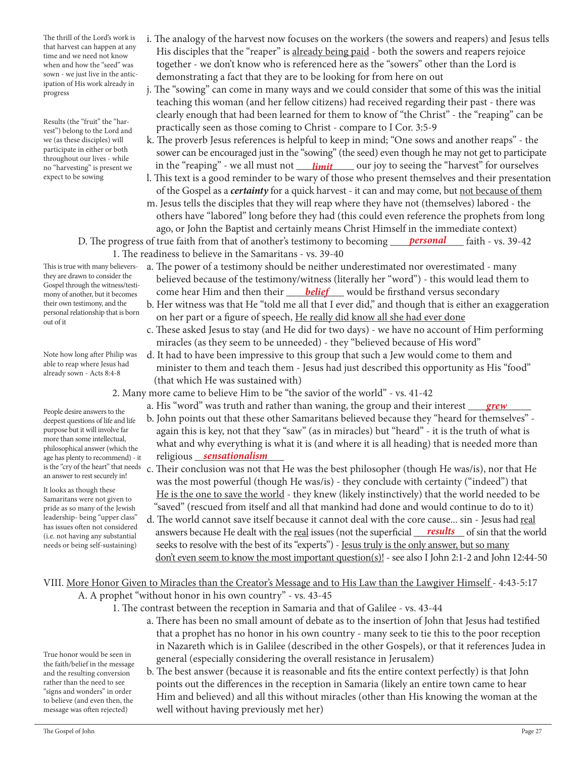The thrill of the Lord's work is that harvest can happen at any time and we need not know when and how the "seed" was sown - we just live in the anticipation of His work already in progress

i. The analogy of the harvest now focuses on the workers (the sowers and reapers) and Jesus tells His disciples that the "reaper" is <u>already being paid</u> - both the sowers and reapers rejoice together - we don't know who is referenced here as the "sowers" other than the Lord is demonstrating a fact that they are to be looking for from here on out

Results (the "fruit" the "harvest") belong to the Lord and we (as these disciples) will participate in either or both throughout our lives - while no "harvesting" is present we expect to be sowing

j. The "sowing" can come in many ways and we could consider that some of this was the initial teaching this woman (and her fellow citizens) had received regarding their past - there was clearly enough that had been learned for them to know of "the Christ" - the "reaping" can be practically seen as those coming to Christ - compare to I Cor. 3:5-9

k. The proverb Jesus references is helpful to keep in mind; "One sows and another reaps" - the sower can be encouraged just in the "sowing" (the seed) even though he may not get to participate in the "reaping" - we all must not ___***limit***___ our joy to seeing the "harvest" for ourselves

l. This text is a good reminder to be wary of those who present themselves and their presentation of the Gospel as a ***certainty*** for a quick harvest - it can and may come, but <u>not because of them</u>

m. Jesus tells the disciples that they will reap where they have not (themselves) labored - the others have "labored" long before they had (this could even reference the prophets from long ago, or John the Baptist and certainly means Christ Himself in the immediate context)

D. The progress of true faith from that of another's testimony to becoming ___***personal***___ faith - vs. 39-42

1. The readiness to believe in the Samaritans - vs. 39-40

This is true with many believers- they are drawn to consider the Gospel through the witness/testimony of another, but it becomes their own testimony, and the personal relationship that is born out of it

a. The power of a testimony should be neither underestimated nor overestimated - many believed because of the testimony/witness (literally her "word") - this would lead them to come hear Him and then their ___***belief***___ would be firsthand versus secondary

b. Her witness was that He "told me all that I ever did," and though that is either an exaggeration on her part or a figure of speech, <u>He really did know all she had ever done</u>

c. These asked Jesus to stay (and He did for two days) - we have no account of Him performing miracles (as they seem to be unneeded) - they "believed because of His word"

Note how long after Philip was able to reap where Jesus had already sown - Acts 8:4-8

d. It had to have been impressive to this group that such a Jew would come to them and minister to them and teach them - Jesus had just described this opportunity as His "food" (that which He was sustained with)

2. Many more came to believe Him to be "the savior of the world" - vs. 41-42

a. His "word" was truth and rather than waning, the group and their interest ___***grew***___

People desire answers to the deepest questions of life and life purpose but it will involve far more than some intellectual, philosophical answer (which the age has plenty to recommend) - it is the "cry of the heart" that needs an answer to rest securely in!

b. John points out that these other Samaritans believed because they "heard for themselves" - again this is key, not that they "saw" (as in miracles) but "heard" - it is the truth of what is what and why everything is what it is (and where it is all heading) that is needed more than religious ___***sensationalism***___

c. Their conclusion was not that He was the best philosopher (though He was/is), nor that He was the most powerful (though He was/is) - they conclude with certainty ("indeed") that <u>He is the one to save the world</u> - they knew (likely instinctively) that the world needed to be "saved" (rescued from itself and all that mankind had done and would continue to do to it)

It looks as though these Samaritans were not given to pride as so many of the Jewish leadership- being "upper class" has issues often not considered (i.e. not having any substantial needs or being self-sustaining)

d. The world cannot save itself because it cannot deal with the core cause... sin - Jesus had <u>real</u> answers because He dealt with the <u>real</u> issues (not the superficial ___***results***___ of sin that the world seeks to resolve with the best of its "experts") - <u>Jesus truly is the only answer, but so many don't even seem to know the most important question(s)!</u> - see also I John 2:1-2 and John 12:44-50

VIII. <u>More Honor Given to Miracles than the Creator's Message and to His Law than the Lawgiver Himself</u> - 4:43-5:17

A. A prophet "without honor in his own country" - vs. 43-45

1. The contrast between the reception in Samaria and that of Galilee - vs. 43-44

a. There has been no small amount of debate as to the insertion of John that Jesus had testified that a prophet has no honor in his own country - many seek to tie this to the poor reception in Nazareth which is in Galilee (described in the other Gospels), or that it references Judea in general (especially considering the overall resistance in Jerusalem)

True honor would be seen in the faith/belief in the message and the resulting conversion rather than the need to see "signs and wonders" in order to believe (and even then, the message was often rejected)

b. The best answer (because it is reasonable and fits the entire context perfectly) is that John points out the differences in the reception in Samaria (likely an entire town came to hear Him and believed) and all this without miracles (other than His knowing the woman at the well without having previously met her)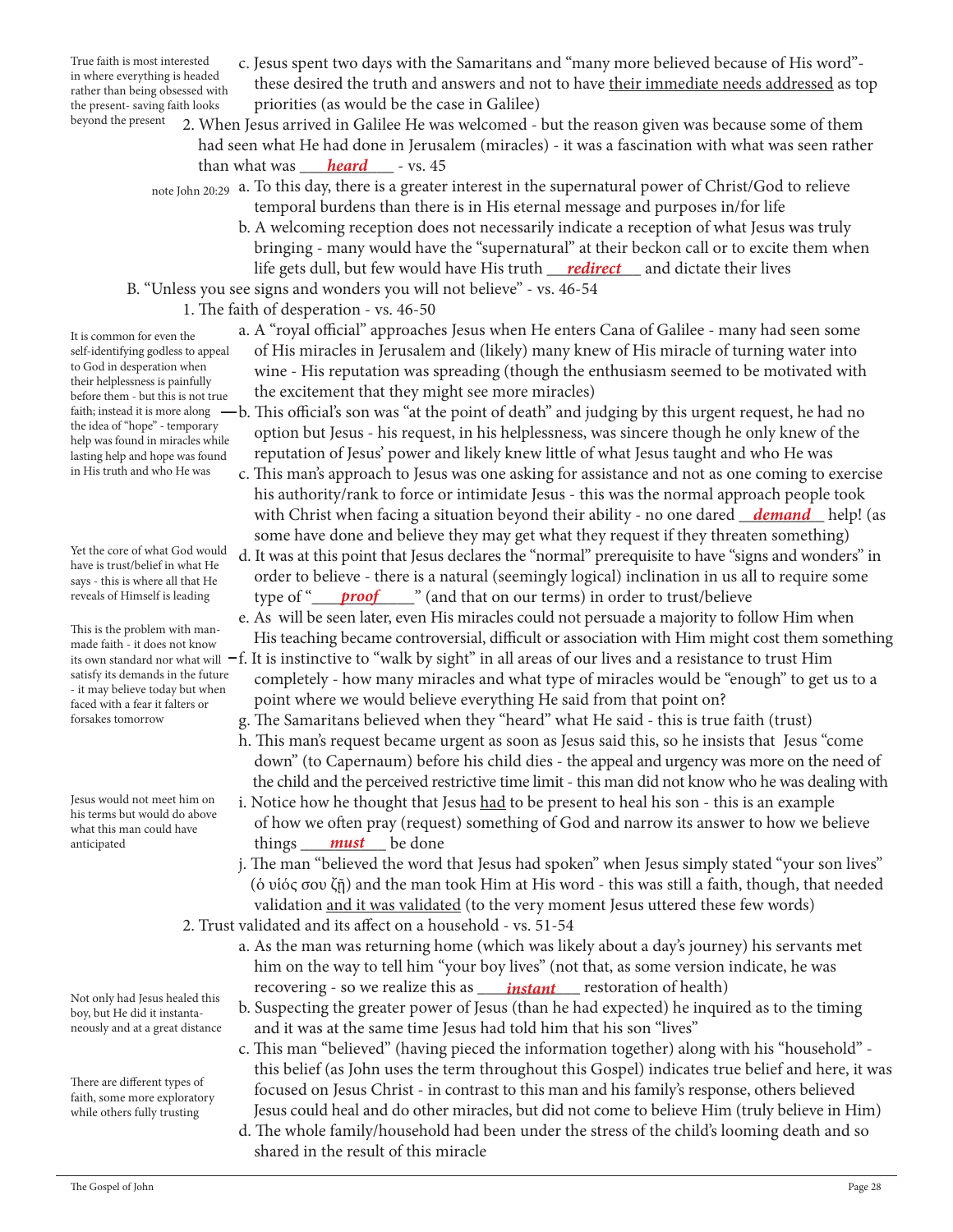> True faith is most interested in where everything is headed rather than being obsessed with the present- saving faith looks beyond the present

c. Jesus spent two days with the Samaritans and "many more believed because of His word"- these desired the truth and answers and not to have <u>their immediate needs addressed</u> as top priorities (as would be the case in Galilee)

2. When Jesus arrived in Galilee He was welcomed - but the reason given was because some of them had seen what He had done in Jerusalem (miracles) - it was a fascination with what was seen rather than what was ___***heard***___ - vs. 45

> note John 20:29

a. To this day, there is a greater interest in the supernatural power of Christ/God to relieve temporal burdens than there is in His eternal message and purposes in/for life

b. A welcoming reception does not necessarily indicate a reception of what Jesus was truly bringing - many would have the "supernatural" at their beckon call or to excite them when life gets dull, but few would have His truth ___***redirect***___ and dictate their lives

B. "Unless you see signs and wonders you will not believe" - vs. 46-54

1. The faith of desperation - vs. 46-50

> It is common for even the self-identifying godless to appeal to God in desperation when their helplessness is painfully before them - but this is not true faith; instead it is more along the idea of "hope" - temporary help was found in miracles while lasting help and hope was found in His truth and who He was

a. A "royal official" approaches Jesus when He enters Cana of Galilee - many had seen some of His miracles in Jerusalem and (likely) many knew of His miracle of turning water into wine - His reputation was spreading (though the enthusiasm seemed to be motivated with the excitement that they might see more miracles)

b. This official's son was "at the point of death" and judging by this urgent request, he had no option but Jesus - his request, in his helplessness, was sincere though he only knew of the reputation of Jesus' power and likely knew little of what Jesus taught and who He was

c. This man's approach to Jesus was one asking for assistance and not as one coming to exercise his authority/rank to force or intimidate Jesus - this was the normal approach people took with Christ when facing a situation beyond their ability - no one dared ___***demand***___ help! (as some have done and believe they may get what they request if they threaten something)

> Yet the core of what God would have is trust/belief in what He says - this is where all that He reveals of Himself is leading

d. It was at this point that Jesus declares the "normal" prerequisite to have "signs and wonders" in order to believe - there is a natural (seemingly logical) inclination in us all to require some type of "___***proof***___" (and that on our terms) in order to trust/believe

> This is the problem with man-made faith - it does not know its own standard nor what will satisfy its demands in the future - it may believe today but when faced with a fear it falters or forsakes tomorrow

e. As will be seen later, even His miracles could not persuade a majority to follow Him when His teaching became controversial, difficult or association with Him might cost them something

f. It is instinctive to "walk by sight" in all areas of our lives and a resistance to trust Him completely - how many miracles and what type of miracles would be "enough" to get us to a point where we would believe everything He said from that point on?

g. The Samaritans believed when they "heard" what He said - this is true faith (trust)

h. This man's request became urgent as soon as Jesus said this, so he insists that Jesus "come down" (to Capernaum) before his child dies - the appeal and urgency was more on the need of the child and the perceived restrictive time limit - this man did not know who he was dealing with

> Jesus would not meet him on his terms but would do above what this man could have anticipated

i. Notice how he thought that Jesus <u>had</u> to be present to heal his son - this is an example of how we often pray (request) something of God and narrow its answer to how we believe things ___***must***___ be done

j. The man "believed the word that Jesus had spoken" when Jesus simply stated "your son lives" (ὁ υἱός σου ζῇ) and the man took Him at His word - this was still a faith, though, that needed validation <u>and it was validated</u> (to the very moment Jesus uttered these few words)

2. Trust validated and its affect on a household - vs. 51-54

a. As the man was returning home (which was likely about a day's journey) his servants met him on the way to tell him "your boy lives" (not that, as some version indicate, he was recovering - so we realize this as ___***instant***___ restoration of health)

> Not only had Jesus healed this boy, but He did it instantaneously and at a great distance

b. Suspecting the greater power of Jesus (than he had expected) he inquired as to the timing and it was at the same time Jesus had told him that his son "lives"

> There are different types of faith, some more exploratory while others fully trusting

c. This man "believed" (having pieced the information together) along with his "household" - this belief (as John uses the term throughout this Gospel) indicates true belief and here, it was focused on Jesus Christ - in contrast to this man and his family's response, others believed Jesus could heal and do other miracles, but did not come to believe Him (truly believe in Him)

d. The whole family/household had been under the stress of the child's looming death and so shared in the result of this miracle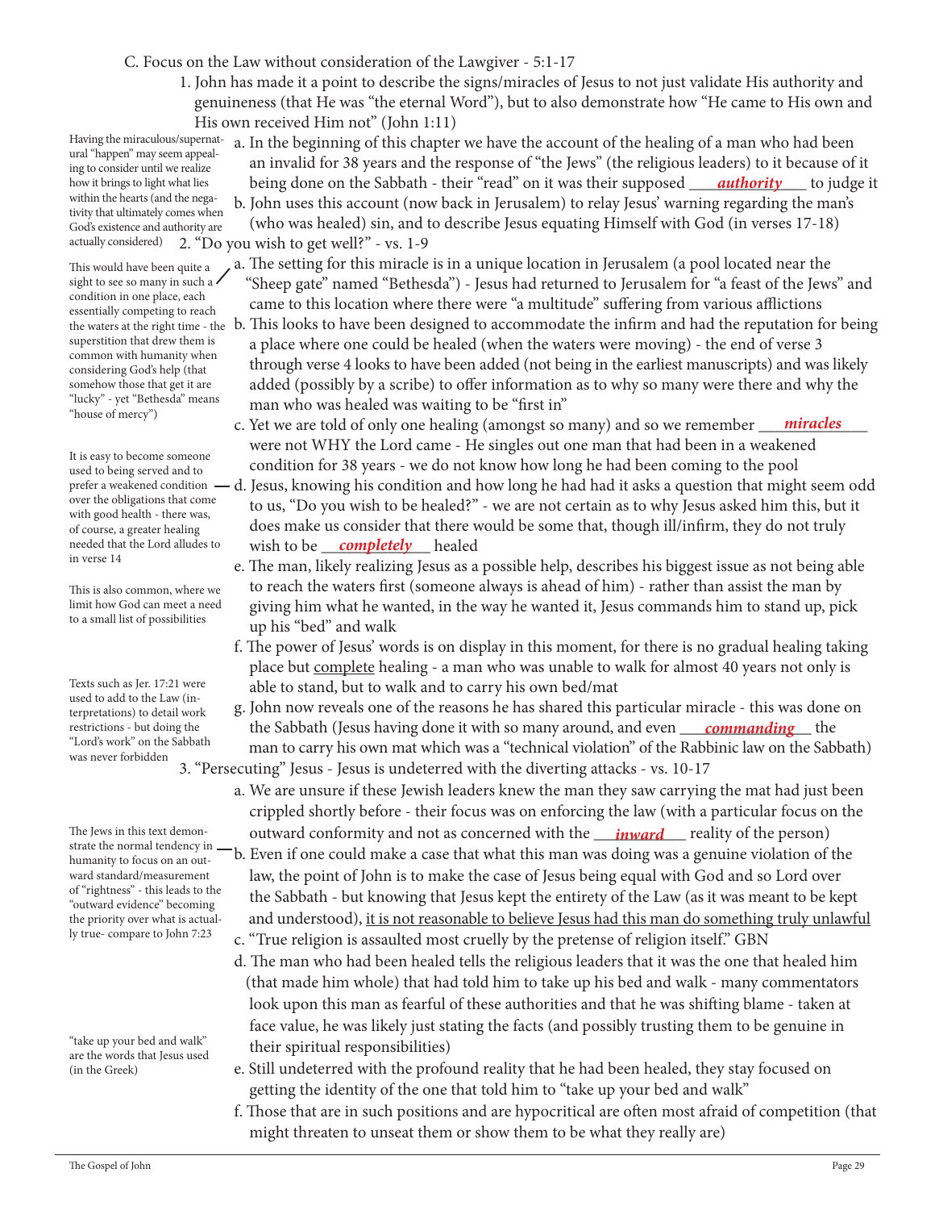C. Focus on the Law without consideration of the Lawgiver - 5:1-17

1. John has made it a point to describe the signs/miracles of Jesus to not just validate His authority and genuineness (that He was "the eternal Word"), but to also demonstrate how "He came to His own and His own received Him not" (John 1:11)

   a. In the beginning of this chapter we have the account of the healing of a man who had been an invalid for 38 years and the response of "the Jews" (the religious leaders) to it because of it being done on the Sabbath - their "read" on it was their supposed ***authority*** to judge it

   b. John uses this account (now back in Jerusalem) to relay Jesus' warning regarding the man's (who was healed) sin, and to describe Jesus equating Himself with God (in verses 17-18)

> Having the miraculous/supernatural "happen" may seem appealing to consider until we realize how it brings to light what lies within the hearts (and the negativity that ultimately comes when God's existence and authority are actually considered)

2. "Do you wish to get well?" - vs. 1-9

   a. The setting for this miracle is in a unique location in Jerusalem (a pool located near the "Sheep gate" named "Bethesda") - Jesus had returned to Jerusalem for "a feast of the Jews" and came to this location where there were "a multitude" suffering from various afflictions

   b. This looks to have been designed to accommodate the infirm and had the reputation for being a place where one could be healed (when the waters were moving) - the end of verse 3 through verse 4 looks to have been added (not being in the earliest manuscripts) and was likely added (possibly by a scribe) to offer information as to why so many were there and why the man who was healed was waiting to be "first in"

> This would have been quite a sight to see so many in such a condition in one place, each essentially competing to reach the waters at the right time - the superstition that drew them is common with humanity when considering God's help (that somehow those that get it are "lucky" - yet "Bethesda" means "house of mercy")

   c. Yet we are told of only one healing (amongst so many) and so we remember ***miracles*** were not WHY the Lord came - He singles out one man that had been in a weakened condition for 38 years - we do not know how long he had been coming to the pool

   d. Jesus, knowing his condition and how long he had had it asks a question that might seem odd to us, "Do you wish to be healed?" - we are not certain as to why Jesus asked him this, but it does make us consider that there would be some that, though ill/infirm, they do not truly wish to be ***completely*** healed

> It is easy to become someone used to being served and to prefer a weakened condition over the obligations that come with good health - there was, of course, a greater healing needed that the Lord alludes to in verse 14

   e. The man, likely realizing Jesus as a possible help, describes his biggest issue as not being able to reach the waters first (someone always is ahead of him) - rather than assist the man by giving him what he wanted, in the way he wanted it, Jesus commands him to stand up, pick up his "bed" and walk

> This is also common, where we limit how God can meet a need to a small list of possibilities

   f. The power of Jesus' words is on display in this moment, for there is no gradual healing taking place but <u>complete</u> healing - a man who was unable to walk for almost 40 years not only is able to stand, but to walk and to carry his own bed/mat

   g. John now reveals one of the reasons he has shared this particular miracle - this was done on the Sabbath (Jesus having done it with so many around, and even ***commanding*** the man to carry his own mat which was a "technical violation" of the Rabbinic law on the Sabbath)

> Texts such as Jer. 17:21 were used to add to the Law (interpretations) to detail work restrictions - but doing the "Lord's work" on the Sabbath was never forbidden

3. "Persecuting" Jesus - Jesus is undeterred with the diverting attacks - vs. 10-17

   a. We are unsure if these Jewish leaders knew the man they saw carrying the mat had just been crippled shortly before - their focus was on enforcing the law (with a particular focus on the outward conformity and not as concerned with the ***inward*** reality of the person)

   b. Even if one could make a case that what this man was doing was a genuine violation of the law, the point of John is to make the case of Jesus being equal with God and so Lord over the Sabbath - but knowing that Jesus kept the entirety of the Law (as it was meant to be kept and understood), <u>it is not reasonable to believe Jesus had this man do something truly unlawful</u>

> The Jews in this text demonstrate the normal tendency in humanity to focus on an outward standard/measurement of "rightness" - this leads to the "outward evidence" becoming the priority over what is actually true- compare to John 7:23

   c. "True religion is assaulted most cruelly by the pretense of religion itself." GBN

   d. The man who had been healed tells the religious leaders that it was the one that healed him (that made him whole) that had told him to take up his bed and walk - many commentators look upon this man as fearful of these authorities and that he was shifting blame - taken at face value, he was likely just stating the facts (and possibly trusting them to be genuine in their spiritual responsibilities)

> "take up your bed and walk" are the words that Jesus used (in the Greek)

   e. Still undeterred with the profound reality that he had been healed, they stay focused on getting the identity of the one that told him to "take up your bed and walk"

   f. Those that are in such positions and are hypocritical are often most afraid of competition (that might threaten to unseat them or show them to be what they really are)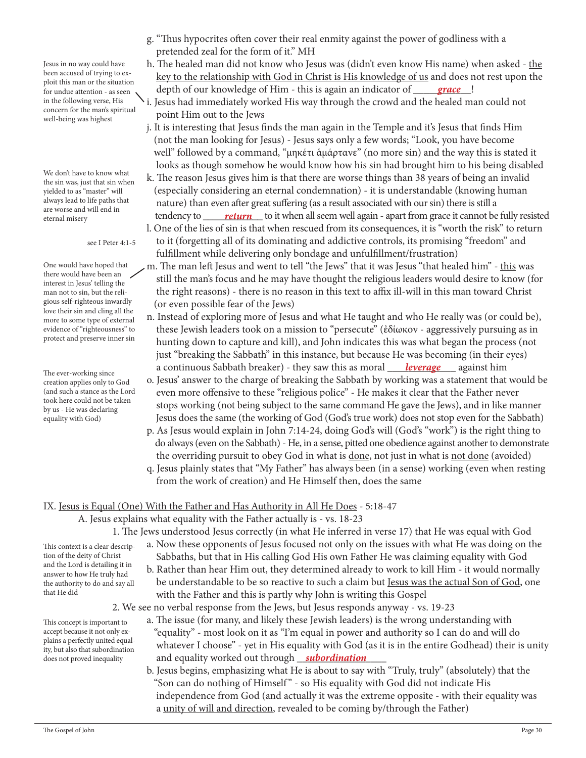g. "Thus hypocrites often cover their real enmity against the power of godliness with a pretended zeal for the form of it." MH

Jesus in no way could have been accused of trying to exploit this man or the situation for undue attention - as seen in the following verse, His concern for the man's spiritual well-being was highest

h. The healed man did not know who Jesus was (didn't even know His name) when asked - the key to the relationship with God in Christ is His knowledge of us and does not rest upon the depth of our knowledge of Him - this is again an indicator of ______***grace***___!

i. Jesus had immediately worked His way through the crowd and the healed man could not point Him out to the Jews

j. It is interesting that Jesus finds the man again in the Temple and it's Jesus that finds Him (not the man looking for Jesus) - Jesus says only a few words; "Look, you have become well" followed by a command, "μηκέτι ἁμάρτανε" (no more sin) and the way this is stated it looks as though somehow he would know how his sin had brought him to his being disabled

We don't have to know what the sin was, just that sin when yielded to as "master" will always lead to life paths that are worse and will end in eternal misery

k. The reason Jesus gives him is that there are worse things than 38 years of being an invalid (especially considering an eternal condemnation) - it is understandable (knowing human nature) than even after great suffering (as a result associated with our sin) there is still a tendency to _____***return***___ to it when all seem well again - apart from grace it cannot be fully resisted

see I Peter 4:1-5

l. One of the lies of sin is that when rescued from its consequences, it is "worth the risk" to return to it (forgetting all of its dominating and addictive controls, its promising "freedom" and fulfillment while delivering only bondage and unfulfillment/frustration)

One would have hoped that there would have been an interest in Jesus' telling the man not to sin, but the religious self-righteous inwardly love their sin and cling all the more to some type of external evidence of "righteousness" to protect and preserve inner sin

m. The man left Jesus and went to tell "the Jews" that it was Jesus "that healed him" - this was still the man's focus and he may have thought the religious leaders would desire to know (for the right reasons) - there is no reason in this text to affix ill-will in this man toward Christ (or even possible fear of the Jews)

n. Instead of exploring more of Jesus and what He taught and who He really was (or could be), these Jewish leaders took on a mission to "persecute" (ἐδίωκον - aggressively pursuing as in hunting down to capture and kill), and John indicates this was what began the process (not just "breaking the Sabbath" in this instance, but because He was becoming (in their eyes) a continuous Sabbath breaker) - they saw this as moral ____***leverage***____ against him

The ever-working since creation applies only to God (and such a stance as the Lord took here could not be taken by us - He was declaring equality with God)

o. Jesus' answer to the charge of breaking the Sabbath by working was a statement that would be even more offensive to these "religious police" - He makes it clear that the Father never stops working (not being subject to the same command He gave the Jews), and in like manner Jesus does the same (the working of God (God's true work) does not stop even for the Sabbath)

p. As Jesus would explain in John 7:14-24, doing God's will (God's "work") is the right thing to do always (even on the Sabbath) - He, in a sense, pitted one obedience against another to demonstrate the overriding pursuit to obey God in what is done, not just in what is not done (avoided)

q. Jesus plainly states that "My Father" has always been (in a sense) working (even when resting from the work of creation) and He Himself then, does the same

IX. Jesus is Equal (One) With the Father and Has Authority in All He Does - 5:18-47

A. Jesus explains what equality with the Father actually is - vs. 18-23

1. The Jews understood Jesus correctly (in what He inferred in verse 17) that He was equal with God

This context is a clear description of the deity of Christ and the Lord is detailing it in answer to how He truly had the authority to do and say all that He did

a. Now these opponents of Jesus focused not only on the issues with what He was doing on the Sabbaths, but that in His calling God His own Father He was claiming equality with God

b. Rather than hear Him out, they determined already to work to kill Him - it would normally be understandable to be so reactive to such a claim but Jesus was the actual Son of God, one with the Father and this is partly why John is writing this Gospel

2. We see no verbal response from the Jews, but Jesus responds anyway - vs. 19-23

This concept is important to accept because it not only explains a perfectly united equality, but also that subordination does not proved inequality

a. The issue (for many, and likely these Jewish leaders) is the wrong understanding with "equality" - most look on it as "I'm equal in power and authority so I can do and will do whatever I choose" - yet in His equality with God (as it is in the entire Godhead) their is unity and equality worked out through __***subordination***_____

b. Jesus begins, emphasizing what He is about to say with "Truly, truly" (absolutely) that the "Son can do nothing of Himself" - so His equality with God did not indicate His independence from God (and actually it was the extreme opposite - with their equality was a unity of will and direction, revealed to be coming by/through the Father)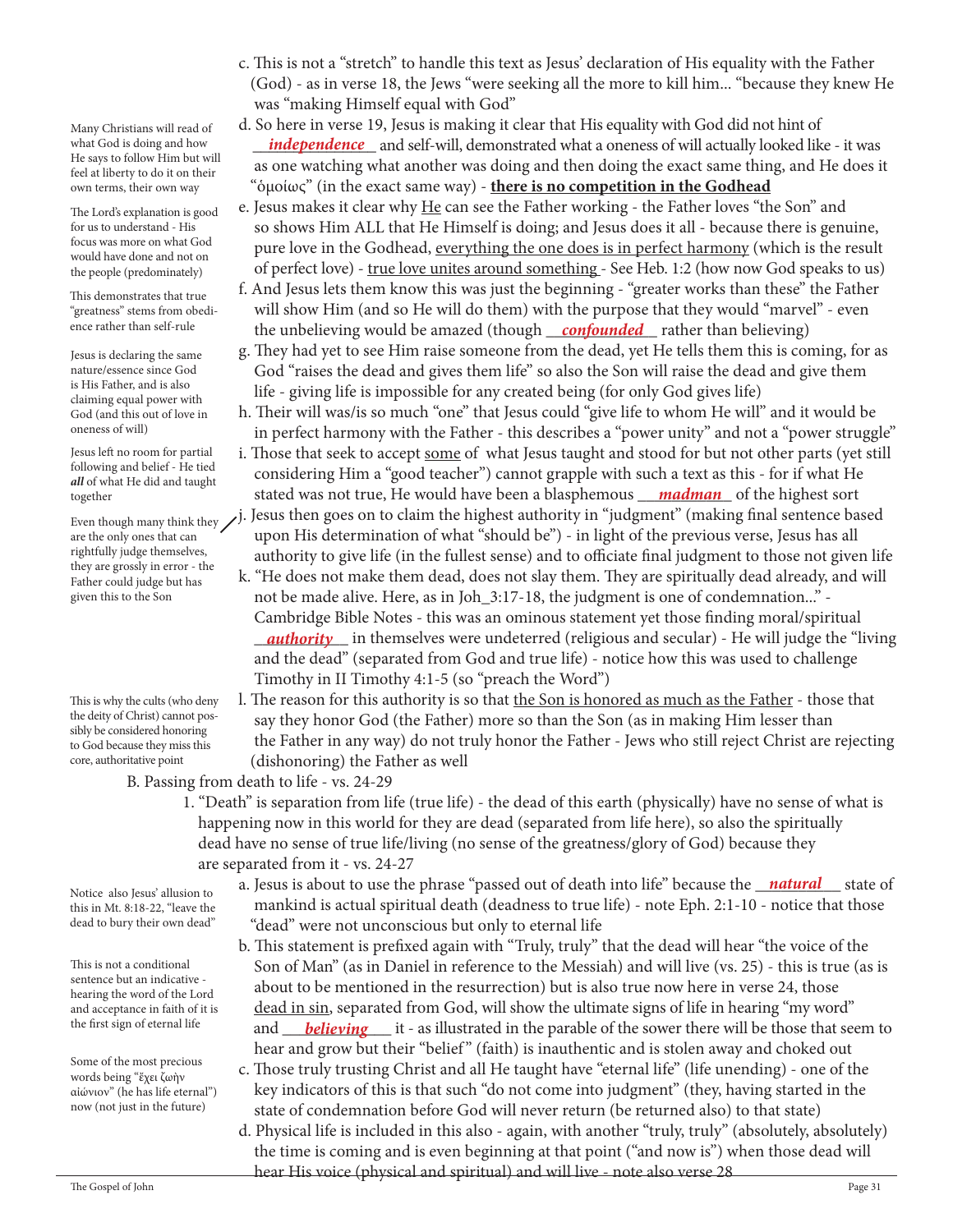c. This is not a "stretch" to handle this text as Jesus' declaration of His equality with the Father (God) - as in verse 18, the Jews "were seeking all the more to kill him... "because they knew He was "making Himself equal with God"

d. So here in verse 19, Jesus is making it clear that His equality with God did not hint of ***independence*** and self-will, demonstrated what a oneness of will actually looked like - it was as one watching what another was doing and then doing the exact same thing, and He does it "ὁμοίως" (in the exact same way) - **there is no competition in the Godhead**

> Many Christians will read of what God is doing and how He says to follow Him but will feel at liberty to do it on their own terms, their own way

e. Jesus makes it clear why He can see the Father working - the Father loves "the Son" and so shows Him ALL that He Himself is doing; and Jesus does it all - because there is genuine, pure love in the Godhead, everything the one does is in perfect harmony (which is the result of perfect love) - true love unites around something - See Heb. 1:2 (how now God speaks to us)

> The Lord's explanation is good for us to understand - His focus was more on what God would have done and not on the people (predominately)

f. And Jesus lets them know this was just the beginning - "greater works than these" the Father will show Him (and so He will do them) with the purpose that they would "marvel" - even the unbelieving would be amazed (though ***confounded*** rather than believing)

> This demonstrates that true "greatness" stems from obedience rather than self-rule

g. They had yet to see Him raise someone from the dead, yet He tells them this is coming, for as God "raises the dead and gives them life" so also the Son will raise the dead and give them life - giving life is impossible for any created being (for only God gives life)

> Jesus is declaring the same nature/essence since God is His Father, and is also claiming equal power with God (and this out of love in oneness of will)

h. Their will was/is so much "one" that Jesus could "give life to whom He will" and it would be in perfect harmony with the Father - this describes a "power unity" and not a "power struggle"

i. Those that seek to accept some of what Jesus taught and stood for but not other parts (yet still considering Him a "good teacher") cannot grapple with such a text as this - for if what He stated was not true, He would have been a blasphemous ***madman*** of the highest sort

> Jesus left no room for partial following and belief - He tied ***all*** of what He did and taught together

j. Jesus then goes on to claim the highest authority in "judgment" (making final sentence based upon His determination of what "should be") - in light of the previous verse, Jesus has all authority to give life (in the fullest sense) and to officiate final judgment to those not given life

> Even though many think they are the only ones that can rightfully judge themselves, they are grossly in error - the Father could judge but has given this to the Son

k. "He does not make them dead, does not slay them. They are spiritually dead already, and will not be made alive. Here, as in Joh_3:17-18, the judgment is one of condemnation..." - Cambridge Bible Notes - this was an ominous statement yet those finding moral/spiritual ***authority*** in themselves were undeterred (religious and secular) - He will judge the "living and the dead" (separated from God and true life) - notice how this was used to challenge Timothy in II Timothy 4:1-5 (so "preach the Word")

l. The reason for this authority is so that the Son is honored as much as the Father - those that say they honor God (the Father) more so than the Son (as in making Him lesser than the Father in any way) do not truly honor the Father - Jews who still reject Christ are rejecting (dishonoring) the Father as well

> This is why the cults (who deny the deity of Christ) cannot possibly be considered honoring to God because they miss this core, authoritative point

B. Passing from death to life - vs. 24-29

1. "Death" is separation from life (true life) - the dead of this earth (physically) have no sense of what is happening now in this world for they are dead (separated from life here), so also the spiritually dead have no sense of true life/living (no sense of the greatness/glory of God) because they are separated from it - vs. 24-27

a. Jesus is about to use the phrase "passed out of death into life" because the ***natural*** state of mankind is actual spiritual death (deadness to true life) - note Eph. 2:1-10 - notice that those "dead" were not unconscious but only to eternal life

> Notice also Jesus' allusion to this in Mt. 8:18-22, "leave the dead to bury their own dead"

b. This statement is prefixed again with "Truly, truly" that the dead will hear "the voice of the Son of Man" (as in Daniel in reference to the Messiah) and will live (vs. 25) - this is true (as is about to be mentioned in the resurrection) but is also true now here in verse 24, those dead in sin, separated from God, will show the ultimate signs of life in hearing "my word" and ***believing*** it - as illustrated in the parable of the sower there will be those that seem to hear and grow but their "belief" (faith) is inauthentic and is stolen away and choked out

> This is not a conditional sentence but an indicative - hearing the word of the Lord and acceptance in faith of it is the first sign of eternal life

c. Those truly trusting Christ and all He taught have "eternal life" (life unending) - one of the key indicators of this is that such "do not come into judgment" (they, having started in the state of condemnation before God will never return (be returned also) to that state)

> Some of the most precious words being "ἔχει ζωὴν αἰώνιον" (he has life eternal") now (not just in the future)

d. Physical life is included in this also - again, with another "truly, truly" (absolutely, absolutely) the time is coming and is even beginning at that point ("and now is") when those dead will hear His voice (physical and spiritual) and will live - note also verse 28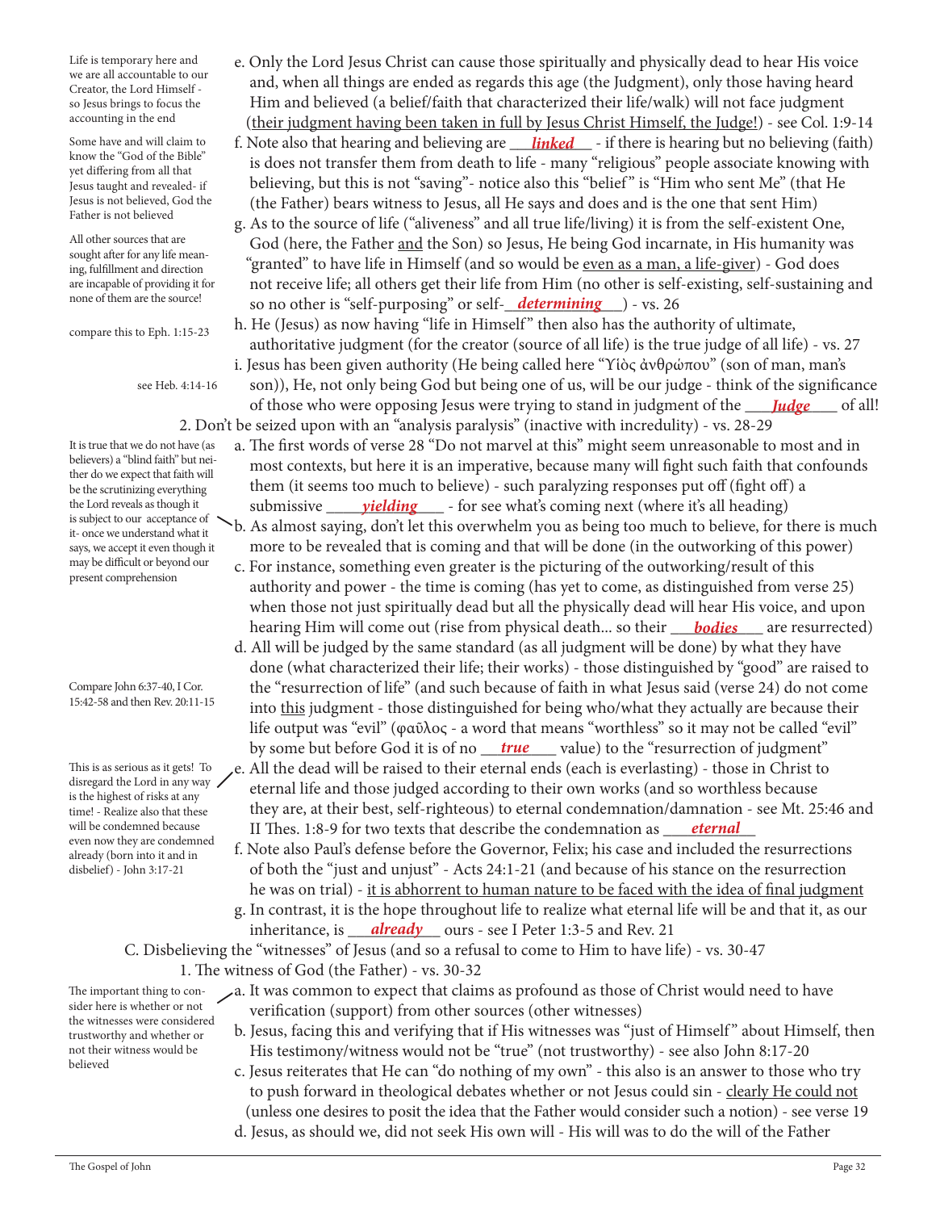> Life is temporary here and we are all accountable to our Creator, the Lord Himself - so Jesus brings to focus the accounting in the end

e. Only the Lord Jesus Christ can cause those spiritually and physically dead to hear His voice and, when all things are ended as regards this age (the Judgment), only those having heard Him and believed (a belief/faith that characterized their life/walk) will not face judgment (their judgment having been taken in full by Jesus Christ Himself, the Judge!) - see Col. 1:9-14

> Some have and will claim to know the "God of the Bible" yet differing from all that Jesus taught and revealed- if Jesus is not believed, God the Father is not believed

f. Note also that hearing and believing are ___*linked*___ - if there is hearing but no believing (faith) is does not transfer them from death to life - many "religious" people associate knowing with believing, but this is not "saving"- notice also this "belief" is "Him who sent Me" (that He (the Father) bears witness to Jesus, all He says and does and is the one that sent Him)

> All other sources that are sought after for any life meaning, fulfillment and direction are incapable of providing it for none of them are the source!

g. As to the source of life ("aliveness" and all true life/living) it is from the self-existent One, God (here, the Father and the Son) so Jesus, He being God incarnate, in His humanity was "granted" to have life in Himself (and so would be even as a man, a life-giver) - God does not receive life; all others get their life from Him (no other is self-existing, self-sustaining and so no other is "self-purposing" or self-__*determining*___) - vs. 26

> compare this to Eph. 1:15-23

h. He (Jesus) as now having "life in Himself" then also has the authority of ultimate, authoritative judgment (for the creator (source of all life) is the true judge of all life) - vs. 27

> see Heb. 4:14-16

i. Jesus has been given authority (He being called here "Υἱὸς ἀνθρώπου" (son of man, man's son)), He, not only being God but being one of us, will be our judge - think of the significance of those who were opposing Jesus were trying to stand in judgment of the ___*Judge*____ of all!

2. Don't be seized upon with an "analysis paralysis" (inactive with incredulity) - vs. 28-29

> It is true that we do not have (as believers) a "blind faith" but neither do we expect that faith will be the scrutinizing everything the Lord reveals as though it is subject to our acceptance of it- once we understand what it says, we accept it even though it may be difficult or beyond our present comprehension

a. The first words of verse 28 "Do not marvel at this" might seem unreasonable to most and in most contexts, but here it is an imperative, because many will fight such faith that confounds them (it seems too much to believe) - such paralyzing responses put off (fight off) a submissive _____*yielding*____ - for see what's coming next (where it's all heading)

b. As almost saying, don't let this overwhelm you as being too much to believe, for there is much more to be revealed that is coming and that will be done (in the outworking of this power)

c. For instance, something even greater is the picturing of the outworking/result of this authority and power - the time is coming (has yet to come, as distinguished from verse 25) when those not just spiritually dead but all the physically dead will hear His voice, and upon hearing Him will come out (rise from physical death... so their ___*bodies*____ are resurrected)

> Compare John 6:37-40, I Cor. 15:42-58 and then Rev. 20:11-15

d. All will be judged by the same standard (as all judgment will be done) by what they have done (what characterized their life; their works) - those distinguished by "good" are raised to the "resurrection of life" (and such because of faith in what Jesus said (verse 24) do not come into this judgment - those distinguished for being who/what they actually are because their life output was "evil" (φαῦλος - a word that means "worthless" so it may not be called "evil" by some but before God it is of no ___*true*____ value) to the "resurrection of judgment"

> This is as serious as it gets! To disregard the Lord in any way is the highest of risks at any time! - Realize also that these will be condemned because even now they are condemned already (born into it and in disbelief) - John 3:17-21

e. All the dead will be raised to their eternal ends (each is everlasting) - those in Christ to eternal life and those judged according to their own works (and so worthless because they are, at their best, self-righteous) to eternal condemnation/damnation - see Mt. 25:46 and II Thes. 1:8-9 for two texts that describe the condemnation as ___*eternal*___

f. Note also Paul's defense before the Governor, Felix; his case and included the resurrections of both the "just and unjust" - Acts 24:1-21 (and because of his stance on the resurrection he was on trial) - it is abhorrent to human nature to be faced with the idea of final judgment

g. In contrast, it is the hope throughout life to realize what eternal life will be and that it, as our inheritance, is ___*already*___ ours - see I Peter 1:3-5 and Rev. 21

C. Disbelieving the "witnesses" of Jesus (and so a refusal to come to Him to have life) - vs. 30-47

1. The witness of God (the Father) - vs. 30-32

> The important thing to consider here is whether or not the witnesses were considered trustworthy and whether or not their witness would be believed

a. It was common to expect that claims as profound as those of Christ would need to have verification (support) from other sources (other witnesses)

b. Jesus, facing this and verifying that if His witnesses was "just of Himself" about Himself, then His testimony/witness would not be "true" (not trustworthy) - see also John 8:17-20

c. Jesus reiterates that He can "do nothing of my own" - this also is an answer to those who try to push forward in theological debates whether or not Jesus could sin - clearly He could not (unless one desires to posit the idea that the Father would consider such a notion) - see verse 19

d. Jesus, as should we, did not seek His own will - His will was to do the will of the Father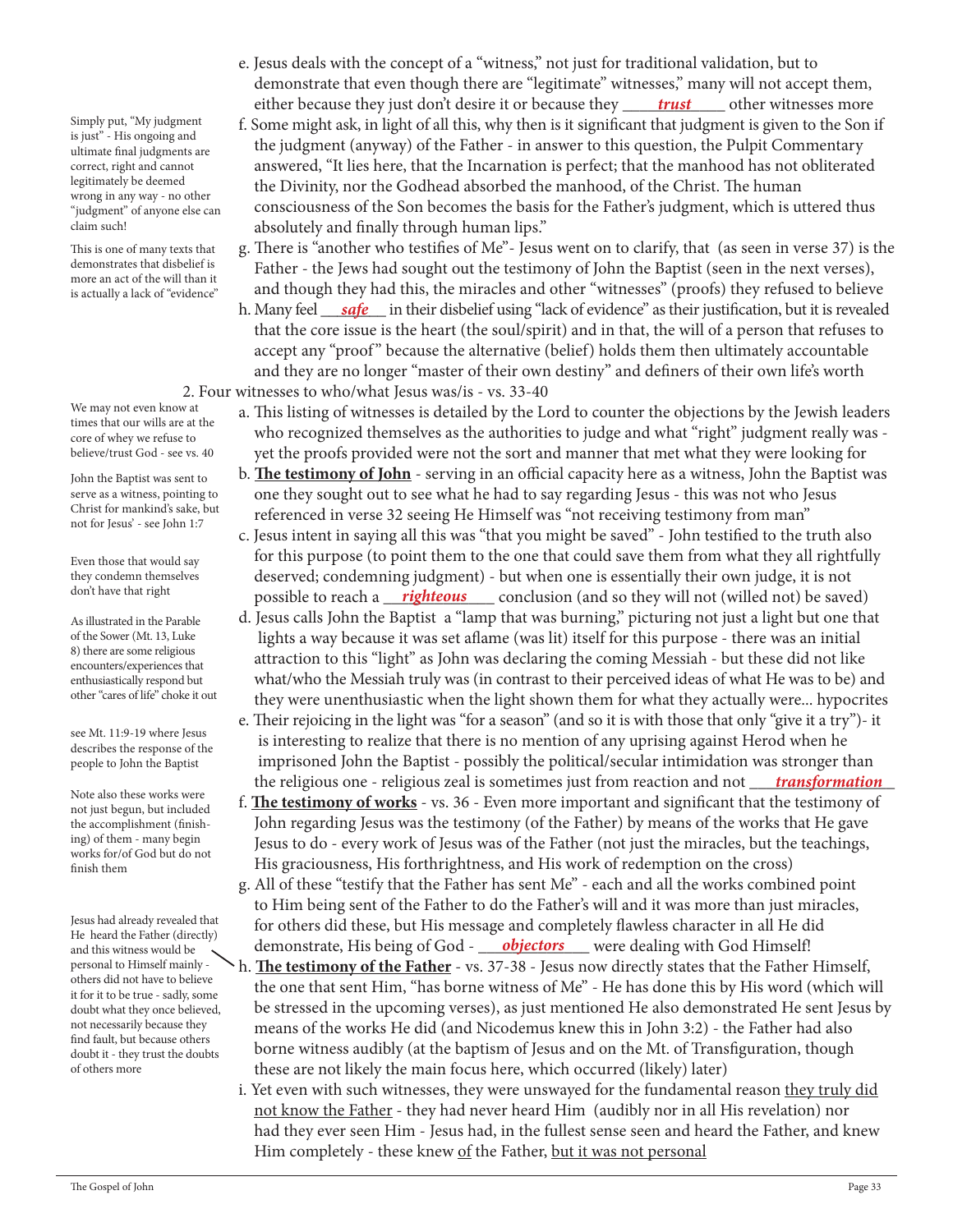e. Jesus deals with the concept of a "witness," not just for traditional validation, but to demonstrate that even though there are "legitimate" witnesses," many will not accept them, either because they just don't desire it or because they ____***trust***____ other witnesses more

> Simply put, "My judgment is just" - His ongoing and ultimate final judgments are correct, right and cannot legitimately be deemed wrong in any way - no other "judgment" of anyone else can claim such!

f. Some might ask, in light of all this, why then is it significant that judgment is given to the Son if the judgment (anyway) of the Father - in answer to this question, the Pulpit Commentary answered, "It lies here, that the Incarnation is perfect; that the manhood has not obliterated the Divinity, nor the Godhead absorbed the manhood, of the Christ. The human consciousness of the Son becomes the basis for the Father's judgment, which is uttered thus absolutely and finally through human lips."

> This is one of many texts that demonstrates that disbelief is more an act of the will than it is actually a lack of "evidence"

g. There is "another who testifies of Me"- Jesus went on to clarify, that (as seen in verse 37) is the Father - the Jews had sought out the testimony of John the Baptist (seen in the next verses), and though they had this, the miracles and other "witnesses" (proofs) they refused to believe

h. Many feel ___***safe***___ in their disbelief using "lack of evidence" as their justification, but it is revealed that the core issue is the heart (the soul/spirit) and in that, the will of a person that refuses to accept any "proof" because the alternative (belief) holds them then ultimately accountable and they are no longer "master of their own destiny" and definers of their own life's worth

2. Four witnesses to who/what Jesus was/is - vs. 33-40

> We may not even know at times that our wills are at the core of whey we refuse to believe/trust God - see vs. 40

a. This listing of witnesses is detailed by the Lord to counter the objections by the Jewish leaders who recognized themselves as the authorities to judge and what "right" judgment really was - yet the proofs provided were not the sort and manner that met what they were looking for

> John the Baptist was sent to serve as a witness, pointing to Christ for mankind's sake, but not for Jesus' - see John 1:7

b. **<u>The testimony of John</u>** - serving in an official capacity here as a witness, John the Baptist was one they sought out to see what he had to say regarding Jesus - this was not who Jesus referenced in verse 32 seeing He Himself was "not receiving testimony from man"

> Even those that would say they condemn themselves don't have that right

c. Jesus intent in saying all this was "that you might be saved" - John testified to the truth also for this purpose (to point them to the one that could save them from what they all rightfully deserved; condemning judgment) - but when one is essentially their own judge, it is not possible to reach a ___***righteous***____ conclusion (and so they will not (willed not) be saved)

> As illustrated in the Parable of the Sower (Mt. 13, Luke 8) there are some religious encounters/experiences that enthusiastically respond but other "cares of life" choke it out

d. Jesus calls John the Baptist a "lamp that was burning," picturing not just a light but one that lights a way because it was set aflame (was lit) itself for this purpose - there was an initial attraction to this "light" as John was declaring the coming Messiah - but these did not like what/who the Messiah truly was (in contrast to their perceived ideas of what He was to be) and they were unenthusiastic when the light shown them for what they actually were... hypocrites

> see Mt. 11:9-19 where Jesus describes the response of the people to John the Baptist

e. Their rejoicing in the light was "for a season" (and so it is with those that only "give it a try")- it is interesting to realize that there is no mention of any uprising against Herod when he imprisoned John the Baptist - possibly the political/secular intimidation was stronger than the religious one - religious zeal is sometimes just from reaction and not ___***transformation***___

> Note also these works were not just begun, but included the accomplishment (finishing) of them - many begin works for/of God but do not finish them

f. **<u>The testimony of works</u>** - vs. 36 - Even more important and significant that the testimony of John regarding Jesus was the testimony (of the Father) by means of the works that He gave Jesus to do - every work of Jesus was of the Father (not just the miracles, but the teachings, His graciousness, His forthrightness, and His work of redemption on the cross)

g. All of these "testify that the Father has sent Me" - each and all the works combined point to Him being sent of the Father to do the Father's will and it was more than just miracles, for others did these, but His message and completely flawless character in all He did demonstrate, His being of God - ___***objectors***___ were dealing with God Himself!

> Jesus had already revealed that He heard the Father (directly) and this witness would be personal to Himself mainly - others did not have to believe it for it to be true - sadly, some doubt what they once believed, not necessarily because they find fault, but because others doubt it - they trust the doubts of others more

h. **<u>The testimony of the Father</u>** - vs. 37-38 - Jesus now directly states that the Father Himself, the one that sent Him, "has borne witness of Me" - He has done this by His word (which will be stressed in the upcoming verses), as just mentioned He also demonstrated He sent Jesus by means of the works He did (and Nicodemus knew this in John 3:2) - the Father had also borne witness audibly (at the baptism of Jesus and on the Mt. of Transfiguration, though these are not likely the main focus here, which occurred (likely) later)

i. Yet even with such witnesses, they were unswayed for the fundamental reason <u>they truly did not know the Father</u> - they had never heard Him (audibly nor in all His revelation) nor had they ever seen Him - Jesus had, in the fullest sense seen and heard the Father, and knew Him completely - these knew <u>of</u> the Father, <u>but it was not personal</u>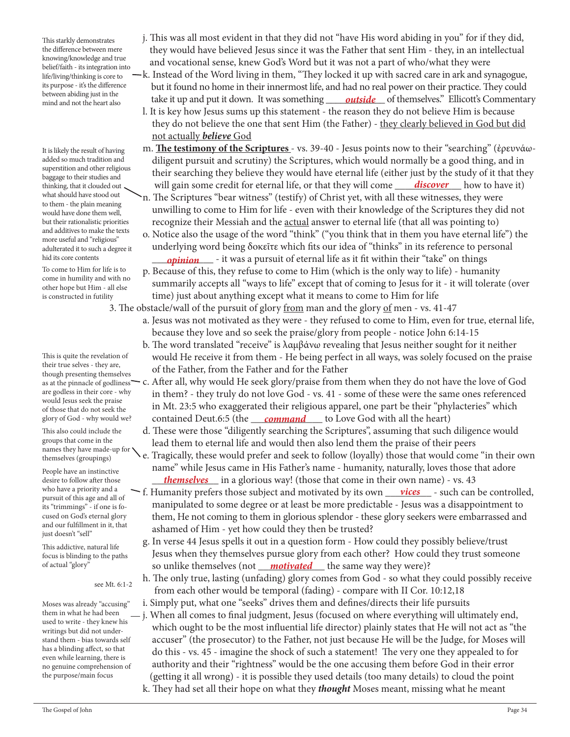j. This was all most evident in that they did not "have His word abiding in you" for if they did, they would have believed Jesus since it was the Father that sent Him - they, in an intellectual and vocational sense, knew God's Word but it was not a part of who/what they were

> This starkly demonstrates the difference between mere knowing/knowledge and true belief/faith - its integration into life/living/thinking is core to its purpose - it's the difference between abiding just in the mind and not the heart also

k. Instead of the Word living in them, "They locked it up with sacred care in ark and synagogue, but it found no home in their innermost life, and had no real power on their practice. They could take it up and put it down. It was something ___***outside***___ of themselves." Ellicott's Commentary

l. It is key how Jesus sums up this statement - the reason they do not believe Him is because they do not believe the one that sent Him (the Father) - they clearly believed in God but did not actually ***believe*** God

m. **The testimony of the Scriptures** - vs. 39-40 - Jesus points now to their "searching" (ἐρευνάω- diligent pursuit and scrutiny) the Scriptures, which would normally be a good thing, and in their searching they believe they would have eternal life (either just by the study of it that they will gain some credit for eternal life, or that they will come ___***discover***___ how to have it)

> It is likely the result of having added so much tradition and superstition and other religious baggage to their studies and thinking, that it clouded out what should have stood out to them - the plain meaning would have done them well, but their rationalistic priorities and additives to make the texts more useful and "religious" adulterated it to such a degree it hid its core contents

n. The Scriptures "bear witness" (testify) of Christ yet, with all these witnesses, they were unwilling to come to Him for life - even with their knowledge of the Scriptures they did not recognize their Messiah and the actual answer to eternal life (that all was pointing to)

o. Notice also the usage of the word "think" ("you think that in them you have eternal life") the underlying word being δοκεῖτε which fits our idea of "thinks" in its reference to personal ___***opinion***___ - it was a pursuit of eternal life as it fit within their "take" on things

p. Because of this, they refuse to come to Him (which is the only way to life) - humanity summarily accepts all "ways to life" except that of coming to Jesus for it - it will tolerate (over time) just about anything except what it means to come to Him for life

> To come to Him for life is to come in humility and with no other hope but Him - all else is constructed in futility

3. The obstacle/wall of the pursuit of glory from man and the glory of men - vs. 41-47

a. Jesus was not motivated as they were - they refused to come to Him, even for true, eternal life, because they love and so seek the praise/glory from people - notice John 6:14-15

b. The word translated "receive" is λαμβάνω revealing that Jesus neither sought for it neither would He receive it from them - He being perfect in all ways, was solely focused on the praise of the Father, from the Father and for the Father

c. After all, why would He seek glory/praise from them when they do not have the love of God in them? - they truly do not love God - vs. 41 - some of these were the same ones referenced in Mt. 23:5 who exaggerated their religious apparel, one part be their "phylacteries" which contained Deut.6:5 (the ___***command***___ to Love God with all the heart)

> This is quite the revelation of their true selves - they are, though presenting themselves as at the pinnacle of godliness are godless in their core - why would Jesus seek the praise of those that do not seek the glory of God - why would we?

d. These were those "diligently searching the Scriptures", assuming that such diligence would lead them to eternal life and would then also lend them the praise of their peers

> This also could include the groups that come in the names they have made-up for themselves (groupings)

e. Tragically, these would prefer and seek to follow (loyally) those that would come "in their own name" while Jesus came in His Father's name - humanity, naturally, loves those that adore ___***themselves***___ in a glorious way! (those that come in their own name) - vs. 43

> People have an instinctive desire to follow after those who have a priority and a pursuit of this age and all of its "trimmings" - if one is focused on God's eternal glory and our fulfillment in it, that just doesn't "sell"

f. Humanity prefers those subject and motivated by its own ___***vices***___ - such can be controlled, manipulated to some degree or at least be more predictable - Jesus was a disappointment to them, He not coming to them in glorious splendor - these glory seekers were embarrassed and ashamed of Him - yet how could they then be trusted?

> This addictive, natural life focus is blinding to the paths of actual "glory"

g. In verse 44 Jesus spells it out in a question form - How could they possibly believe/trust Jesus when they themselves pursue glory from each other? How could they trust someone so unlike themselves (not ___***motivated***___ the same way they were)?

> see Mt. 6:1-2

h. The only true, lasting (unfading) glory comes from God - so what they could possibly receive from each other would be temporal (fading) - compare with II Cor. 10:12,18

i. Simply put, what one "seeks" drives them and defines/directs their life pursuits

j. When all comes to final judgment, Jesus (focused on where everything will ultimately end, which ought to be the most influential life director) plainly states that He will not act as "the accuser" (the prosecutor) to the Father, not just because He will be the Judge, for Moses will do this - vs. 45 - imagine the shock of such a statement! The very one they appealed to for authority and their "rightness" would be the one accusing them before God in their error (getting it all wrong) - it is possible they used details (too many details) to cloud the point

> Moses was already "accusing" them in what he had been used to write - they knew his writings but did not understand them - bias towards self has a blinding affect, so that even while learning, there is no genuine comprehension of the purpose/main focus

k. They had set all their hope on what they ***thought*** Moses meant, missing what he meant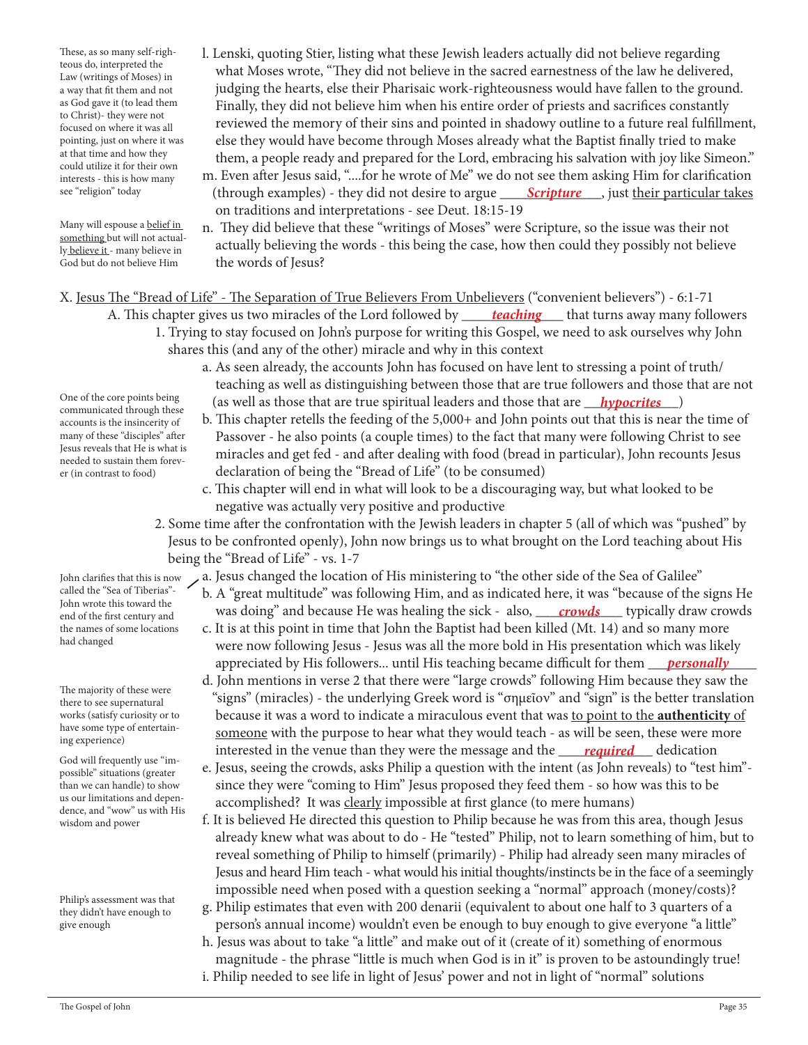> These, as so many self-righteous do, interpreted the Law (writings of Moses) in a way that fit them and not as God gave it (to lead them to Christ)- they were not focused on where it was all pointing, just on where it was at that time and how they could utilize it for their own interests - this is how many see "religion" today

l. Lenski, quoting Stier, listing what these Jewish leaders actually did not believe regarding what Moses wrote, "They did not believe in the sacred earnestness of the law he delivered, judging the hearts, else their Pharisaic work-righteousness would have fallen to the ground. Finally, they did not believe him when his entire order of priests and sacrifices constantly reviewed the memory of their sins and pointed in shadowy outline to a future real fulfillment, else they would have become through Moses already what the Baptist finally tried to make them, a people ready and prepared for the Lord, embracing his salvation with joy like Simeon."

m. Even after Jesus said, "....for he wrote of Me" we do not see them asking Him for clarification (through examples) - they did not desire to argue ***Scripture***, just <u>their particular takes</u> on traditions and interpretations - see Deut. 18:15-19

> Many will espouse a <u>belief in something</u> but will not actual<u>ly believe it</u> - many believe in God but do not believe Him

n. They did believe that these "writings of Moses" were Scripture, so the issue was their not actually believing the words - this being the case, how then could they possibly not believe the words of Jesus?

X. <u>Jesus The "Bread of Life" - The Separation of True Believers From Unbelievers</u> ("convenient believers") - 6:1-71

A. This chapter gives us two miracles of the Lord followed by ***teaching*** that turns away many followers

1. Trying to stay focused on John's purpose for writing this Gospel, we need to ask ourselves why John shares this (and any of the other) miracle and why in this context

a. As seen already, the accounts John has focused on have lent to stressing a point of truth/teaching as well as distinguishing between those that are true followers and those that are not (as well as those that are true spiritual leaders and those that are ***hypocrites***)

> One of the core points being communicated through these accounts is the insincerity of many of these "disciples" after Jesus reveals that He is what is needed to sustain them forever (in contrast to food)

b. This chapter retells the feeding of the 5,000+ and John points out that this is near the time of Passover - he also points (a couple times) to the fact that many were following Christ to see miracles and get fed - and after dealing with food (bread in particular), John recounts Jesus declaration of being the "Bread of Life" (to be consumed)

c. This chapter will end in what will look to be a discouraging way, but what looked to be negative was actually very positive and productive

2. Some time after the confrontation with the Jewish leaders in chapter 5 (all of which was "pushed" by Jesus to be confronted openly), John now brings us to what brought on the Lord teaching about His being the "Bread of Life" - vs. 1-7

> John clarifies that this is now called the "Sea of Tiberias"- John wrote this toward the end of the first century and the names of some locations had changed

a. Jesus changed the location of His ministering to "the other side of the Sea of Galilee"

b. A "great multitude" was following Him, and as indicated here, it was "because of the signs He was doing" and because He was healing the sick - also, ***crowds*** typically draw crowds

c. It is at this point in time that John the Baptist had been killed (Mt. 14) and so many more were now following Jesus - Jesus was all the more bold in His presentation which was likely appreciated by His followers... until His teaching became difficult for them ***personally***

> The majority of these were there to see supernatural works (satisfy curiosity or to have some type of entertaining experience)

d. John mentions in verse 2 that there were "large crowds" following Him because they saw the "signs" (miracles) - the underlying Greek word is "σημεῖον" and "sign" is the better translation because it was a word to indicate a miraculous event that was <u>to point to the **authenticity** of someone</u> with the purpose to hear what they would teach - as will be seen, these were more interested in the venue than they were the message and the ***required*** dedication

> God will frequently use "impossible" situations (greater than we can handle) to show us our limitations and dependence, and "wow" us with His wisdom and power

e. Jesus, seeing the crowds, asks Philip a question with the intent (as John reveals) to "test him"- since they were "coming to Him" Jesus proposed they feed them - so how was this to be accomplished? It was <u>clearly</u> impossible at first glance (to mere humans)

f. It is believed He directed this question to Philip because he was from this area, though Jesus already knew what was about to do - He "tested" Philip, not to learn something of him, but to reveal something of Philip to himself (primarily) - Philip had already seen many miracles of Jesus and heard Him teach - what would his initial thoughts/instincts be in the face of a seemingly impossible need when posed with a question seeking a "normal" approach (money/costs)?

> Philip's assessment was that they didn't have enough to give enough

g. Philip estimates that even with 200 denarii (equivalent to about one half to 3 quarters of a person's annual income) wouldn't even be enough to buy enough to give everyone "a little"

h. Jesus was about to take "a little" and make out of it (create of it) something of enormous magnitude - the phrase "little is much when God is in it" is proven to be astoundingly true!

i. Philip needed to see life in light of Jesus' power and not in light of "normal" solutions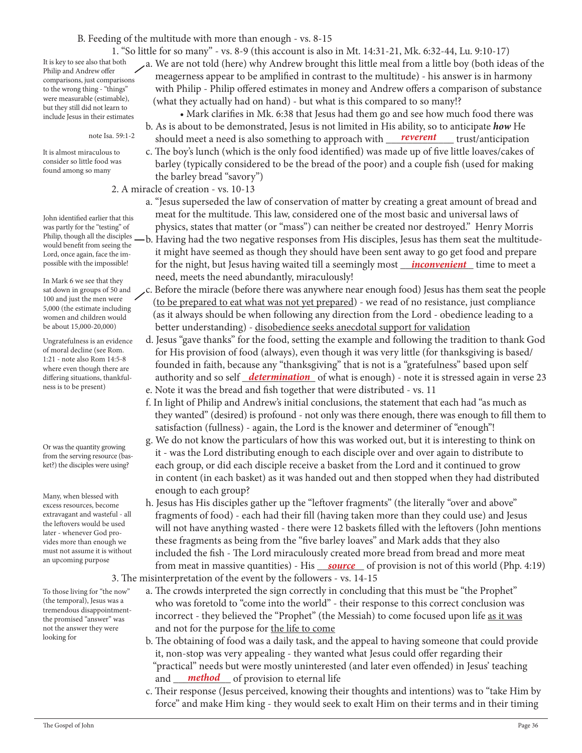## B. Feeding of the multitude with more than enough - vs. 8-15

### 1. "So little for so many" - vs. 8-9 (this account is also in Mt. 14:31-21, Mk. 6:32-44, Lu. 9:10-17)

*It is key to see also that both Philip and Andrew offer comparisons, just comparisons to the wrong thing - "things" were measurable (estimable), but they still did not learn to include Jesus in their estimates*

a. We are not told (here) why Andrew brought this little meal from a little boy (both ideas of the meagerness appear to be amplified in contrast to the multitude) - his answer is in harmony with Philip - Philip offered estimates in money and Andrew offers a comparison of substance (what they actually had on hand) - but what is this compared to so many!?

- Mark clarifies in Mk. 6:38 that Jesus had them go and see how much food there was

*note Isa. 59:1-2*

b. As is about to be demonstrated, Jesus is not limited in His ability, so to anticipate ***how*** He should meet a need is also something to approach with ***reverent*** trust/anticipation

*It is almost miraculous to consider so little food was found among so many*

c. The boy's lunch (which is the only food identified) was made up of five little loaves/cakes of barley (typically considered to be the bread of the poor) and a couple fish (used for making the barley bread "savory")

### 2. A miracle of creation - vs. 10-13

a. "Jesus superseded the law of conservation of matter by creating a great amount of bread and meat for the multitude. This law, considered one of the most basic and universal laws of physics, states that matter (or "mass") can neither be created nor destroyed." Henry Morris

*John identified earlier that this was partly for the "testing" of Philip, though all the disciples would benefit from seeing the Lord, once again, face the impossible with the impossible!*

b. Having had the two negative responses from His disciples, Jesus has them seat the multitude- it might have seemed as though they should have been sent away to go get food and prepare for the night, but Jesus having waited till a seemingly most ***inconvenient*** time to meet a need, meets the need abundantly, miraculously!

*In Mark 6 we see that they sat down in groups of 50 and 100 and just the men were 5,000 (the estimate including women and children would be about 15,000-20,000)*

c. Before the miracle (before there was anywhere near enough food) Jesus has them seat the people (to be prepared to eat what was not yet prepared) - we read of no resistance, just compliance (as it always should be when following any direction from the Lord - obedience leading to a better understanding) - disobedience seeks anecdotal support for validation

*Ungratefulness is an evidence of moral decline (see Rom. 1:21 - note also Rom 14:5-8 where even though there are differing situations, thankfulness is to be present)*

d. Jesus "gave thanks" for the food, setting the example and following the tradition to thank God for His provision of food (always), even though it was very little (for thanksgiving is based/founded in faith, because any "thanksgiving" that is not is a "gratefulness" based upon self authority and so self ***determination*** of what is enough) - note it is stressed again in verse 23

e. Note it was the bread and fish together that were distributed - vs. 11

f. In light of Philip and Andrew's initial conclusions, the statement that each had "as much as they wanted" (desired) is profound - not only was there enough, there was enough to fill them to satisfaction (fullness) - again, the Lord is the knower and determiner of "enough"!

*Or was the quantity growing from the serving resource (basket?) the disciples were using?*

g. We do not know the particulars of how this was worked out, but it is interesting to think on it - was the Lord distributing enough to each disciple over and over again to distribute to each group, or did each disciple receive a basket from the Lord and it continued to grow in content (in each basket) as it was handed out and then stopped when they had distributed enough to each group?

*Many, when blessed with excess resources, become extravagant and wasteful - all the leftovers would be used later - whenever God provides more than enough we must not assume it is without an upcoming purpose*

h. Jesus has His disciples gather up the "leftover fragments" (the literally "over and above" fragments of food) - each had their fill (having taken more than they could use) and Jesus will not have anything wasted - there were 12 baskets filled with the leftovers (John mentions these fragments as being from the "five barley loaves" and Mark adds that they also included the fish - The Lord miraculously created more bread from bread and more meat from meat in massive quantities) - His ***source*** of provision is not of this world (Php. 4:19)

### 3. The misinterpretation of the event by the followers - vs. 14-15

*To those living for "the now" (the temporal), Jesus was a tremendous disappointment- the promised "answer" was not the answer they were looking for*

a. The crowds interpreted the sign correctly in concluding that this must be "the Prophet" who was foretold to "come into the world" - their response to this correct conclusion was incorrect - they believed the "Prophet" (the Messiah) to come focused upon life as it was and not for the purpose for the life to come

b. The obtaining of food was a daily task, and the appeal to having someone that could provide it, non-stop was very appealing - they wanted what Jesus could offer regarding their "practical" needs but were mostly uninterested (and later even offended) in Jesus' teaching and ***method*** of provision to eternal life

c. Their response (Jesus perceived, knowing their thoughts and intentions) was to "take Him by force" and make Him king - they would seek to exalt Him on their terms and in their timing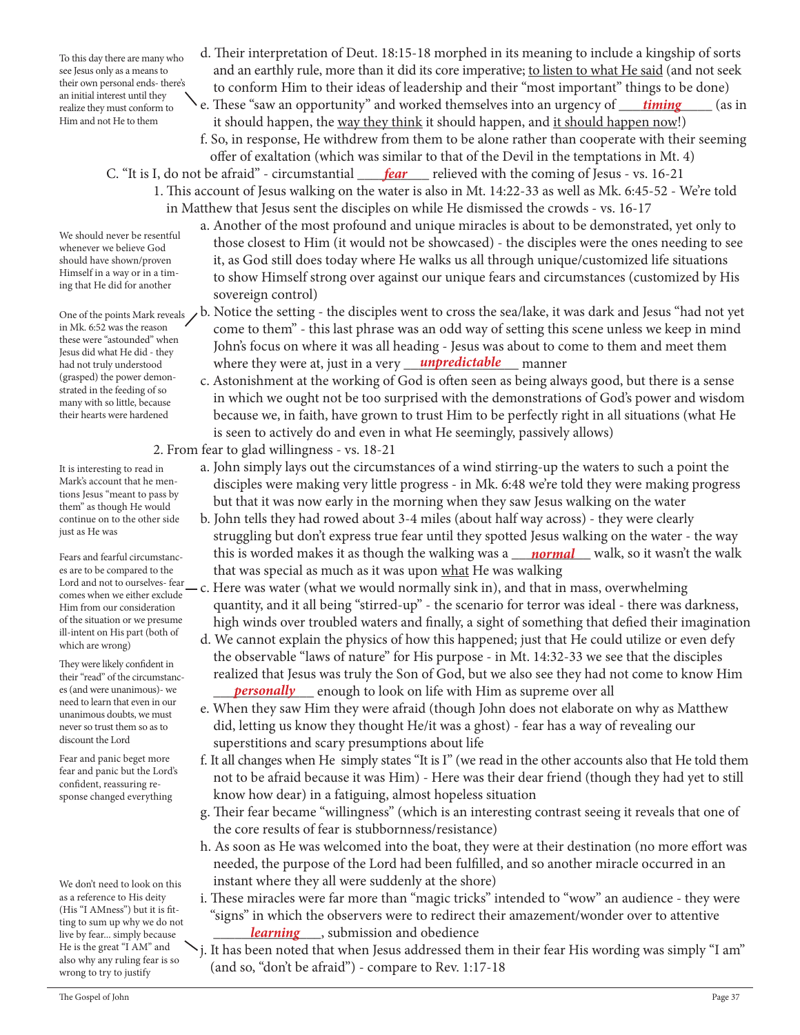d. Their interpretation of Deut. 18:15-18 morphed in its meaning to include a kingship of sorts and an earthly rule, more than it did its core imperative; to listen to what He said (and not seek to conform Him to their ideas of leadership and their "most important" things to be done)

> To this day there are many who see Jesus only as a means to their own personal ends- there's an initial interest until they realize they must conform to Him and not He to them

e. These "saw an opportunity" and worked themselves into an urgency of ___*timing*___ (as in it should happen, the way they think it should happen, and it should happen now!)

f. So, in response, He withdrew from them to be alone rather than cooperate with their seeming offer of exaltation (which was similar to that of the Devil in the temptations in Mt. 4)

C. "It is I, do not be afraid" - circumstantial ___*fear*___ relieved with the coming of Jesus - vs. 16-21

1. This account of Jesus walking on the water is also in Mt. 14:22-33 as well as Mk. 6:45-52 - We're told in Matthew that Jesus sent the disciples on while He dismissed the crowds - vs. 16-17

a. Another of the most profound and unique miracles is about to be demonstrated, yet only to those closest to Him (it would not be showcased) - the disciples were the ones needing to see it, as God still does today where He walks us all through unique/customized life situations to show Himself strong over against our unique fears and circumstances (customized by His sovereign control)

> We should never be resentful whenever we believe God should have shown/proven Himself in a way or in a timing that He did for another

b. Notice the setting - the disciples went to cross the sea/lake, it was dark and Jesus "had not yet come to them" - this last phrase was an odd way of setting this scene unless we keep in mind John's focus on where it was all heading - Jesus was about to come to them and meet them where they were at, just in a very ___*unpredictable*___ manner

> One of the points Mark reveals in Mk. 6:52 was the reason these were "astounded" when Jesus did what He did - they had not truly understood (grasped) the power demonstrated in the feeding of so many with so little, because their hearts were hardened

c. Astonishment at the working of God is often seen as being always good, but there is a sense in which we ought not be too surprised with the demonstrations of God's power and wisdom because we, in faith, have grown to trust Him to be perfectly right in all situations (what He is seen to actively do and even in what He seemingly, passively allows)

2. From fear to glad willingness - vs. 18-21

a. John simply lays out the circumstances of a wind stirring-up the waters to such a point the disciples were making very little progress - in Mk. 6:48 we're told they were making progress but that it was now early in the morning when they saw Jesus walking on the water

> It is interesting to read in Mark's account that he mentions Jesus "meant to pass by them" as though He would continue on to the other side just as He was

b. John tells they had rowed about 3-4 miles (about half way across) - they were clearly struggling but don't express true fear until they spotted Jesus walking on the water - the way this is worded makes it as though the walking was a ___*normal*___ walk, so it wasn't the walk that was special as much as it was upon what He was walking

> Fears and fearful circumstances are to be compared to the Lord and not to ourselves- fear comes when we either exclude Him from our consideration of the situation or we presume ill-intent on His part (both of which are wrong)

c. Here was water (what we would normally sink in), and that in mass, overwhelming quantity, and it all being "stirred-up" - the scenario for terror was ideal - there was darkness, high winds over troubled waters and finally, a sight of something that defied their imagination

d. We cannot explain the physics of how this happened; just that He could utilize or even defy the observable "laws of nature" for His purpose - in Mt. 14:32-33 we see that the disciples realized that Jesus was truly the Son of God, but we also see they had not come to know Him ___*personally*___ enough to look on life with Him as supreme over all

> They were likely confident in their "read" of the circumstances (and were unanimous)- we need to learn that even in our unanimous doubts, we must never so trust them so as to discount the Lord

e. When they saw Him they were afraid (though John does not elaborate on why as Matthew did, letting us know they thought He/it was a ghost) - fear has a way of revealing our superstitions and scary presumptions about life

f. It all changes when He simply states "It is I" (we read in the other accounts also that He told them not to be afraid because it was Him) - Here was their dear friend (though they had yet to still know how dear) in a fatiguing, almost hopeless situation

> Fear and panic beget more fear and panic but the Lord's confident, reassuring response changed everything

g. Their fear became "willingness" (which is an interesting contrast seeing it reveals that one of the core results of fear is stubbornness/resistance)

h. As soon as He was welcomed into the boat, they were at their destination (no more effort was needed, the purpose of the Lord had been fulfilled, and so another miracle occurred in an instant where they all were suddenly at the shore)

i. These miracles were far more than "magic tricks" intended to "wow" an audience - they were "signs" in which the observers were to redirect their amazement/wonder over to attentive ___*learning*___, submission and obedience

j. It has been noted that when Jesus addressed them in their fear His wording was simply "I am" (and so, "don't be afraid") - compare to Rev. 1:17-18

> We don't need to look on this as a reference to His deity (His "I AMness") but it is fitting to sum up why we do not live by fear... simply because He is the great "I AM" and also why any ruling fear is so wrong to try to justify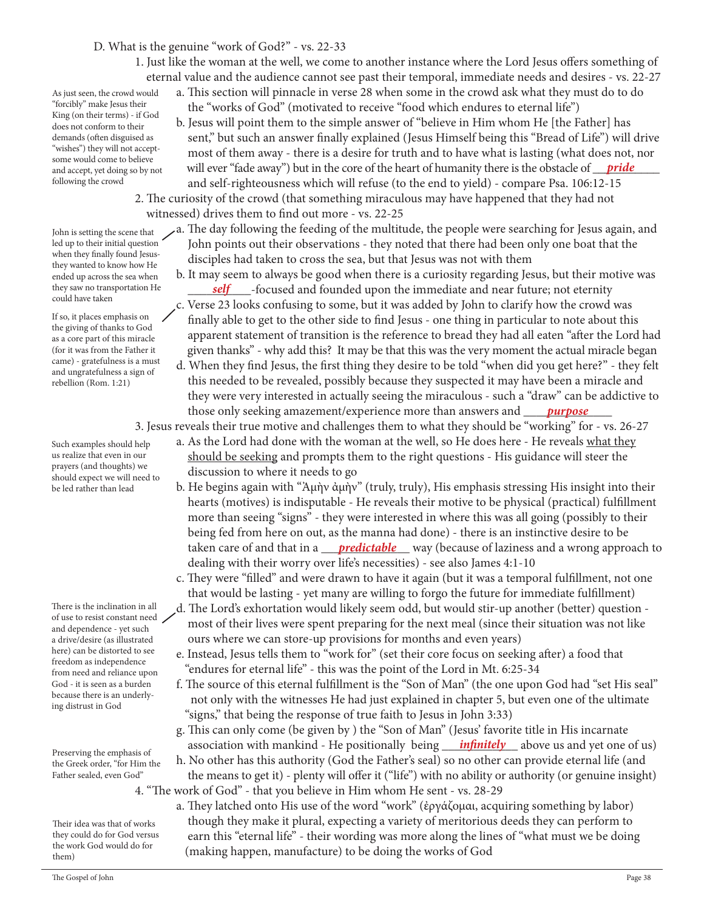D. What is the genuine "work of God?" - vs. 22-33

1. Just like the woman at the well, we come to another instance where the Lord Jesus offers something of eternal value and the audience cannot see past their temporal, immediate needs and desires - vs. 22-27

   a. This section will pinnacle in verse 28 when some in the crowd ask what they must do to do the "works of God" (motivated to receive "food which endures to eternal life")

   b. Jesus will point them to the simple answer of "believe in Him whom He [the Father] has sent," but such an answer finally explained (Jesus Himself being this "Bread of Life") will drive most of them away - there is a desire for truth and to have what is lasting (what does not, nor will ever "fade away") but in the core of the heart of humanity there is the obstacle of ___*pride*___ and self-righteousness which will refuse (to the end to yield) - compare Psa. 106:12-15

> As just seen, the crowd would "forcibly" make Jesus their King (on their terms) - if God does not conform to their demands (often disguised as "wishes") they will not accept- some would come to believe and accept, yet doing so by not following the crowd

2. The curiosity of the crowd (that something miraculous may have happened that they had not witnessed) drives them to find out more - vs. 22-25

   a. The day following the feeding of the multitude, the people were searching for Jesus again, and John points out their observations - they noted that there had been only one boat that the disciples had taken to cross the sea, but that Jesus was not with them

   b. It may seem to always be good when there is a curiosity regarding Jesus, but their motive was ___*self*___-focused and founded upon the immediate and near future; not eternity

   c. Verse 23 looks confusing to some, but it was added by John to clarify how the crowd was finally able to get to the other side to find Jesus - one thing in particular to note about this apparent statement of transition is the reference to bread they had all eaten "after the Lord had given thanks" - why add this? It may be that this was the very moment the actual miracle began

   d. When they find Jesus, the first thing they desire to be told "when did you get here?" - they felt this needed to be revealed, possibly because they suspected it may have been a miracle and they were very interested in actually seeing the miraculous - such a "draw" can be addictive to those only seeking amazement/experience more than answers and ___*purpose*___

> John is setting the scene that led up to their initial question when they finally found Jesus- they wanted to know how He ended up across the sea when they saw no transportation He could have taken

> If so, it places emphasis on the giving of thanks to God as a core part of this miracle (for it was from the Father it came) - gratefulness is a must and ungratefulness a sign of rebellion (Rom. 1:21)

3. Jesus reveals their true motive and challenges them to what they should be "working" for - vs. 26-27

   a. As the Lord had done with the woman at the well, so He does here - He reveals what they should be seeking and prompts them to the right questions - His guidance will steer the discussion to where it needs to go

   b. He begins again with "Ἀμὴν ἀμὴν" (truly, truly), His emphasis stressing His insight into their hearts (motives) is indisputable - He reveals their motive to be physical (practical) fulfillment more than seeing "signs" - they were interested in where this was all going (possibly to their being fed from here on out, as the manna had done) - there is an instinctive desire to be taken care of and that in a ___*predictable*___ way (because of laziness and a wrong approach to dealing with their worry over life's necessities) - see also James 4:1-10

   c. They were "filled" and were drawn to have it again (but it was a temporal fulfillment, not one that would be lasting - yet many are willing to forgo the future for immediate fulfillment)

   d. The Lord's exhortation would likely seem odd, but would stir-up another (better) question - most of their lives were spent preparing for the next meal (since their situation was not like ours where we can store-up provisions for months and even years)

   e. Instead, Jesus tells them to "work for" (set their core focus on seeking after) a food that "endures for eternal life" - this was the point of the Lord in Mt. 6:25-34

   f. The source of this eternal fulfillment is the "Son of Man" (the one upon God had "set His seal" not only with the witnesses He had just explained in chapter 5, but even one of the ultimate "signs," that being the response of true faith to Jesus in John 3:33)

   g. This can only come (be given by ) the "Son of Man" (Jesus' favorite title in His incarnate association with mankind - He positionally being ___*infinitely*___ above us and yet one of us)

   h. No other has this authority (God the Father's seal) so no other can provide eternal life (and the means to get it) - plenty will offer it ("life") with no ability or authority (or genuine insight)

> Such examples should help us realize that even in our prayers (and thoughts) we should expect we will need to be led rather than lead

> There is the inclination in all of use to resist constant need and dependence - yet such a drive/desire (as illustrated here) can be distorted to see freedom as independence from need and reliance upon God - it is seen as a burden because there is an underlying distrust in God

> Preserving the emphasis of the Greek order, "for Him the Father sealed, even God"

4. "The work of God" - that you believe in Him whom He sent - vs. 28-29

   a. They latched onto His use of the word "work" (ἐργάζομαι, acquiring something by labor) though they make it plural, expecting a variety of meritorious deeds they can perform to earn this "eternal life" - their wording was more along the lines of "what must we be doing (making happen, manufacture) to be doing the works of God

> Their idea was that of works they could do for God versus the work God would do for them)